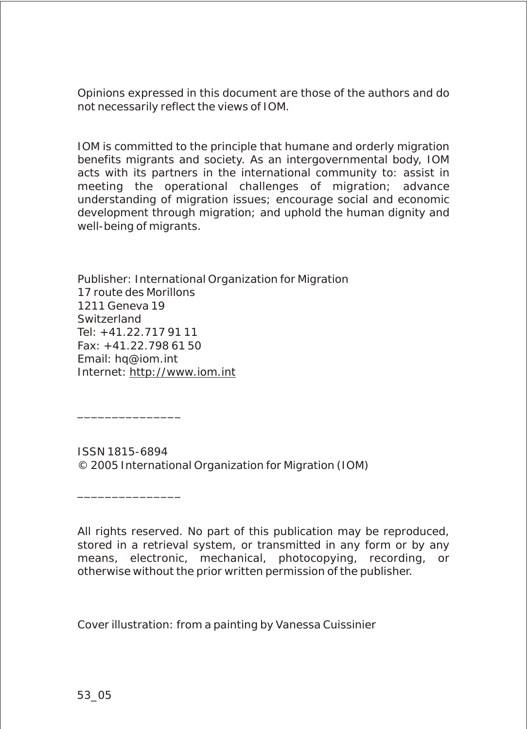Opinions expressed in this document are those of the authors and do not necessarily reflect the views of IOM.

IOM is committed to the principle that humane and orderly migration benefits migrants and society. As an intergovernmental body, IOM acts with its partners in the international community to: assist in meeting the operational challenges of migration; advance understanding of migration issues; encourage social and economic development through migration; and uphold the human dignity and well-being of migrants.

Publisher: International Organization for Migration
17 route des Morillons
1211 Geneva 19
Switzerland
Tel: +41.22.717 91 11
Fax: +41.22.798 61 50
Email: hq@iom.int
Internet: http://www.iom.int

_______________

ISSN 1815-6894
© 2005 International Organization for Migration (IOM)

_______________

All rights reserved. No part of this publication may be reproduced, stored in a retrieval system, or transmitted in any form or by any means, electronic, mechanical, photocopying, recording, or otherwise without the prior written permission of the publisher.

Cover illustration: from a painting by Vanessa Cuissinier

53_05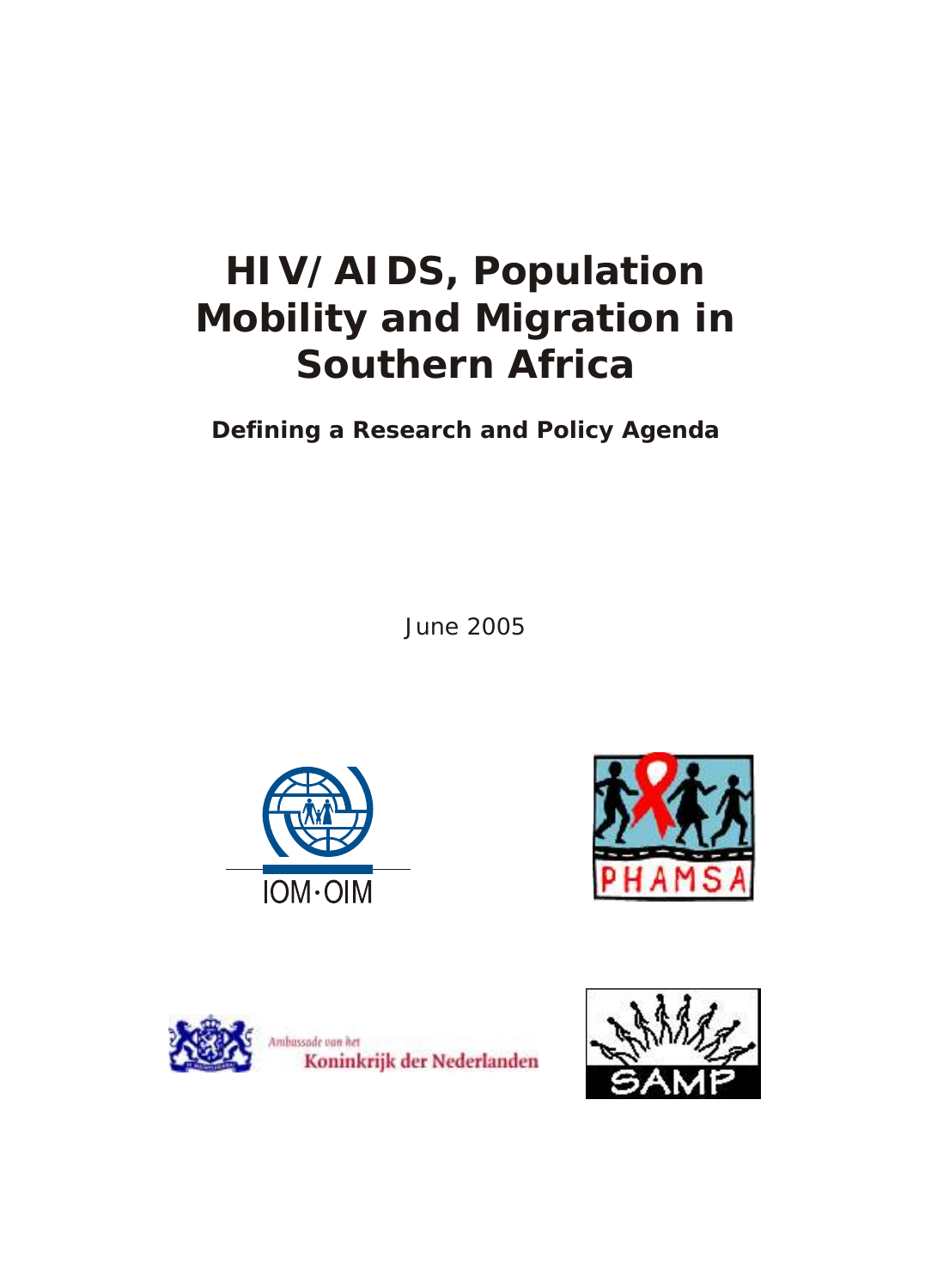# HIV/AIDS, Population Mobility and Migration in Southern Africa

## Defining a Research and Policy Agenda

June 2005

IOM·OIM

PHAMSA

Ambassade van het Koninkrijk der Nederlanden

SAMP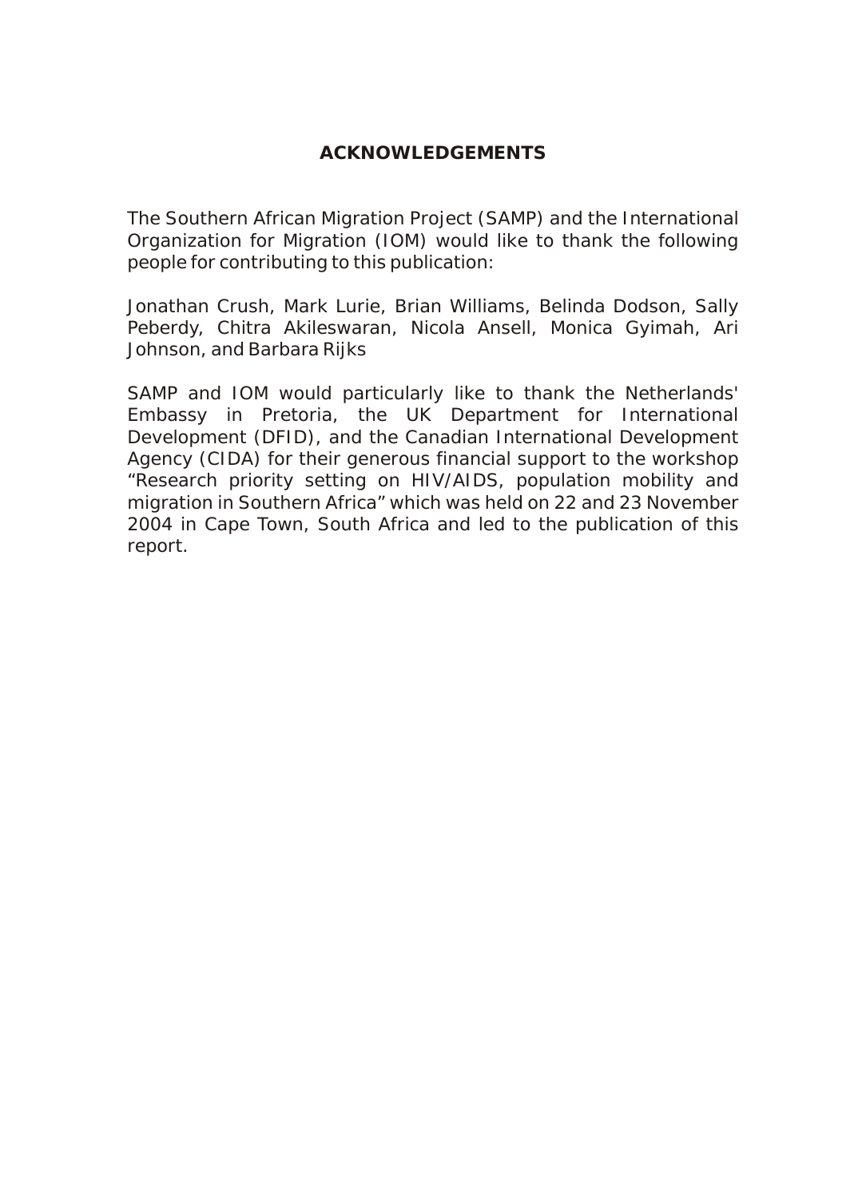# ACKNOWLEDGEMENTS

The Southern African Migration Project (SAMP) and the International Organization for Migration (IOM) would like to thank the following people for contributing to this publication:

Jonathan Crush, Mark Lurie, Brian Williams, Belinda Dodson, Sally Peberdy, Chitra Akileswaran, Nicola Ansell, Monica Gyimah, Ari Johnson, and Barbara Rijks

SAMP and IOM would particularly like to thank the Netherlands' Embassy in Pretoria, the UK Department for International Development (DFID), and the Canadian International Development Agency (CIDA) for their generous financial support to the workshop "Research priority setting on HIV/AIDS, population mobility and migration in Southern Africa" which was held on 22 and 23 November 2004 in Cape Town, South Africa and led to the publication of this report.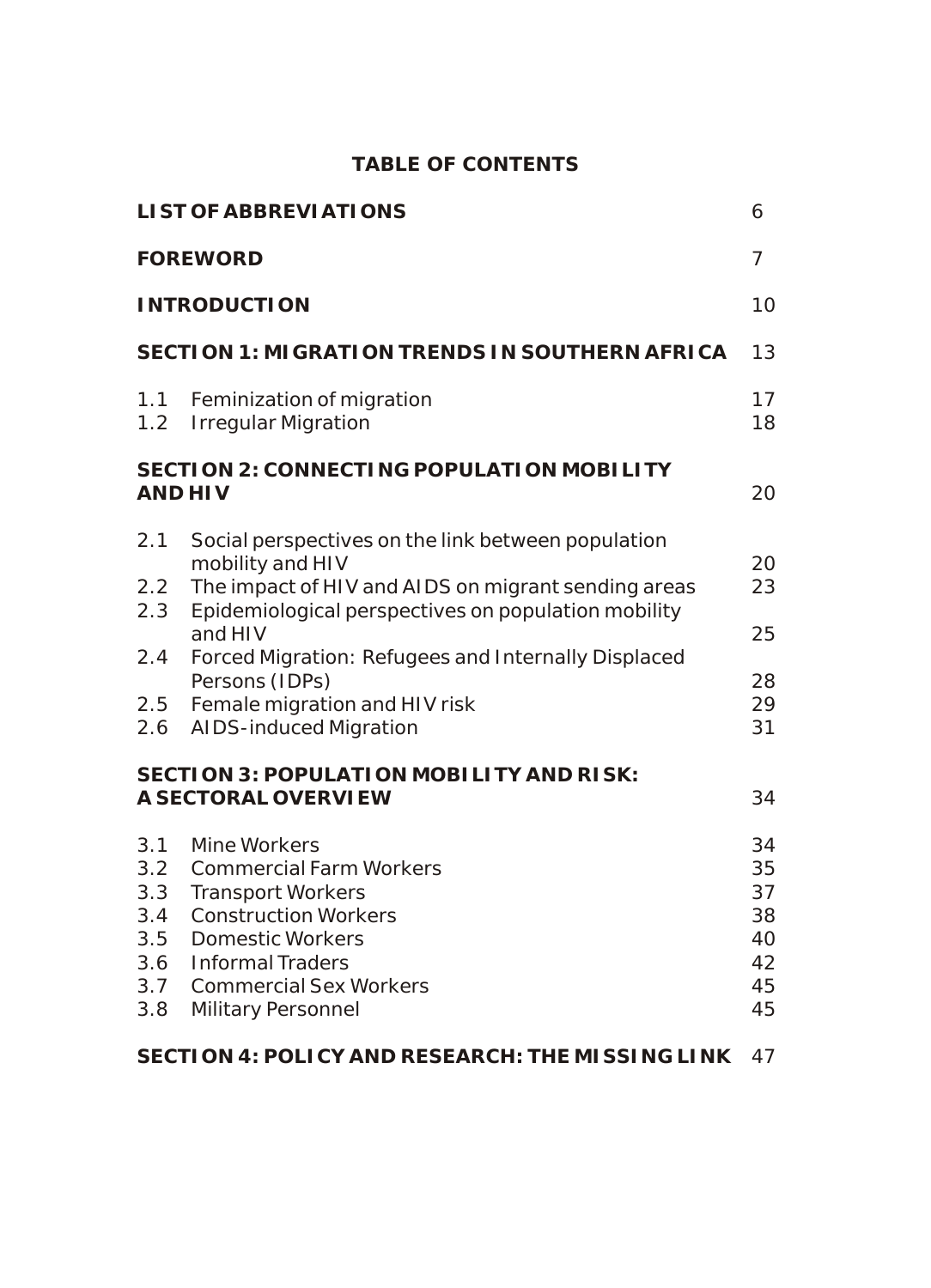# TABLE OF CONTENTS

| | | |
|---|---|---|
| **LIST OF ABBREVIATIONS** | | 6 |
| **FOREWORD** | | 7 |
| **INTRODUCTION** | | 10 |
| **SECTION 1: MIGRATION TRENDS IN SOUTHERN AFRICA** | | 13 |
| 1.1 | Feminization of migration | 17 |
| 1.2 | Irregular Migration | 18 |
| **SECTION 2: CONNECTING POPULATION MOBILITY AND HIV** | | 20 |
| 2.1 | Social perspectives on the link between population mobility and HIV | 20 |
| 2.2 | The impact of HIV and AIDS on migrant sending areas | 23 |
| 2.3 | Epidemiological perspectives on population mobility and HIV | 25 |
| 2.4 | Forced Migration: Refugees and Internally Displaced Persons (IDPs) | 28 |
| 2.5 | Female migration and HIV risk | 29 |
| 2.6 | AIDS-induced Migration | 31 |
| **SECTION 3: POPULATION MOBILITY AND RISK: A SECTORAL OVERVIEW** | | 34 |
| 3.1 | Mine Workers | 34 |
| 3.2 | Commercial Farm Workers | 35 |
| 3.3 | Transport Workers | 37 |
| 3.4 | Construction Workers | 38 |
| 3.5 | Domestic Workers | 40 |
| 3.6 | Informal Traders | 42 |
| 3.7 | Commercial Sex Workers | 45 |
| 3.8 | Military Personnel | 45 |
| **SECTION 4: POLICY AND RESEARCH: THE MISSING LINK** | | 47 |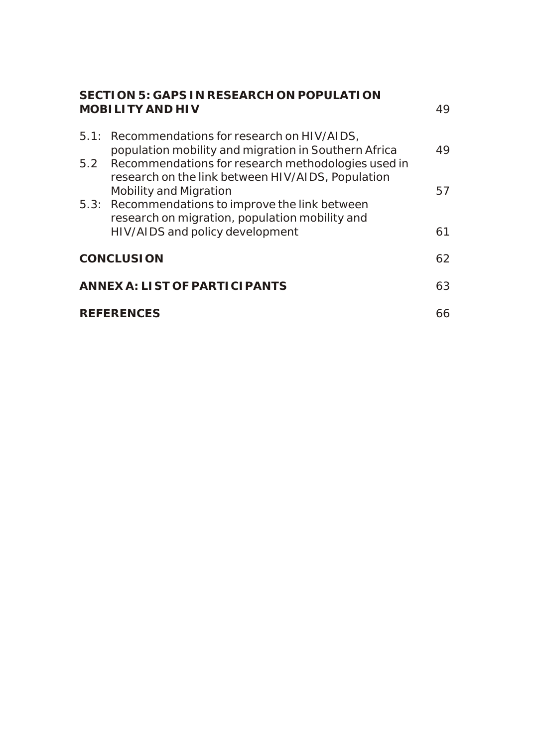| | | |
|---|---|---|
| **SECTION 5: GAPS IN RESEARCH ON POPULATION MOBILITY AND HIV** | | 49 |
| 5.1: | Recommendations for research on HIV/AIDS, population mobility and migration in Southern Africa | 49 |
| 5.2 | Recommendations for research methodologies used in research on the link between HIV/AIDS, Population Mobility and Migration | 57 |
| 5.3: | Recommendations to improve the link between research on migration, population mobility and HIV/AIDS and policy development | 61 |
| **CONCLUSION** | | 62 |
| **ANNEX A: LIST OF PARTICIPANTS** | | 63 |
| **REFERENCES** | | 66 |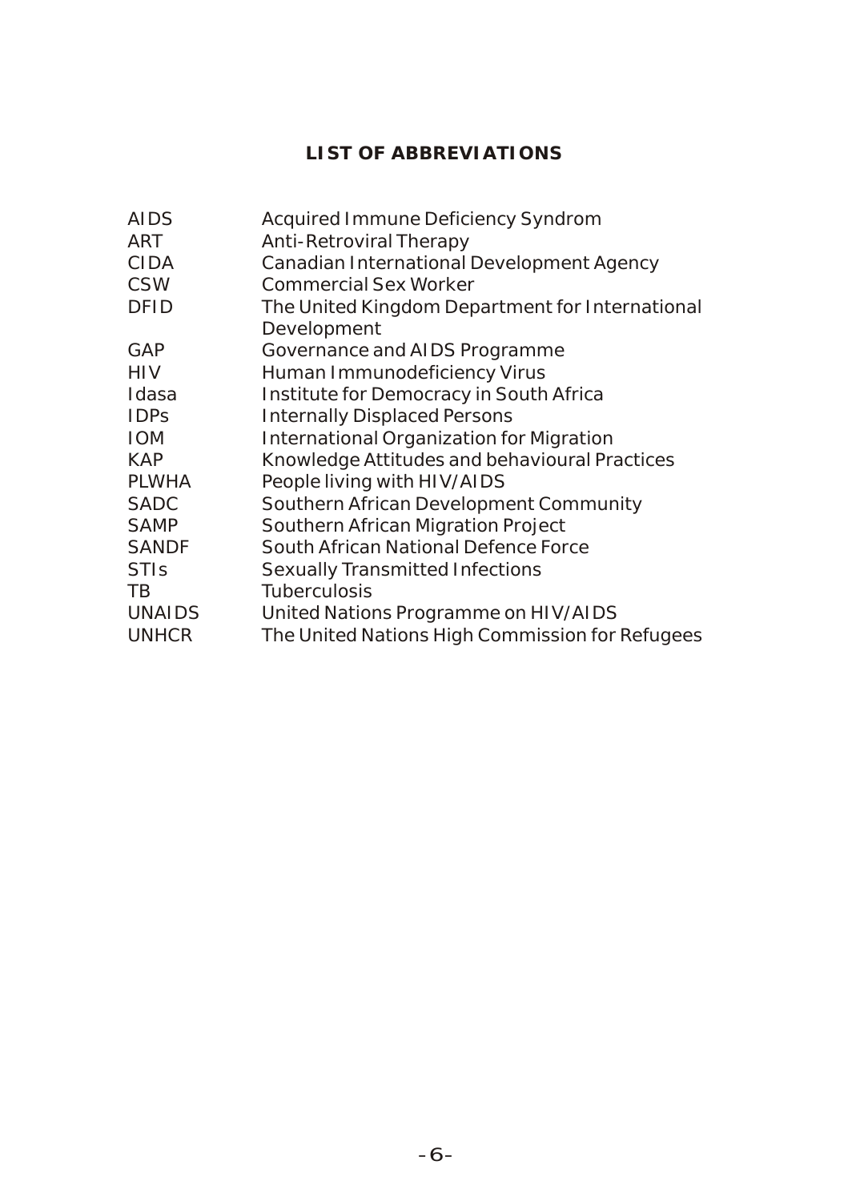## LIST OF ABBREVIATIONS

| | |
|---|---|
| AIDS | Acquired Immune Deficiency Syndrom |
| ART | Anti-Retroviral Therapy |
| CIDA | Canadian International Development Agency |
| CSW | Commercial Sex Worker |
| DFID | The United Kingdom Department for International Development |
| GAP | Governance and AIDS Programme |
| HIV | Human Immunodeficiency Virus |
| Idasa | Institute for Democracy in South Africa |
| IDPs | Internally Displaced Persons |
| IOM | International Organization for Migration |
| KAP | Knowledge Attitudes and behavioural Practices |
| PLWHA | People living with HIV/AIDS |
| SADC | Southern African Development Community |
| SAMP | Southern African Migration Project |
| SANDF | South African National Defence Force |
| STIs | Sexually Transmitted Infections |
| TB | Tuberculosis |
| UNAIDS | United Nations Programme on HIV/AIDS |
| UNHCR | The United Nations High Commission for Refugees |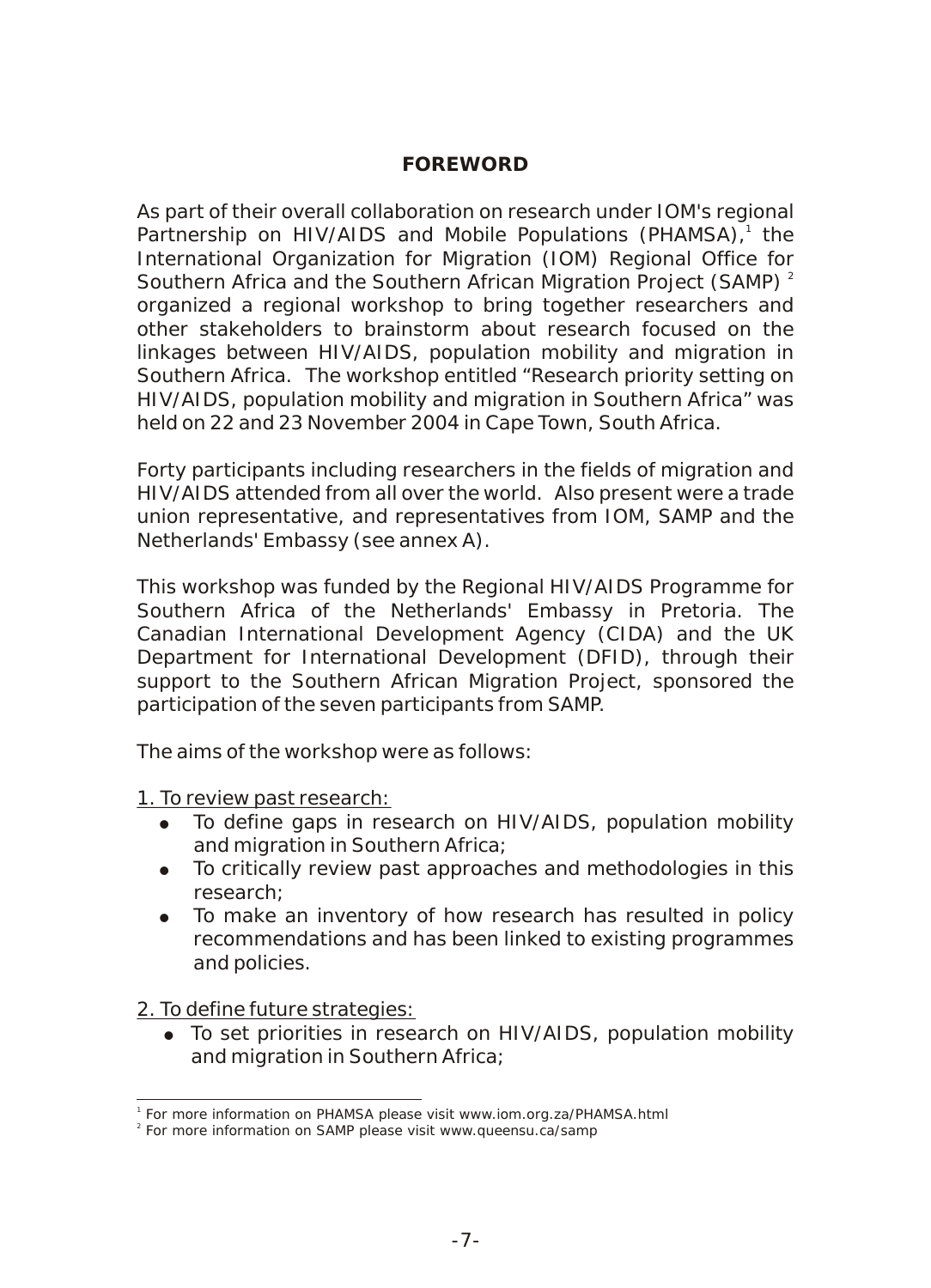## FOREWORD

As part of their overall collaboration on research under IOM's regional Partnership on HIV/AIDS and Mobile Populations (PHAMSA),[1] the International Organization for Migration (IOM) Regional Office for Southern Africa and the Southern African Migration Project (SAMP) [2] organized a regional workshop to bring together researchers and other stakeholders to brainstorm about research focused on the linkages between HIV/AIDS, population mobility and migration in Southern Africa. The workshop entitled "Research priority setting on HIV/AIDS, population mobility and migration in Southern Africa" was held on 22 and 23 November 2004 in Cape Town, South Africa.

Forty participants including researchers in the fields of migration and HIV/AIDS attended from all over the world. Also present were a trade union representative, and representatives from IOM, SAMP and the Netherlands' Embassy (see annex A).

This workshop was funded by the Regional HIV/AIDS Programme for Southern Africa of the Netherlands' Embassy in Pretoria. The Canadian International Development Agency (CIDA) and the UK Department for International Development (DFID), through their support to the Southern African Migration Project, sponsored the participation of the seven participants from SAMP.

The aims of the workshop were as follows:

1. To review past research:

- To define gaps in research on HIV/AIDS, population mobility and migration in Southern Africa;
- To critically review past approaches and methodologies in this research;
- To make an inventory of how research has resulted in policy recommendations and has been linked to existing programmes and policies.

2. To define future strategies:

- To set priorities in research on HIV/AIDS, population mobility and migration in Southern Africa;

---

[1] For more information on PHAMSA please visit www.iom.org.za/PHAMSA.html

[2] For more information on SAMP please visit www.queensu.ca/samp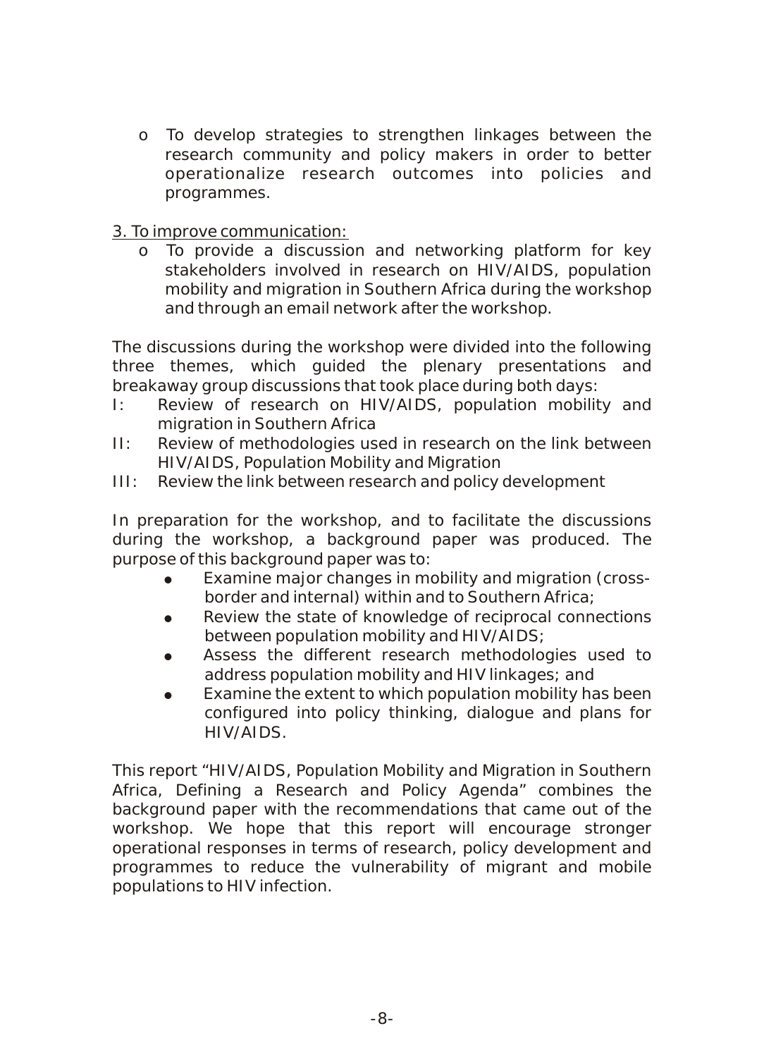- To develop strategies to strengthen linkages between the research community and policy makers in order to better operationalize research outcomes into policies and programmes.

3. To improve communication:

- To provide a discussion and networking platform for key stakeholders involved in research on HIV/AIDS, population mobility and migration in Southern Africa during the workshop and through an email network after the workshop.

The discussions during the workshop were divided into the following three themes, which guided the plenary presentations and breakaway group discussions that took place during both days:

I: Review of research on HIV/AIDS, population mobility and migration in Southern Africa

II: Review of methodologies used in research on the link between HIV/AIDS, Population Mobility and Migration

III: Review the link between research and policy development

In preparation for the workshop, and to facilitate the discussions during the workshop, a background paper was produced. The purpose of this background paper was to:

- Examine major changes in mobility and migration (cross-border and internal) within and to Southern Africa;
- Review the state of knowledge of reciprocal connections between population mobility and HIV/AIDS;
- Assess the different research methodologies used to address population mobility and HIV linkages; and
- Examine the extent to which population mobility has been configured into policy thinking, dialogue and plans for HIV/AIDS.

This report "HIV/AIDS, Population Mobility and Migration in Southern Africa, Defining a Research and Policy Agenda" combines the background paper with the recommendations that came out of the workshop. We hope that this report will encourage stronger operational responses in terms of research, policy development and programmes to reduce the vulnerability of migrant and mobile populations to HIV infection.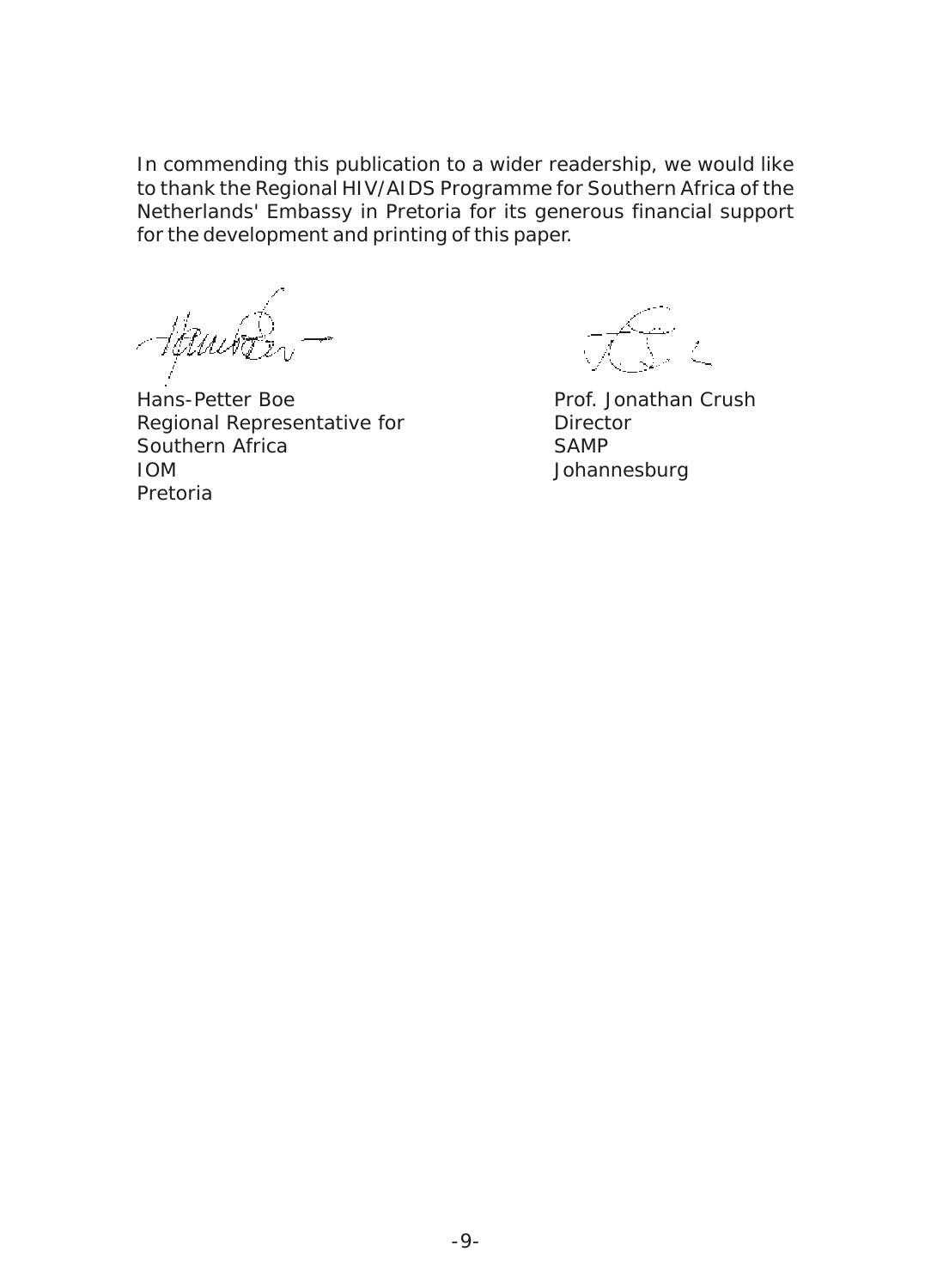In commending this publication to a wider readership, we would like to thank the Regional HIV/AIDS Programme for Southern Africa of the Netherlands' Embassy in Pretoria for its generous financial support for the development and printing of this paper.

Hans-Petter Boe
Regional Representative for
Southern Africa
IOM
Pretoria

Prof. Jonathan Crush
Director
SAMP
Johannesburg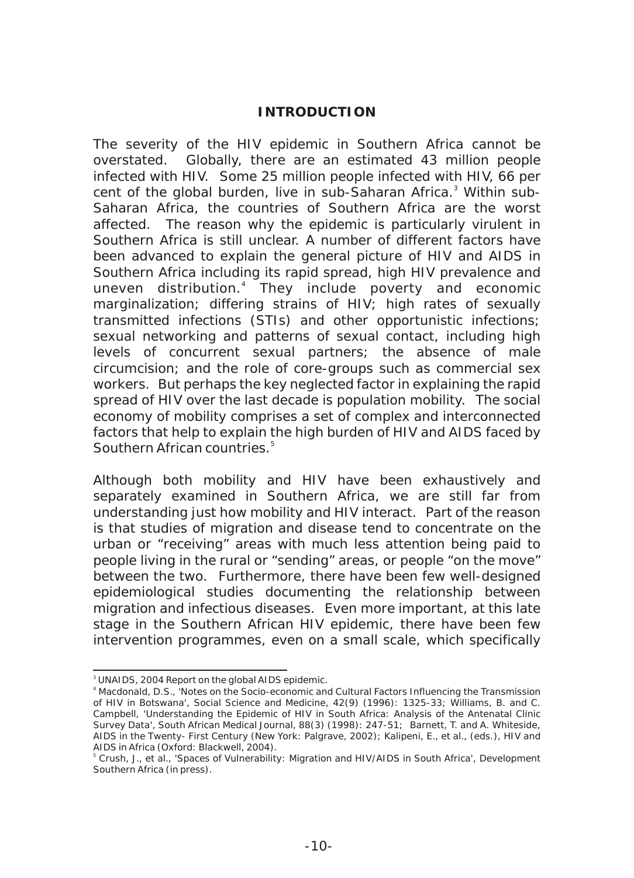## INTRODUCTION

The severity of the HIV epidemic in Southern Africa cannot be overstated. Globally, there are an estimated 43 million people infected with HIV. Some 25 million people infected with HIV, 66 per cent of the global burden, live in sub-Saharan Africa.[3] Within sub-Saharan Africa, the countries of Southern Africa are the worst affected. The reason why the epidemic is particularly virulent in Southern Africa is still unclear. A number of different factors have been advanced to explain the general picture of HIV and AIDS in Southern Africa including its rapid spread, high HIV prevalence and uneven distribution.[4] They include poverty and economic marginalization; differing strains of HIV; high rates of sexually transmitted infections (STIs) and other opportunistic infections; sexual networking and patterns of sexual contact, including high levels of concurrent sexual partners; the absence of male circumcision; and the role of core-groups such as commercial sex workers. But perhaps the key neglected factor in explaining the rapid spread of HIV over the last decade is population mobility. The social economy of mobility comprises a set of complex and interconnected factors that help to explain the high burden of HIV and AIDS faced by Southern African countries.[5]

Although both mobility and HIV have been exhaustively and separately examined in Southern Africa, we are still far from understanding just how mobility and HIV interact. Part of the reason is that studies of migration and disease tend to concentrate on the urban or "receiving" areas with much less attention being paid to people living in the rural or "sending" areas, or people "on the move" between the two. Furthermore, there have been few well-designed epidemiological studies documenting the relationship between migration and infectious diseases. Even more important, at this late stage in the Southern African HIV epidemic, there have been few intervention programmes, even on a small scale, which specifically

---

[3] UNAIDS, 2004 Report on the global AIDS epidemic.

[4] Macdonald, D.S., 'Notes on the Socio-economic and Cultural Factors Influencing the Transmission of HIV in Botswana', Social Science and Medicine, 42(9) (1996): 1325-33; Williams, B. and C. Campbell, 'Understanding the Epidemic of HIV in South Africa: Analysis of the Antenatal Clinic Survey Data', South African Medical Journal, 88(3) (1998): 247-51; Barnett, T. and A. Whiteside, AIDS in the Twenty- First Century (New York: Palgrave, 2002); Kalipeni, E., et al., (eds.), HIV and AIDS in Africa (Oxford: Blackwell, 2004).

[5] Crush, J., et al., 'Spaces of Vulnerability: Migration and HIV/AIDS in South Africa', Development Southern Africa (in press).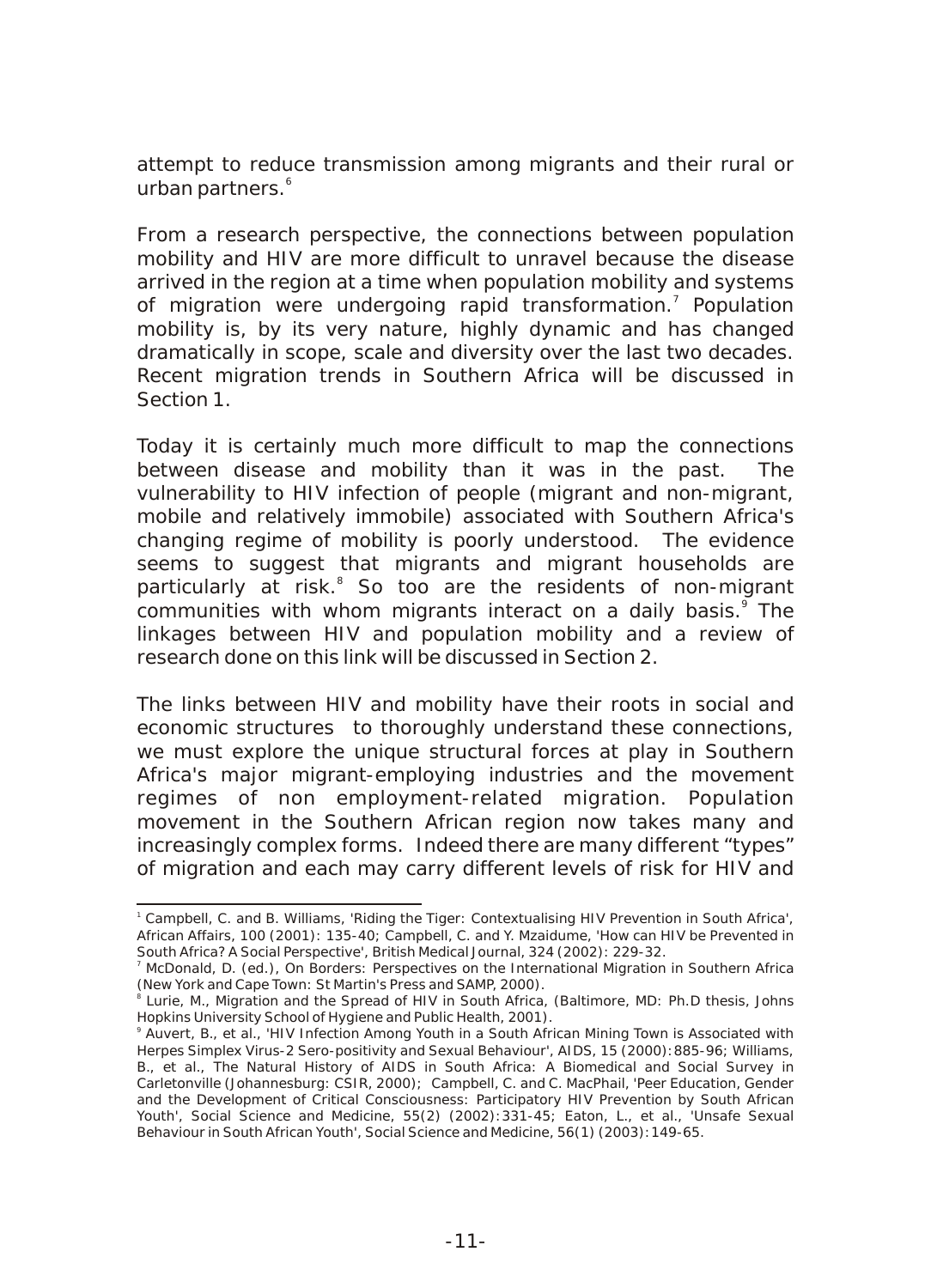attempt to reduce transmission among migrants and their rural or urban partners.[6]

From a research perspective, the connections between population mobility and HIV are more difficult to unravel because the disease arrived in the region at a time when population mobility and systems of migration were undergoing rapid transformation.[7] Population mobility is, by its very nature, highly dynamic and has changed dramatically in scope, scale and diversity over the last two decades. Recent migration trends in Southern Africa will be discussed in Section 1.

Today it is certainly much more difficult to map the connections between disease and mobility than it was in the past. The vulnerability to HIV infection of people (migrant and non-migrant, mobile and relatively immobile) associated with Southern Africa's changing regime of mobility is poorly understood. The evidence seems to suggest that migrants and migrant households are particularly at risk.[8] So too are the residents of non-migrant communities with whom migrants interact on a daily basis.[9] The linkages between HIV and population mobility and a review of research done on this link will be discussed in Section 2.

The links between HIV and mobility have their roots in social and economic structures to thoroughly understand these connections, we must explore the unique structural forces at play in Southern Africa's major migrant-employing industries and the movement regimes of non employment-related migration. Population movement in the Southern African region now takes many and increasingly complex forms. Indeed there are many different "types" of migration and each may carry different levels of risk for HIV and

---

[1] Campbell, C. and B. Williams, 'Riding the Tiger: Contextualising HIV Prevention in South Africa', African Affairs, 100 (2001): 135-40; Campbell, C. and Y. Mzaidume, 'How can HIV be Prevented in South Africa? A Social Perspective', British Medical Journal, 324 (2002): 229-32.

[7] McDonald, D. (ed.), On Borders: Perspectives on the International Migration in Southern Africa (New York and Cape Town: St Martin's Press and SAMP, 2000).

[8] Lurie, M., Migration and the Spread of HIV in South Africa, (Baltimore, MD: Ph.D thesis, Johns Hopkins University School of Hygiene and Public Health, 2001).

[9] Auvert, B., et al., 'HIV Infection Among Youth in a South African Mining Town is Associated with Herpes Simplex Virus-2 Sero-positivity and Sexual Behaviour', AIDS, 15 (2000):885-96; Williams, B., et al., The Natural History of AIDS in South Africa: A Biomedical and Social Survey in Carletonville (Johannesburg: CSIR, 2000); Campbell, C. and C. MacPhail, 'Peer Education, Gender and the Development of Critical Consciousness: Participatory HIV Prevention by South African Youth', Social Science and Medicine, 55(2) (2002):331-45; Eaton, L., et al., 'Unsafe Sexual Behaviour in South African Youth', Social Science and Medicine, 56(1) (2003):149-65.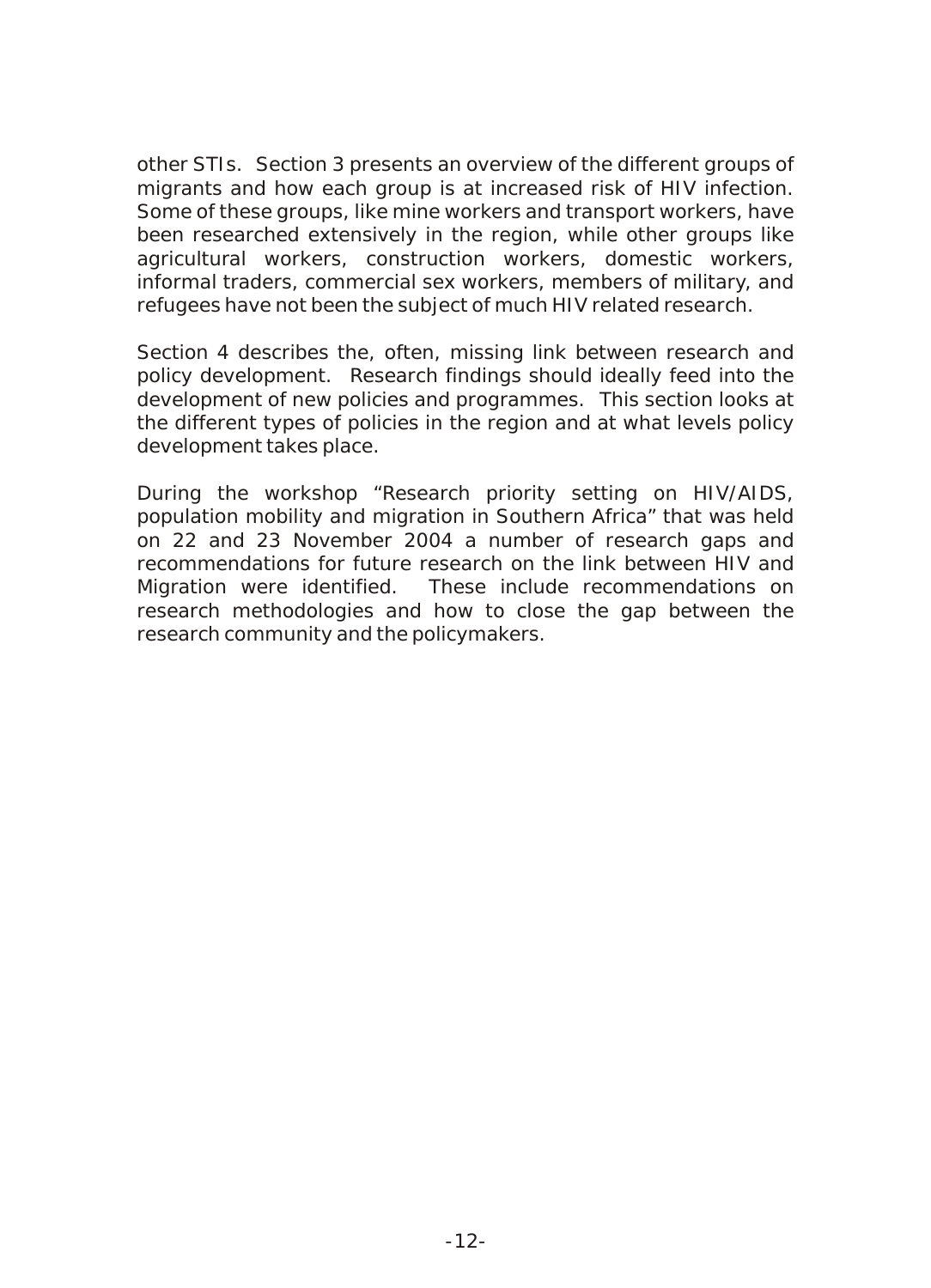other STIs. Section 3 presents an overview of the different groups of migrants and how each group is at increased risk of HIV infection. Some of these groups, like mine workers and transport workers, have been researched extensively in the region, while other groups like agricultural workers, construction workers, domestic workers, informal traders, commercial sex workers, members of military, and refugees have not been the subject of much HIV related research.

Section 4 describes the, often, missing link between research and policy development. Research findings should ideally feed into the development of new policies and programmes. This section looks at the different types of policies in the region and at what levels policy development takes place.

During the workshop "Research priority setting on HIV/AIDS, population mobility and migration in Southern Africa" that was held on 22 and 23 November 2004 a number of research gaps and recommendations for future research on the link between HIV and Migration were identified. These include recommendations on research methodologies and how to close the gap between the research community and the policymakers.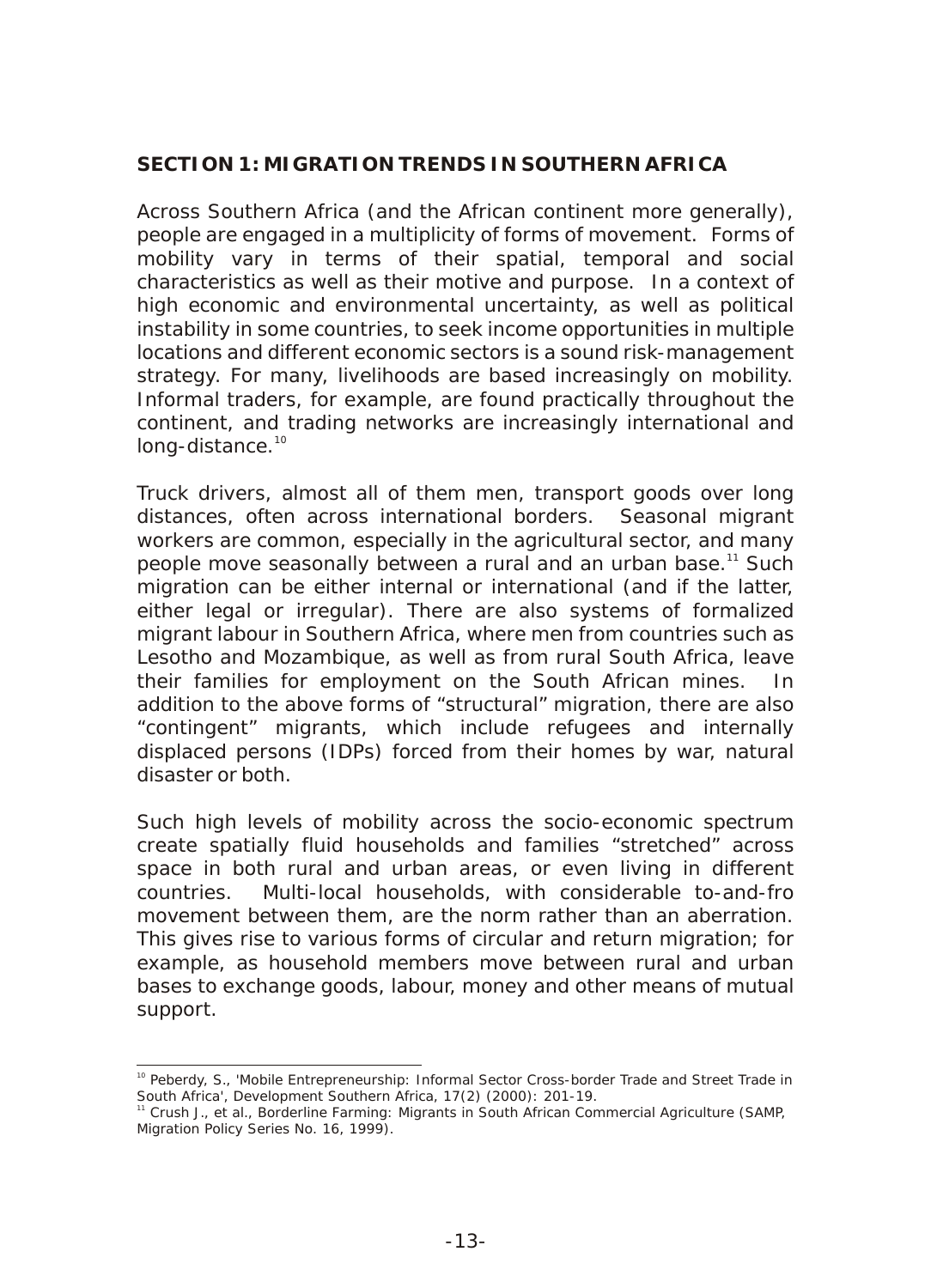## SECTION 1: MIGRATION TRENDS IN SOUTHERN AFRICA

Across Southern Africa (and the African continent more generally), people are engaged in a multiplicity of forms of movement. Forms of mobility vary in terms of their spatial, temporal and social characteristics as well as their motive and purpose. In a context of high economic and environmental uncertainty, as well as political instability in some countries, to seek income opportunities in multiple locations and different economic sectors is a sound risk-management strategy. For many, livelihoods are based increasingly on mobility. Informal traders, for example, are found practically throughout the continent, and trading networks are increasingly international and long-distance.[10]

Truck drivers, almost all of them men, transport goods over long distances, often across international borders. Seasonal migrant workers are common, especially in the agricultural sector, and many people move seasonally between a rural and an urban base.[11] Such migration can be either internal or international (and if the latter, either legal or irregular). There are also systems of formalized migrant labour in Southern Africa, where men from countries such as Lesotho and Mozambique, as well as from rural South Africa, leave their families for employment on the South African mines. In addition to the above forms of "structural" migration, there are also "contingent" migrants, which include refugees and internally displaced persons (IDPs) forced from their homes by war, natural disaster or both.

Such high levels of mobility across the socio-economic spectrum create spatially fluid households and families "stretched" across space in both rural and urban areas, or even living in different countries. Multi-local households, with considerable to-and-fro movement between them, are the norm rather than an aberration. This gives rise to various forms of circular and return migration; for example, as household members move between rural and urban bases to exchange goods, labour, money and other means of mutual support.

---

[10] Peberdy, S., 'Mobile Entrepreneurship: Informal Sector Cross-border Trade and Street Trade in South Africa', Development Southern Africa, 17(2) (2000): 201-19.

[11] Crush J., et al., Borderline Farming: Migrants in South African Commercial Agriculture (SAMP, Migration Policy Series No. 16, 1999).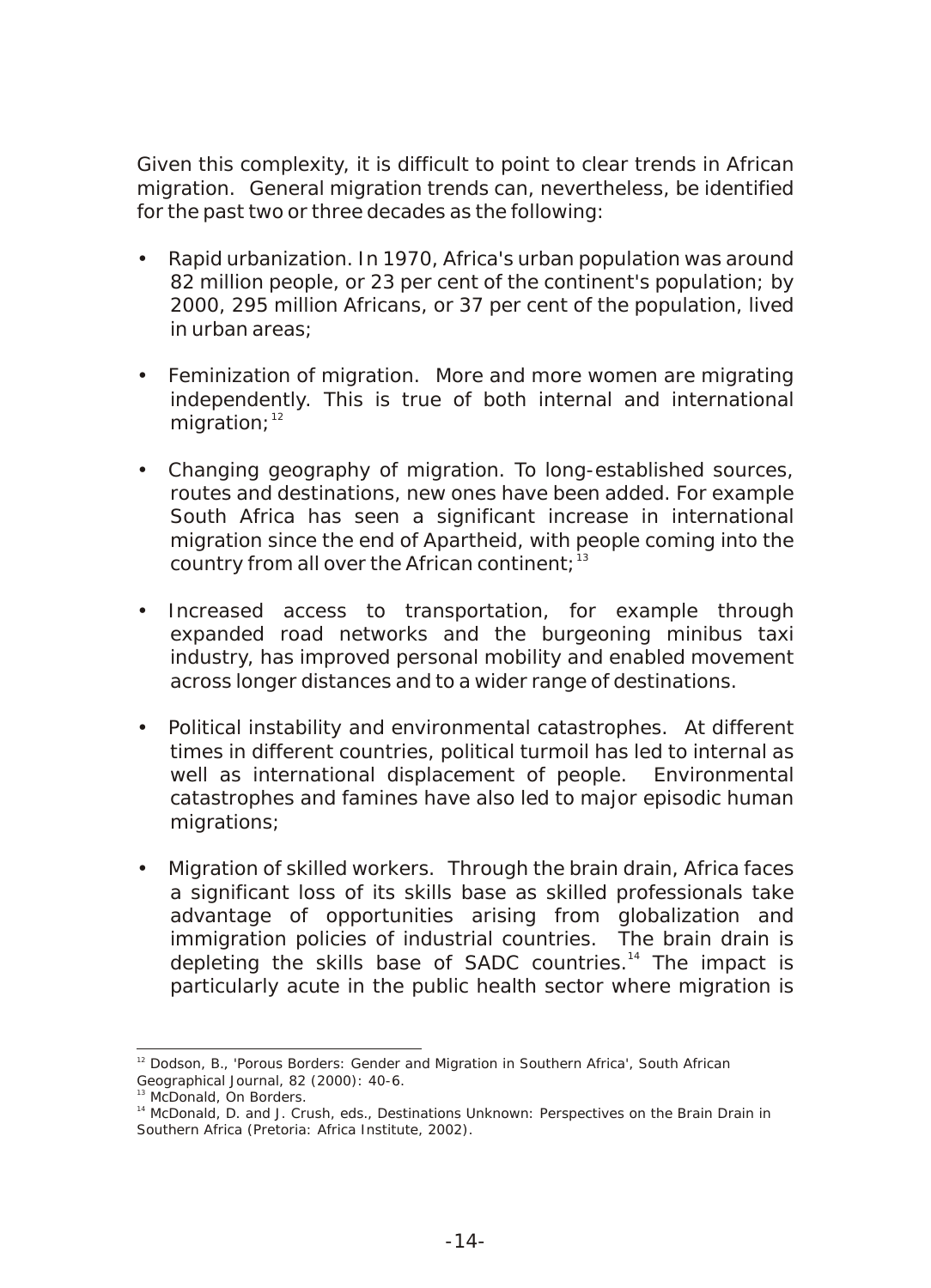Given this complexity, it is difficult to point to clear trends in African migration. General migration trends can, nevertheless, be identified for the past two or three decades as the following:

- Rapid urbanization. In 1970, Africa's urban population was around 82 million people, or 23 per cent of the continent's population; by 2000, 295 million Africans, or 37 per cent of the population, lived in urban areas;
- Feminization of migration. More and more women are migrating independently. This is true of both internal and international migration; [12]
- Changing geography of migration. To long-established sources, routes and destinations, new ones have been added. For example South Africa has seen a significant increase in international migration since the end of Apartheid, with people coming into the country from all over the African continent; [13]
- Increased access to transportation, for example through expanded road networks and the burgeoning minibus taxi industry, has improved personal mobility and enabled movement across longer distances and to a wider range of destinations.
- Political instability and environmental catastrophes. At different times in different countries, political turmoil has led to internal as well as international displacement of people. Environmental catastrophes and famines have also led to major episodic human migrations;
- Migration of skilled workers. Through the brain drain, Africa faces a significant loss of its skills base as skilled professionals take advantage of opportunities arising from globalization and immigration policies of industrial countries. The brain drain is depleting the skills base of SADC countries.[14] The impact is particularly acute in the public health sector where migration is

---

[12] Dodson, B., 'Porous Borders: Gender and Migration in Southern Africa', South African Geographical Journal, 82 (2000): 40-6.

[13] McDonald, On Borders.

[14] McDonald, D. and J. Crush, eds., Destinations Unknown: Perspectives on the Brain Drain in Southern Africa (Pretoria: Africa Institute, 2002).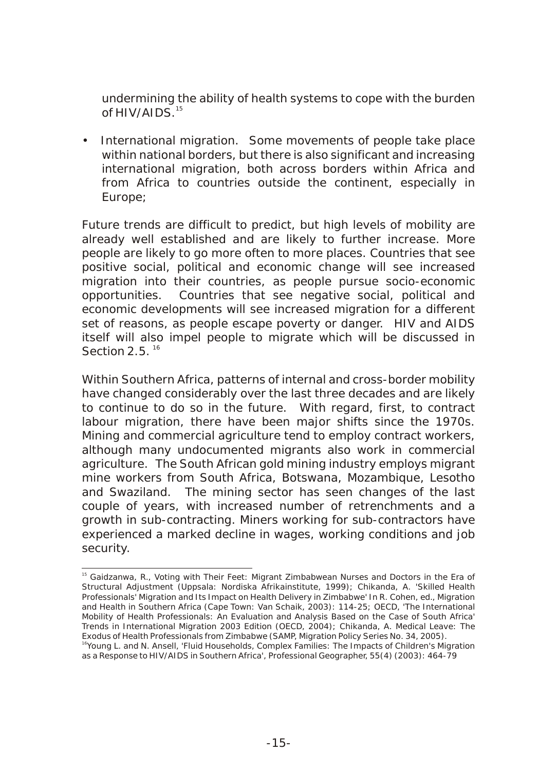undermining the ability of health systems to cope with the burden of HIV/AIDS.[15]

- International migration. Some movements of people take place within national borders, but there is also significant and increasing international migration, both across borders within Africa and from Africa to countries outside the continent, especially in Europe;

Future trends are difficult to predict, but high levels of mobility are already well established and are likely to further increase. More people are likely to go more often to more places. Countries that see positive social, political and economic change will see increased migration into their countries, as people pursue socio-economic opportunities. Countries that see negative social, political and economic developments will see increased migration for a different set of reasons, as people escape poverty or danger. HIV and AIDS itself will also impel people to migrate which will be discussed in Section 2.5. [16]

Within Southern Africa, patterns of internal and cross-border mobility have changed considerably over the last three decades and are likely to continue to do so in the future. With regard, first, to contract labour migration, there have been major shifts since the 1970s. Mining and commercial agriculture tend to employ contract workers, although many undocumented migrants also work in commercial agriculture. The South African gold mining industry employs migrant mine workers from South Africa, Botswana, Mozambique, Lesotho and Swaziland. The mining sector has seen changes of the last couple of years, with increased number of retrenchments and a growth in sub-contracting. Miners working for sub-contractors have experienced a marked decline in wages, working conditions and job security.

---

[15] Gaidzanwa, R., Voting with Their Feet: Migrant Zimbabwean Nurses and Doctors in the Era of Structural Adjustment (Uppsala: Nordiska Afrikainstitute, 1999); Chikanda, A. 'Skilled Health Professionals' Migration and Its Impact on Health Delivery in Zimbabwe' In R. Cohen, ed., Migration and Health in Southern Africa (Cape Town: Van Schaik, 2003): 114-25; OECD, 'The International Mobility of Health Professionals: An Evaluation and Analysis Based on the Case of South Africa' Trends in International Migration 2003 Edition (OECD, 2004); Chikanda, A. Medical Leave: The Exodus of Health Professionals from Zimbabwe (SAMP, Migration Policy Series No. 34, 2005).

[16] Young L. and N. Ansell, 'Fluid Households, Complex Families: The Impacts of Children's Migration as a Response to HIV/AIDS in Southern Africa', Professional Geographer, 55(4) (2003): 464-79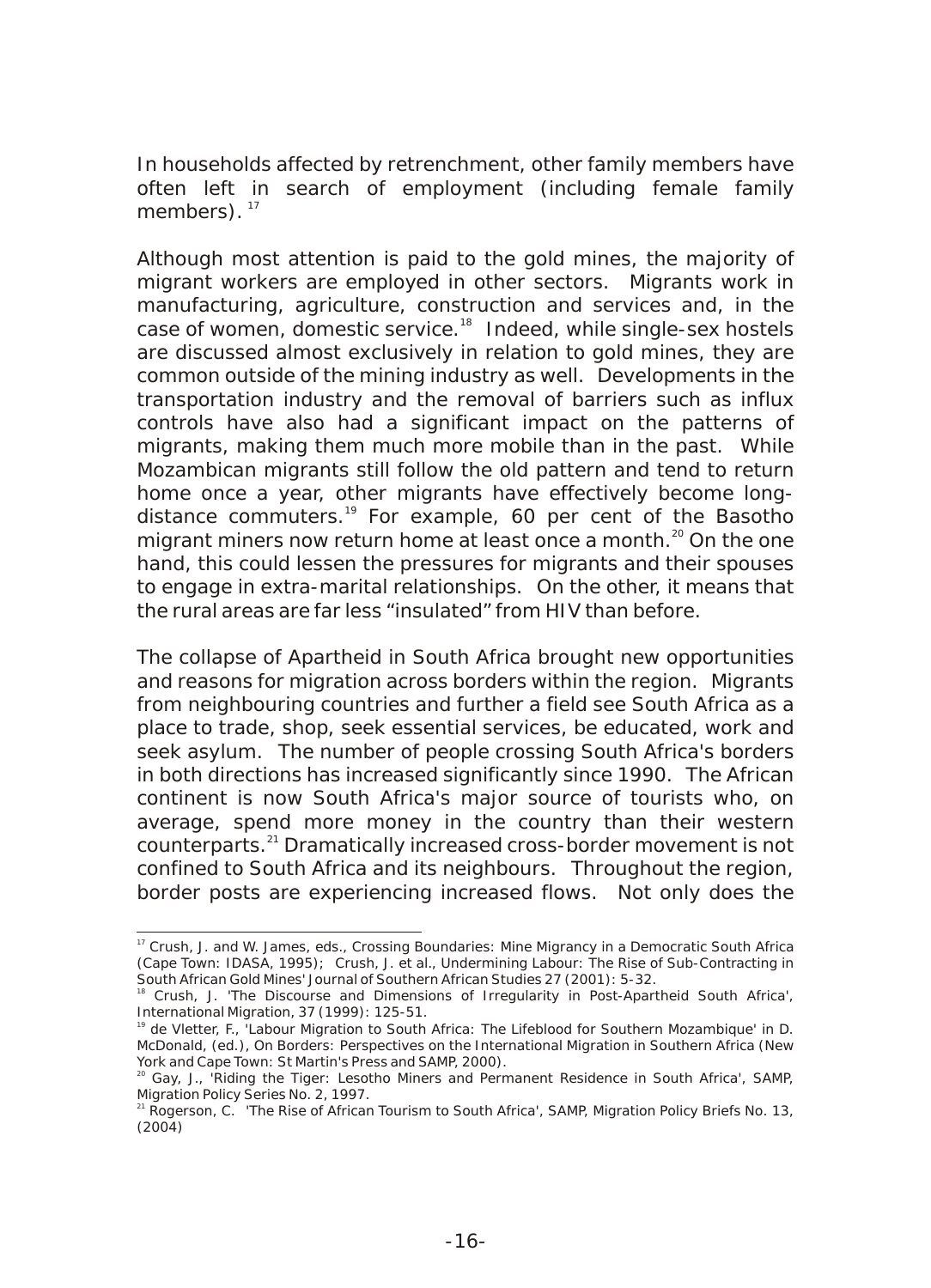In households affected by retrenchment, other family members have often left in search of employment (including female family members). [17]

Although most attention is paid to the gold mines, the majority of migrant workers are employed in other sectors. Migrants work in manufacturing, agriculture, construction and services and, in the case of women, domestic service.[18] Indeed, while single-sex hostels are discussed almost exclusively in relation to gold mines, they are common outside of the mining industry as well. Developments in the transportation industry and the removal of barriers such as influx controls have also had a significant impact on the patterns of migrants, making them much more mobile than in the past. While Mozambican migrants still follow the old pattern and tend to return home once a year, other migrants have effectively become long-distance commuters.[19] For example, 60 per cent of the Basotho migrant miners now return home at least once a month.[20] On the one hand, this could lessen the pressures for migrants and their spouses to engage in extra-marital relationships. On the other, it means that the rural areas are far less "insulated" from HIV than before.

The collapse of Apartheid in South Africa brought new opportunities and reasons for migration across borders within the region. Migrants from neighbouring countries and further a field see South Africa as a place to trade, shop, seek essential services, be educated, work and seek asylum. The number of people crossing South Africa's borders in both directions has increased significantly since 1990. The African continent is now South Africa's major source of tourists who, on average, spend more money in the country than their western counterparts.[21] Dramatically increased cross-border movement is not confined to South Africa and its neighbours. Throughout the region, border posts are experiencing increased flows. Not only does the

---

[17] Crush, J. and W. James, eds., Crossing Boundaries: Mine Migrancy in a Democratic South Africa (Cape Town: IDASA, 1995); Crush, J. et al., Undermining Labour: The Rise of Sub-Contracting in South African Gold Mines' Journal of Southern African Studies 27 (2001): 5-32.

[18] Crush, J. 'The Discourse and Dimensions of Irregularity in Post-Apartheid South Africa', International Migration, 37 (1999): 125-51.

[19] de Vletter, F., 'Labour Migration to South Africa: The Lifeblood for Southern Mozambique' in D. McDonald, (ed.), On Borders: Perspectives on the International Migration in Southern Africa (New York and Cape Town: St Martin's Press and SAMP, 2000).

[20] Gay, J., 'Riding the Tiger: Lesotho Miners and Permanent Residence in South Africa', SAMP, Migration Policy Series No. 2, 1997.

[21] Rogerson, C. 'The Rise of African Tourism to South Africa', SAMP, Migration Policy Briefs No. 13, (2004)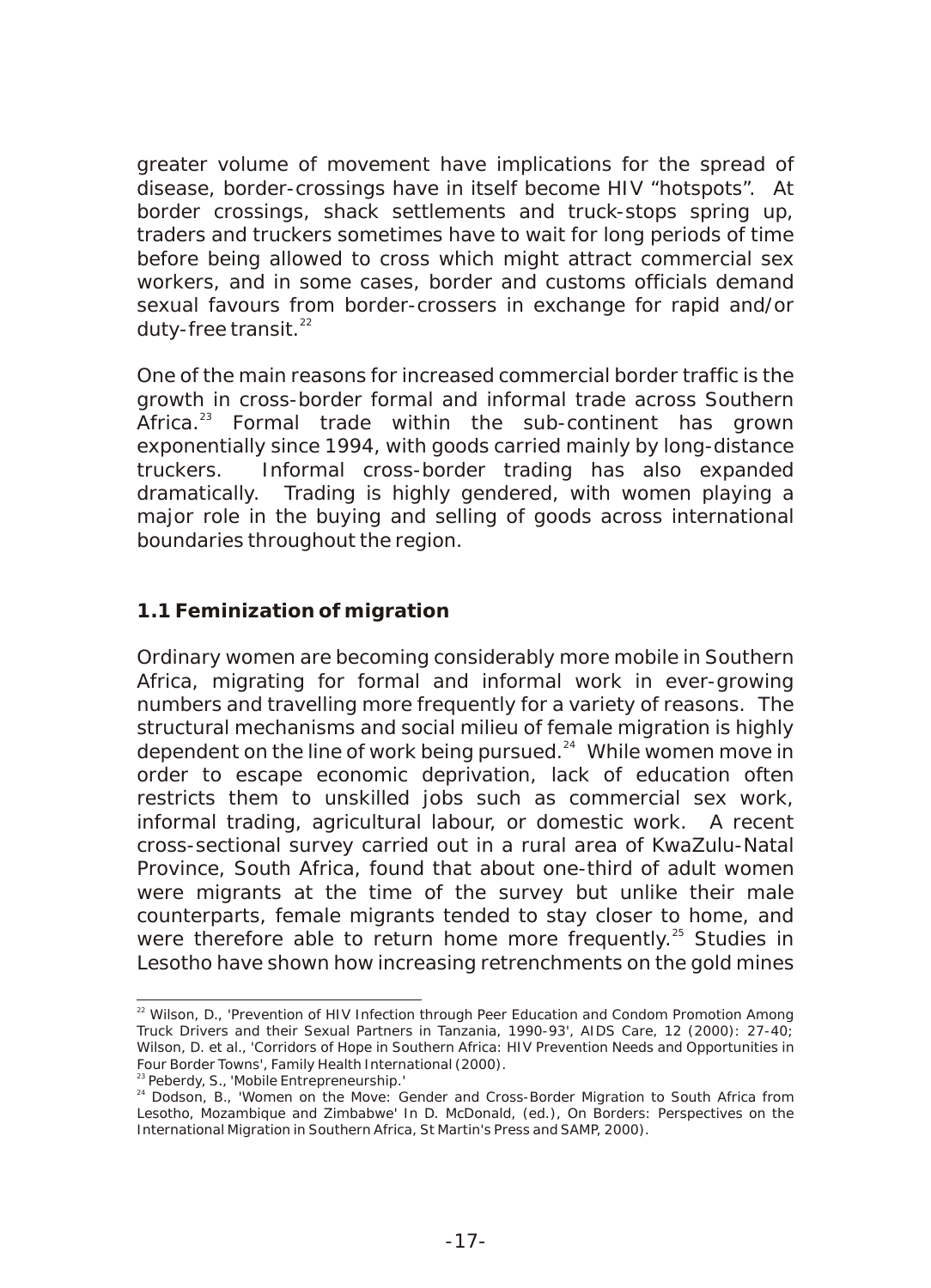greater volume of movement have implications for the spread of disease, border-crossings have in itself become HIV "hotspots". At border crossings, shack settlements and truck-stops spring up, traders and truckers sometimes have to wait for long periods of time before being allowed to cross which might attract commercial sex workers, and in some cases, border and customs officials demand sexual favours from border-crossers in exchange for rapid and/or duty-free transit.[22]

One of the main reasons for increased commercial border traffic is the growth in cross-border formal and informal trade across Southern Africa.[23] Formal trade within the sub-continent has grown exponentially since 1994, with goods carried mainly by long-distance truckers. Informal cross-border trading has also expanded dramatically. Trading is highly gendered, with women playing a major role in the buying and selling of goods across international boundaries throughout the region.

### 1.1 Feminization of migration

Ordinary women are becoming considerably more mobile in Southern Africa, migrating for formal and informal work in ever-growing numbers and travelling more frequently for a variety of reasons. The structural mechanisms and social milieu of female migration is highly dependent on the line of work being pursued.[24] While women move in order to escape economic deprivation, lack of education often restricts them to unskilled jobs such as commercial sex work, informal trading, agricultural labour, or domestic work. A recent cross-sectional survey carried out in a rural area of KwaZulu-Natal Province, South Africa, found that about one-third of adult women were migrants at the time of the survey but unlike their male counterparts, female migrants tended to stay closer to home, and were therefore able to return home more frequently.[25] Studies in Lesotho have shown how increasing retrenchments on the gold mines

---

[22] Wilson, D., 'Prevention of HIV Infection through Peer Education and Condom Promotion Among Truck Drivers and their Sexual Partners in Tanzania, 1990-93', AIDS Care, 12 (2000): 27-40; Wilson, D. et al., 'Corridors of Hope in Southern Africa: HIV Prevention Needs and Opportunities in Four Border Towns', Family Health International (2000).

[23] Peberdy, S., 'Mobile Entrepreneurship.'

[24] Dodson, B., 'Women on the Move: Gender and Cross-Border Migration to South Africa from Lesotho, Mozambique and Zimbabwe' In D. McDonald, (ed.), On Borders: Perspectives on the International Migration in Southern Africa, St Martin's Press and SAMP, 2000).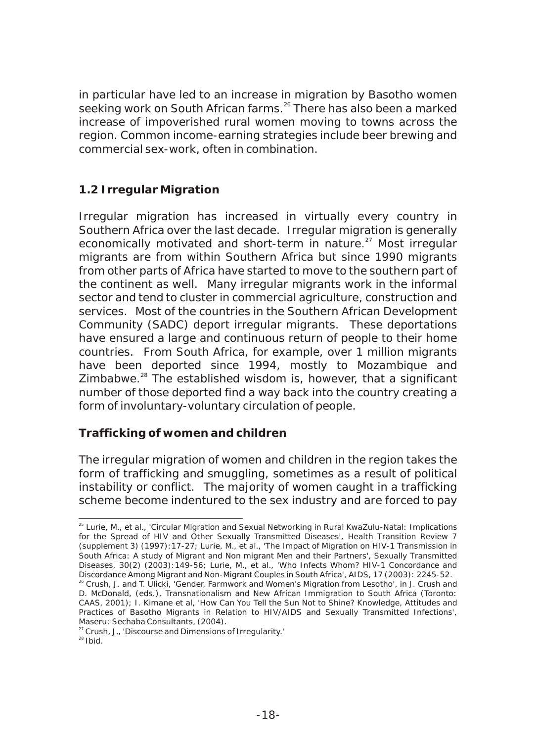in particular have led to an increase in migration by Basotho women seeking work on South African farms.[26] There has also been a marked increase of impoverished rural women moving to towns across the region. Common income-earning strategies include beer brewing and commercial sex-work, often in combination.

## 1.2 Irregular Migration

Irregular migration has increased in virtually every country in Southern Africa over the last decade. Irregular migration is generally economically motivated and short-term in nature.[27] Most irregular migrants are from within Southern Africa but since 1990 migrants from other parts of Africa have started to move to the southern part of the continent as well. Many irregular migrants work in the informal sector and tend to cluster in commercial agriculture, construction and services. Most of the countries in the Southern African Development Community (SADC) deport irregular migrants. These deportations have ensured a large and continuous return of people to their home countries. From South Africa, for example, over 1 million migrants have been deported since 1994, mostly to Mozambique and Zimbabwe.[28] The established wisdom is, however, that a significant number of those deported find a way back into the country creating a form of involuntary-voluntary circulation of people.

### Trafficking of women and children

The irregular migration of women and children in the region takes the form of trafficking and smuggling, sometimes as a result of political instability or conflict. The majority of women caught in a trafficking scheme become indentured to the sex industry and are forced to pay

---

[25] Lurie, M., et al., 'Circular Migration and Sexual Networking in Rural KwaZulu-Natal: Implications for the Spread of HIV and Other Sexually Transmitted Diseases', Health Transition Review 7 (supplement 3) (1997):17-27; Lurie, M., et al., 'The Impact of Migration on HIV-1 Transmission in South Africa: A study of Migrant and Non migrant Men and their Partners', Sexually Transmitted Diseases, 30(2) (2003):149-56; Lurie, M., et al., 'Who Infects Whom? HIV-1 Concordance and Discordance Among Migrant and Non-Migrant Couples in South Africa', AIDS, 17 (2003): 2245-52.

[26] Crush, J. and T. Ulicki, 'Gender, Farmwork and Women's Migration from Lesotho', in J. Crush and D. McDonald, (eds.), Transnationalism and New African Immigration to South Africa (Toronto: CAAS, 2001); I. Kimane et al, 'How Can You Tell the Sun Not to Shine? Knowledge, Attitudes and Practices of Basotho Migrants in Relation to HIV/AIDS and Sexually Transmitted Infections', Maseru: Sechaba Consultants, (2004).

[27] Crush, J., 'Discourse and Dimensions of Irregularity.'

[28] Ibid.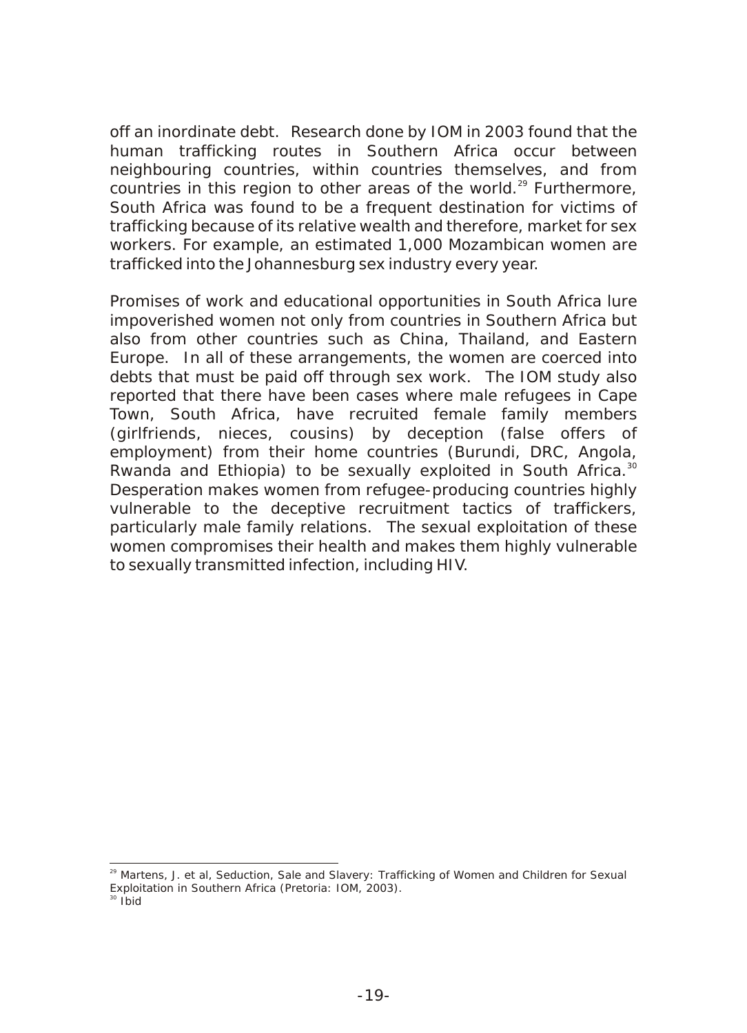off an inordinate debt. Research done by IOM in 2003 found that the human trafficking routes in Southern Africa occur between neighbouring countries, within countries themselves, and from countries in this region to other areas of the world.[29] Furthermore, South Africa was found to be a frequent destination for victims of trafficking because of its relative wealth and therefore, market for sex workers. For example, an estimated 1,000 Mozambican women are trafficked into the Johannesburg sex industry every year.

Promises of work and educational opportunities in South Africa lure impoverished women not only from countries in Southern Africa but also from other countries such as China, Thailand, and Eastern Europe. In all of these arrangements, the women are coerced into debts that must be paid off through sex work. The IOM study also reported that there have been cases where male refugees in Cape Town, South Africa, have recruited female family members (girlfriends, nieces, cousins) by deception (false offers of employment) from their home countries (Burundi, DRC, Angola, Rwanda and Ethiopia) to be sexually exploited in South Africa.[30] Desperation makes women from refugee-producing countries highly vulnerable to the deceptive recruitment tactics of traffickers, particularly male family relations. The sexual exploitation of these women compromises their health and makes them highly vulnerable to sexually transmitted infection, including HIV.

---

[29] Martens, J. et al, Seduction, Sale and Slavery: Trafficking of Women and Children for Sexual Exploitation in Southern Africa (Pretoria: IOM, 2003).

[30] Ibid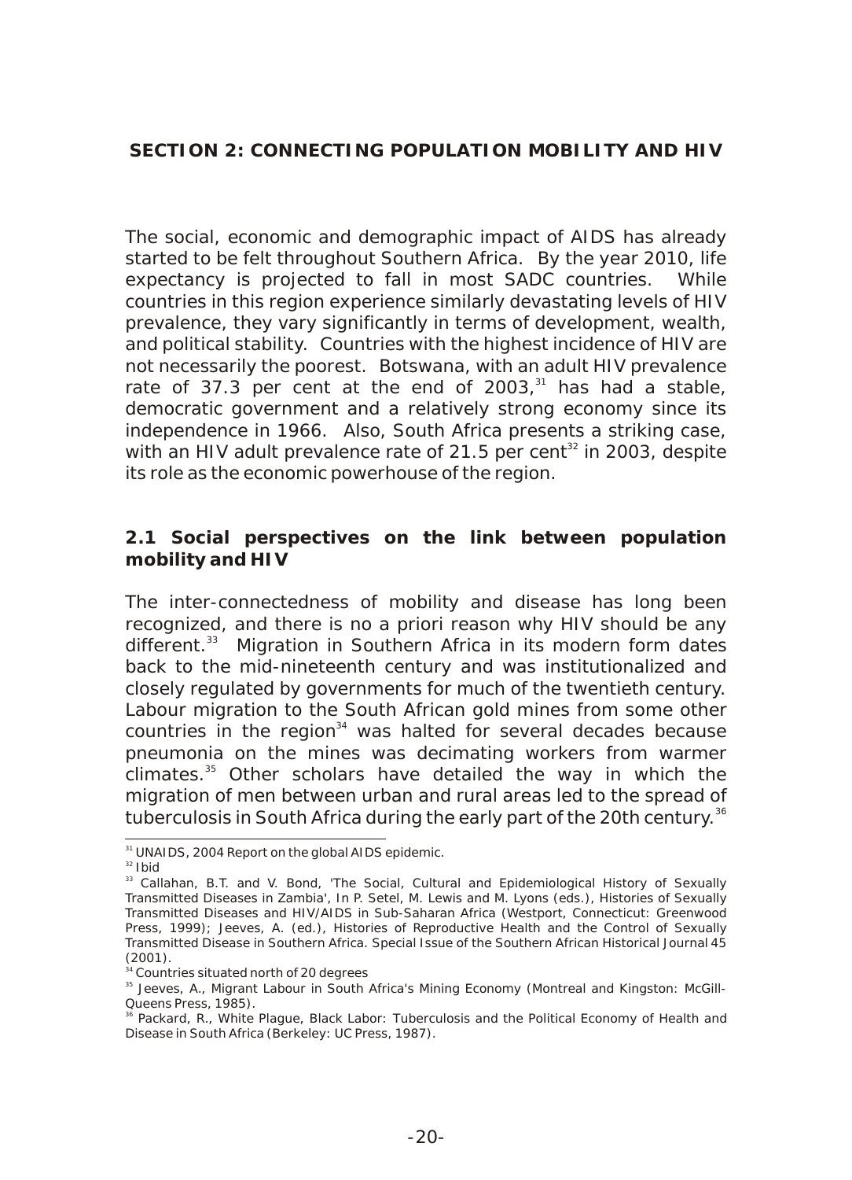## SECTION 2: CONNECTING POPULATION MOBILITY AND HIV

The social, economic and demographic impact of AIDS has already started to be felt throughout Southern Africa. By the year 2010, life expectancy is projected to fall in most SADC countries. While countries in this region experience similarly devastating levels of HIV prevalence, they vary significantly in terms of development, wealth, and political stability. Countries with the highest incidence of HIV are not necessarily the poorest. Botswana, with an adult HIV prevalence rate of 37.3 per cent at the end of 2003,[31] has had a stable, democratic government and a relatively strong economy since its independence in 1966. Also, South Africa presents a striking case, with an HIV adult prevalence rate of 21.5 per cent[32] in 2003, despite its role as the economic powerhouse of the region.

### 2.1 Social perspectives on the link between population mobility and HIV

The inter-connectedness of mobility and disease has long been recognized, and there is no a priori reason why HIV should be any different.[33] Migration in Southern Africa in its modern form dates back to the mid-nineteenth century and was institutionalized and closely regulated by governments for much of the twentieth century. Labour migration to the South African gold mines from some other countries in the region[34] was halted for several decades because pneumonia on the mines was decimating workers from warmer climates.[35] Other scholars have detailed the way in which the migration of men between urban and rural areas led to the spread of tuberculosis in South Africa during the early part of the 20th century.[36]

---

[31] UNAIDS, 2004 Report on the global AIDS epidemic.

[32] Ibid

[33] Callahan, B.T. and V. Bond, 'The Social, Cultural and Epidemiological History of Sexually Transmitted Diseases in Zambia', In P. Setel, M. Lewis and M. Lyons (eds.), Histories of Sexually Transmitted Diseases and HIV/AIDS in Sub-Saharan Africa (Westport, Connecticut: Greenwood Press, 1999); Jeeves, A. (ed.), Histories of Reproductive Health and the Control of Sexually Transmitted Disease in Southern Africa. Special Issue of the Southern African Historical Journal 45 (2001).

[34] Countries situated north of 20 degrees

[35] Jeeves, A., Migrant Labour in South Africa's Mining Economy (Montreal and Kingston: McGill-Queens Press, 1985).

[36] Packard, R., White Plague, Black Labor: Tuberculosis and the Political Economy of Health and Disease in South Africa (Berkeley: UC Press, 1987).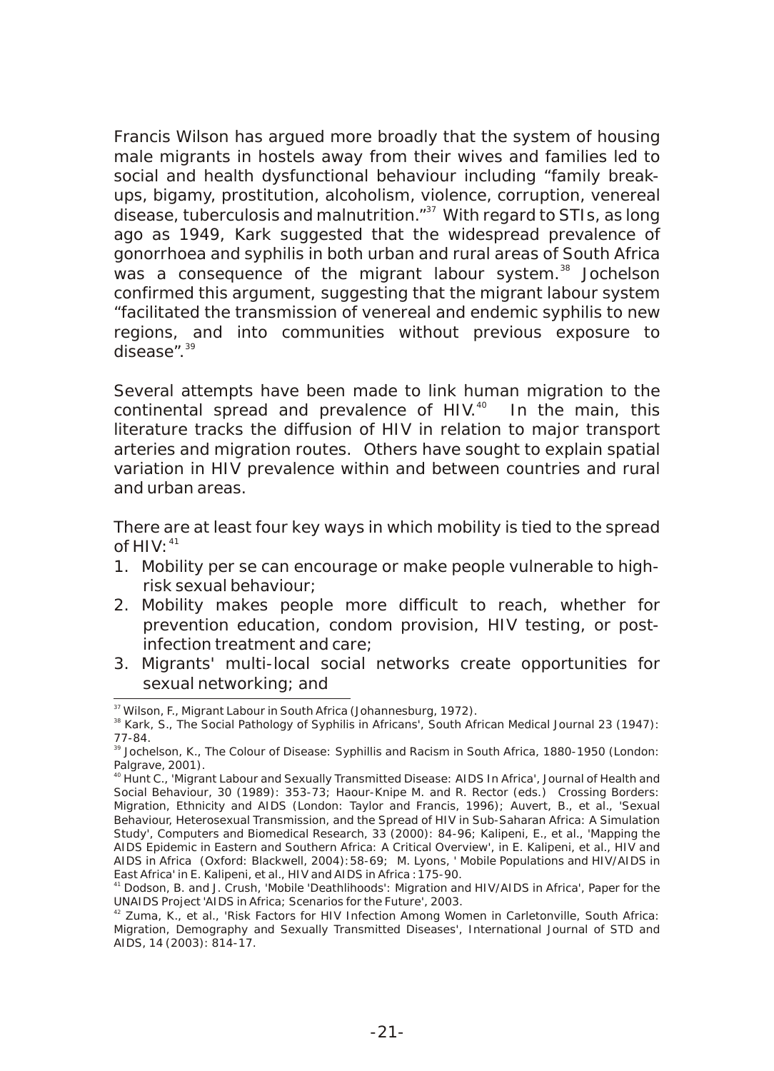Francis Wilson has argued more broadly that the system of housing male migrants in hostels away from their wives and families led to social and health dysfunctional behaviour including "family break-ups, bigamy, prostitution, alcoholism, violence, corruption, venereal disease, tuberculosis and malnutrition."[37] With regard to STIs, as long ago as 1949, Kark suggested that the widespread prevalence of gonorrhoea and syphilis in both urban and rural areas of South Africa was a consequence of the migrant labour system.[38] Jochelson confirmed this argument, suggesting that the migrant labour system "facilitated the transmission of venereal and endemic syphilis to new regions, and into communities without previous exposure to disease".[39]

Several attempts have been made to link human migration to the continental spread and prevalence of HIV.[40] In the main, this literature tracks the diffusion of HIV in relation to major transport arteries and migration routes. Others have sought to explain spatial variation in HIV prevalence within and between countries and rural and urban areas.

There are at least four key ways in which mobility is tied to the spread of HIV:[41]

1. Mobility per se can encourage or make people vulnerable to high-risk sexual behaviour;
2. Mobility makes people more difficult to reach, whether for prevention education, condom provision, HIV testing, or post-infection treatment and care;
3. Migrants' multi-local social networks create opportunities for sexual networking; and

---

[37] Wilson, F., Migrant Labour in South Africa (Johannesburg, 1972).

[38] Kark, S., The Social Pathology of Syphilis in Africans', South African Medical Journal 23 (1947): 77-84.

[39] Jochelson, K., The Colour of Disease: Syphillis and Racism in South Africa, 1880-1950 (London: Palgrave, 2001).

[40] Hunt C., 'Migrant Labour and Sexually Transmitted Disease: AIDS In Africa', Journal of Health and Social Behaviour, 30 (1989): 353-73; Haour-Knipe M. and R. Rector (eds.) Crossing Borders: Migration, Ethnicity and AIDS (London: Taylor and Francis, 1996); Auvert, B., et al., 'Sexual Behaviour, Heterosexual Transmission, and the Spread of HIV in Sub-Saharan Africa: A Simulation Study', Computers and Biomedical Research, 33 (2000): 84-96; Kalipeni, E., et al., 'Mapping the AIDS Epidemic in Eastern and Southern Africa: A Critical Overview', in E. Kalipeni, et al., HIV and AIDS in Africa (Oxford: Blackwell, 2004):58-69; M. Lyons, ' Mobile Populations and HIV/AIDS in East Africa' in E. Kalipeni, et al., HIV and AIDS in Africa : 175-90.

[41] Dodson, B. and J. Crush, 'Mobile 'Deathlihoods': Migration and HIV/AIDS in Africa', Paper for the UNAIDS Project 'AIDS in Africa; Scenarios for the Future', 2003.

[42] Zuma, K., et al., 'Risk Factors for HIV Infection Among Women in Carletonville, South Africa: Migration, Demography and Sexually Transmitted Diseases', International Journal of STD and AIDS, 14 (2003): 814-17.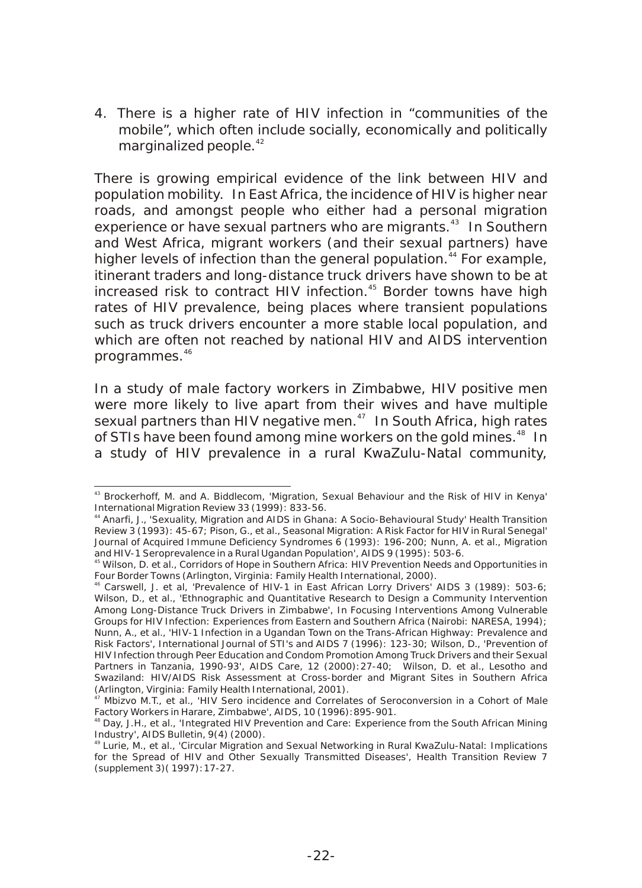4. There is a higher rate of HIV infection in "communities of the mobile", which often include socially, economically and politically marginalized people.[42]

There is growing empirical evidence of the link between HIV and population mobility. In East Africa, the incidence of HIV is higher near roads, and amongst people who either had a personal migration experience or have sexual partners who are migrants.[43] In Southern and West Africa, migrant workers (and their sexual partners) have higher levels of infection than the general population.[44] For example, itinerant traders and long-distance truck drivers have shown to be at increased risk to contract HIV infection.[45] Border towns have high rates of HIV prevalence, being places where transient populations such as truck drivers encounter a more stable local population, and which are often not reached by national HIV and AIDS intervention programmes.[46]

In a study of male factory workers in Zimbabwe, HIV positive men were more likely to live apart from their wives and have multiple sexual partners than HIV negative men.[47] In South Africa, high rates of STIs have been found among mine workers on the gold mines.[48] In a study of HIV prevalence in a rural KwaZulu-Natal community,

---

[43] Brockerhoff, M. and A. Biddlecom, 'Migration, Sexual Behaviour and the Risk of HIV in Kenya' International Migration Review 33 (1999): 833-56.

[44] Anarfi, J., 'Sexuality, Migration and AIDS in Ghana: A Socio-Behavioural Study' Health Transition Review 3 (1993): 45-67; Pison, G., et al., Seasonal Migration: A Risk Factor for HIV in Rural Senegal' Journal of Acquired Immune Deficiency Syndromes 6 (1993): 196-200; Nunn, A. et al., Migration and HIV-1 Seroprevalence in a Rural Ugandan Population', AIDS 9 (1995): 503-6.

[45] Wilson, D. et al., Corridors of Hope in Southern Africa: HIV Prevention Needs and Opportunities in Four Border Towns (Arlington, Virginia: Family Health International, 2000).

[46] Carswell, J. et al, 'Prevalence of HIV-1 in East African Lorry Drivers' AIDS 3 (1989): 503-6; Wilson, D., et al., 'Ethnographic and Quantitative Research to Design a Community Intervention Among Long-Distance Truck Drivers in Zimbabwe', In Focusing Interventions Among Vulnerable Groups for HIV Infection: Experiences from Eastern and Southern Africa (Nairobi: NARESA, 1994); Nunn, A., et al., 'HIV-1 Infection in a Ugandan Town on the Trans-African Highway: Prevalence and Risk Factors', International Journal of STI's and AIDS 7 (1996): 123-30; Wilson, D., 'Prevention of HIV Infection through Peer Education and Condom Promotion Among Truck Drivers and their Sexual Partners in Tanzania, 1990-93', AIDS Care, 12 (2000):27-40; Wilson, D. et al., Lesotho and Swaziland: HIV/AIDS Risk Assessment at Cross-border and Migrant Sites in Southern Africa (Arlington, Virginia: Family Health International, 2001).

[47] Mbizvo M.T., et al., 'HIV Sero incidence and Correlates of Seroconversion in a Cohort of Male Factory Workers in Harare, Zimbabwe', AIDS, 10 (1996):895-901.

[48] Day, J.H., et al., 'Integrated HIV Prevention and Care: Experience from the South African Mining Industry', AIDS Bulletin, 9(4) (2000).

[49] Lurie, M., et al., 'Circular Migration and Sexual Networking in Rural KwaZulu-Natal: Implications for the Spread of HIV and Other Sexually Transmitted Diseases', Health Transition Review 7 (supplement 3)( 1997):17-27.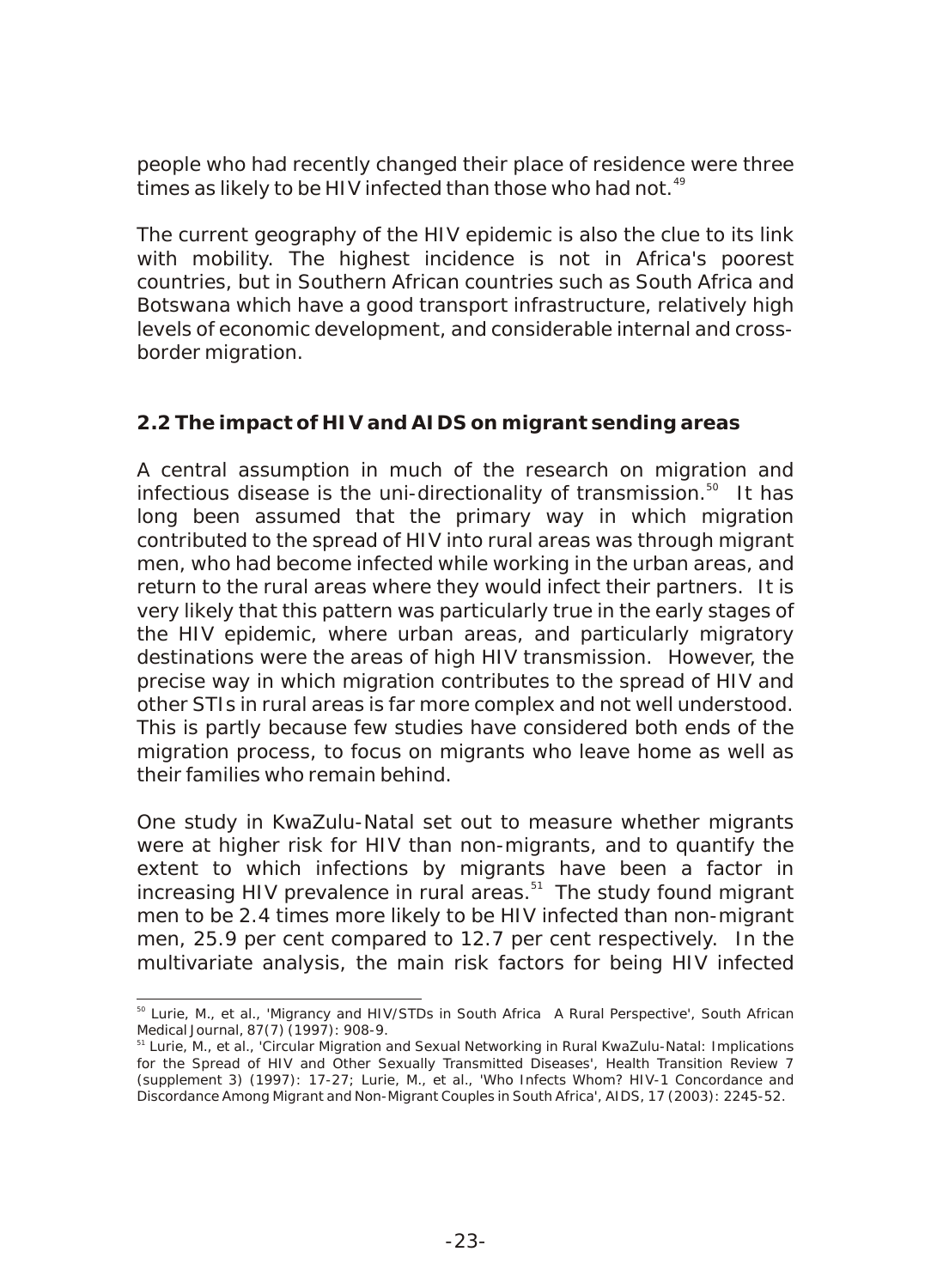people who had recently changed their place of residence were three times as likely to be HIV infected than those who had not.[49]

The current geography of the HIV epidemic is also the clue to its link with mobility. The highest incidence is not in Africa's poorest countries, but in Southern African countries such as South Africa and Botswana which have a good transport infrastructure, relatively high levels of economic development, and considerable internal and cross-border migration.

### 2.2 The impact of HIV and AIDS on migrant sending areas

A central assumption in much of the research on migration and infectious disease is the uni-directionality of transmission.[50] It has long been assumed that the primary way in which migration contributed to the spread of HIV into rural areas was through migrant men, who had become infected while working in the urban areas, and return to the rural areas where they would infect their partners. It is very likely that this pattern was particularly true in the early stages of the HIV epidemic, where urban areas, and particularly migratory destinations were the areas of high HIV transmission. However, the precise way in which migration contributes to the spread of HIV and other STIs in rural areas is far more complex and not well understood. This is partly because few studies have considered both ends of the migration process, to focus on migrants who leave home as well as their families who remain behind.

One study in KwaZulu-Natal set out to measure whether migrants were at higher risk for HIV than non-migrants, and to quantify the extent to which infections by migrants have been a factor in increasing HIV prevalence in rural areas.[51] The study found migrant men to be 2.4 times more likely to be HIV infected than non-migrant men, 25.9 per cent compared to 12.7 per cent respectively. In the multivariate analysis, the main risk factors for being HIV infected

---

[50] Lurie, M., et al., 'Migrancy and HIV/STDs in South Africa A Rural Perspective', South African Medical Journal, 87(7) (1997): 908-9.

[51] Lurie, M., et al., 'Circular Migration and Sexual Networking in Rural KwaZulu-Natal: Implications for the Spread of HIV and Other Sexually Transmitted Diseases', Health Transition Review 7 (supplement 3) (1997): 17-27; Lurie, M., et al., 'Who Infects Whom? HIV-1 Concordance and Discordance Among Migrant and Non-Migrant Couples in South Africa', AIDS, 17 (2003): 2245-52.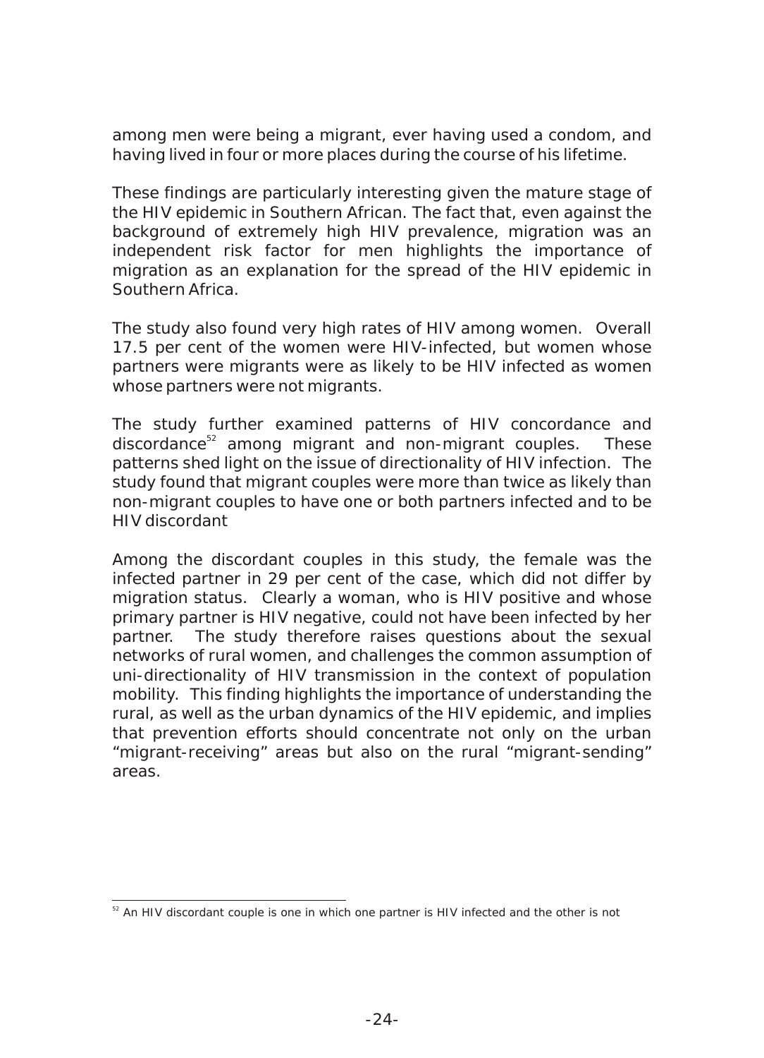among men were being a migrant, ever having used a condom, and having lived in four or more places during the course of his lifetime.

These findings are particularly interesting given the mature stage of the HIV epidemic in Southern African. The fact that, even against the background of extremely high HIV prevalence, migration was an independent risk factor for men highlights the importance of migration as an explanation for the spread of the HIV epidemic in Southern Africa.

The study also found very high rates of HIV among women. Overall 17.5 per cent of the women were HIV-infected, but women whose partners were migrants were as likely to be HIV infected as women whose partners were not migrants.

The study further examined patterns of HIV concordance and discordance[52] among migrant and non-migrant couples. These patterns shed light on the issue of directionality of HIV infection. The study found that migrant couples were more than twice as likely than non-migrant couples to have one or both partners infected and to be HIV discordant

Among the discordant couples in this study, the female was the infected partner in 29 per cent of the case, which did not differ by migration status. Clearly a woman, who is HIV positive and whose primary partner is HIV negative, could not have been infected by her partner. The study therefore raises questions about the sexual networks of rural women, and challenges the common assumption of uni-directionality of HIV transmission in the context of population mobility. This finding highlights the importance of understanding the rural, as well as the urban dynamics of the HIV epidemic, and implies that prevention efforts should concentrate not only on the urban "migrant-receiving" areas but also on the rural "migrant-sending" areas.

---

[52] An HIV discordant couple is one in which one partner is HIV infected and the other is not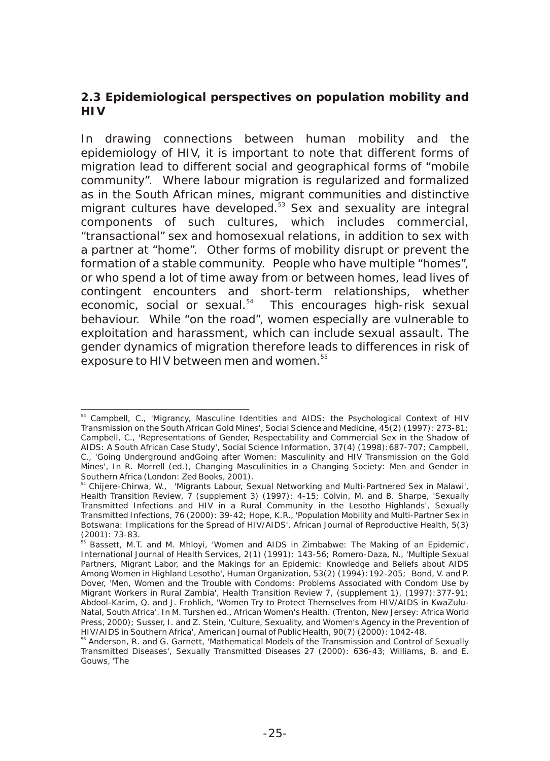## 2.3 Epidemiological perspectives on population mobility and HIV

In drawing connections between human mobility and the epidemiology of HIV, it is important to note that different forms of migration lead to different social and geographical forms of "mobile community". Where labour migration is regularized and formalized as in the South African mines, migrant communities and distinctive migrant cultures have developed.[53] Sex and sexuality are integral components of such cultures, which includes commercial, "transactional" sex and homosexual relations, in addition to sex with a partner at "home". Other forms of mobility disrupt or prevent the formation of a stable community. People who have multiple "homes", or who spend a lot of time away from or between homes, lead lives of contingent encounters and short-term relationships, whether economic, social or sexual.[54] This encourages high-risk sexual behaviour. While "on the road", women especially are vulnerable to exploitation and harassment, which can include sexual assault. The gender dynamics of migration therefore leads to differences in risk of exposure to HIV between men and women.[55]

---

[53] Campbell, C., 'Migrancy, Masculine Identities and AIDS: the Psychological Context of HIV Transmission on the South African Gold Mines', Social Science and Medicine, 45(2) (1997): 273-81; Campbell, C., 'Representations of Gender, Respectability and Commercial Sex in the Shadow of AIDS: A South African Case Study', Social Science Information, 37(4) (1998):687-707; Campbell, C., 'Going Underground andGoing after Women: Masculinity and HIV Transmission on the Gold Mines', In R. Morrell (ed.), Changing Masculinities in a Changing Society: Men and Gender in Southern Africa (London: Zed Books, 2001).

[54] Chijere-Chirwa, W., 'Migrants Labour, Sexual Networking and Multi-Partnered Sex in Malawi', Health Transition Review, 7 (supplement 3) (1997): 4-15; Colvin, M. and B. Sharpe, 'Sexually Transmitted Infections and HIV in a Rural Community in the Lesotho Highlands', Sexually Transmitted Infections, 76 (2000): 39-42; Hope, K.R., 'Population Mobility and Multi-Partner Sex in Botswana: Implications for the Spread of HIV/AIDS', African Journal of Reproductive Health, 5(3) (2001): 73-83.

[55] Bassett, M.T. and M. Mhloyi, 'Women and AIDS in Zimbabwe: The Making of an Epidemic', International Journal of Health Services, 2(1) (1991): 143-56; Romero-Daza, N., 'Multiple Sexual Partners, Migrant Labor, and the Makings for an Epidemic: Knowledge and Beliefs about AIDS Among Women in Highland Lesotho', Human Organization, 53(2) (1994):192-205; Bond, V. and P. Dover, 'Men, Women and the Trouble with Condoms: Problems Associated with Condom Use by Migrant Workers in Rural Zambia', Health Transition Review 7, (supplement 1), (1997):377-91; Abdool-Karim, Q. and J. Frohlich, 'Women Try to Protect Themselves from HIV/AIDS in KwaZulu-Natal, South Africa'. In M. Turshen ed., African Women's Health. (Trenton, New Jersey: Africa World Press, 2000); Susser, I. and Z. Stein, 'Culture, Sexuality, and Women's Agency in the Prevention of HIV/AIDS in Southern Africa', American Journal of Public Health, 90(7) (2000): 1042-48.

[56] Anderson, R. and G. Garnett, 'Mathematical Models of the Transmission and Control of Sexually Transmitted Diseases', Sexually Transmitted Diseases 27 (2000): 636-43; Williams, B. and E. Gouws, 'The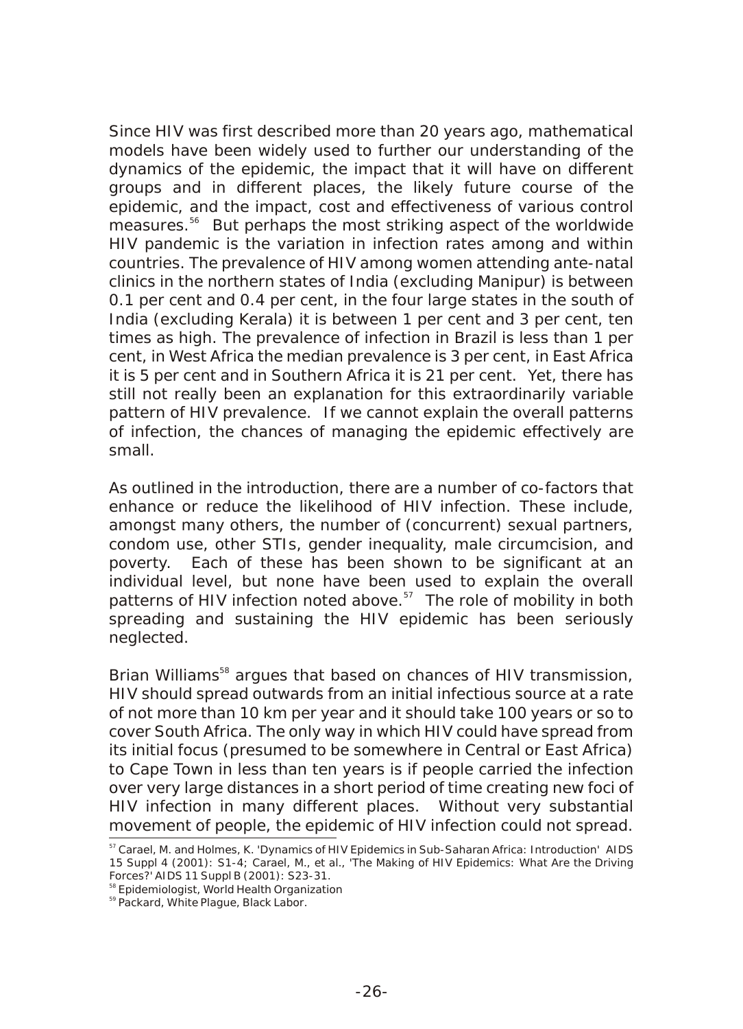Since HIV was first described more than 20 years ago, mathematical models have been widely used to further our understanding of the dynamics of the epidemic, the impact that it will have on different groups and in different places, the likely future course of the epidemic, and the impact, cost and effectiveness of various control measures.[56] But perhaps the most striking aspect of the worldwide HIV pandemic is the variation in infection rates among and within countries. The prevalence of HIV among women attending ante-natal clinics in the northern states of India (excluding Manipur) is between 0.1 per cent and 0.4 per cent, in the four large states in the south of India (excluding Kerala) it is between 1 per cent and 3 per cent, ten times as high. The prevalence of infection in Brazil is less than 1 per cent, in West Africa the median prevalence is 3 per cent, in East Africa it is 5 per cent and in Southern Africa it is 21 per cent. Yet, there has still not really been an explanation for this extraordinarily variable pattern of HIV prevalence. If we cannot explain the overall patterns of infection, the chances of managing the epidemic effectively are small.

As outlined in the introduction, there are a number of co-factors that enhance or reduce the likelihood of HIV infection. These include, amongst many others, the number of (concurrent) sexual partners, condom use, other STIs, gender inequality, male circumcision, and poverty. Each of these has been shown to be significant at an individual level, but none have been used to explain the overall patterns of HIV infection noted above.[57] The role of mobility in both spreading and sustaining the HIV epidemic has been seriously neglected.

Brian Williams[58] argues that based on chances of HIV transmission, HIV should spread outwards from an initial infectious source at a rate of not more than 10 km per year and it should take 100 years or so to cover South Africa. The only way in which HIV could have spread from its initial focus (presumed to be somewhere in Central or East Africa) to Cape Town in less than ten years is if people carried the infection over very large distances in a short period of time creating new foci of HIV infection in many different places. Without very substantial movement of people, the epidemic of HIV infection could not spread.

---

[57] Carael, M. and Holmes, K. 'Dynamics of HIV Epidemics in Sub-Saharan Africa: Introduction' AIDS 15 Suppl 4 (2001): S1-4; Carael, M., et al., 'The Making of HIV Epidemics: What Are the Driving Forces?' AIDS 11 Suppl B (2001): S23-31.

[58] Epidemiologist, World Health Organization

[59] Packard, White Plague, Black Labor.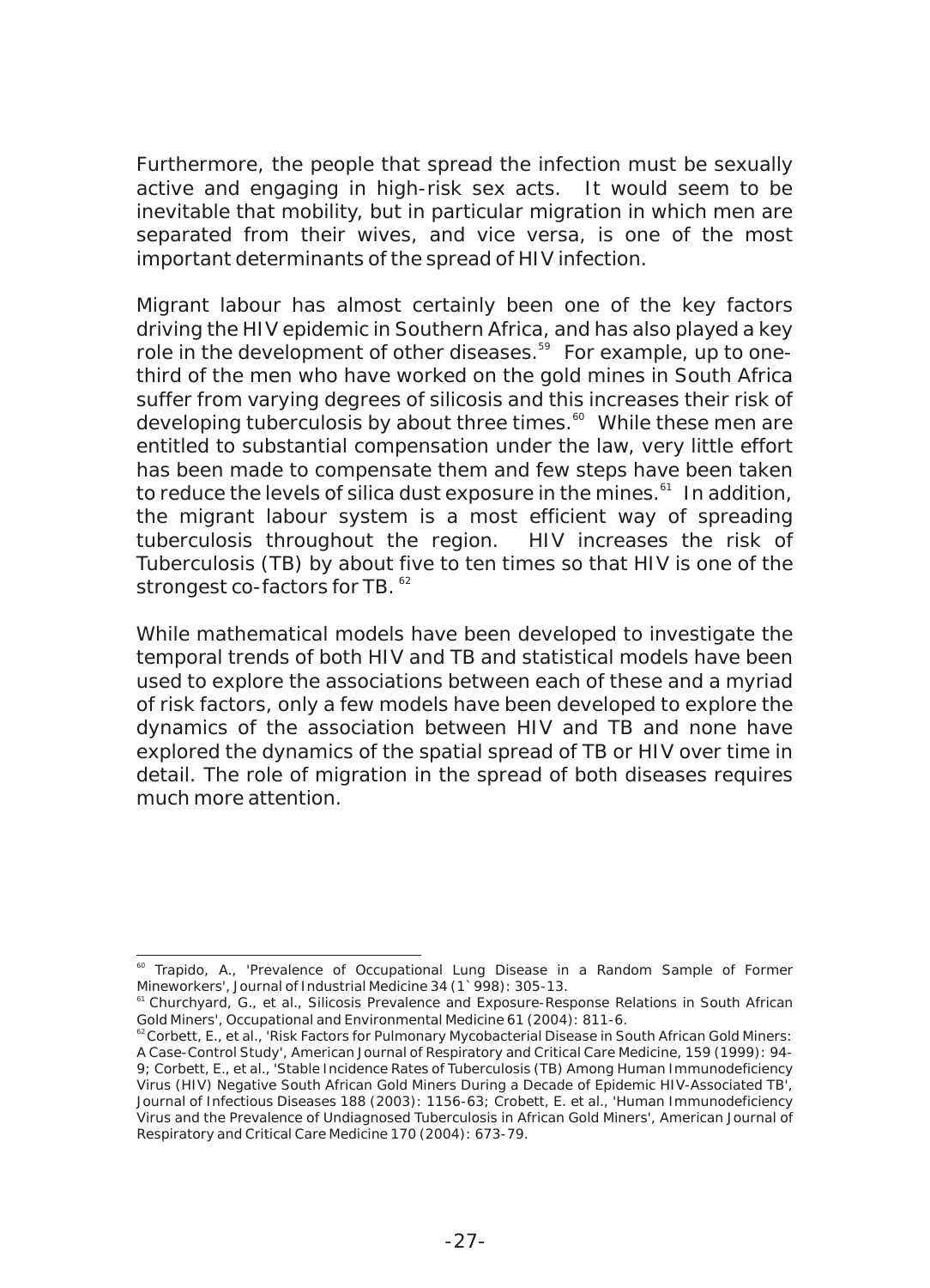Furthermore, the people that spread the infection must be sexually active and engaging in high-risk sex acts. It would seem to be inevitable that mobility, but in particular migration in which men are separated from their wives, and vice versa, is one of the most important determinants of the spread of HIV infection.

Migrant labour has almost certainly been one of the key factors driving the HIV epidemic in Southern Africa, and has also played a key role in the development of other diseases.[59] For example, up to one-third of the men who have worked on the gold mines in South Africa suffer from varying degrees of silicosis and this increases their risk of developing tuberculosis by about three times.[60] While these men are entitled to substantial compensation under the law, very little effort has been made to compensate them and few steps have been taken to reduce the levels of silica dust exposure in the mines.[61] In addition, the migrant labour system is a most efficient way of spreading tuberculosis throughout the region. HIV increases the risk of Tuberculosis (TB) by about five to ten times so that HIV is one of the strongest co-factors for TB.[62]

While mathematical models have been developed to investigate the temporal trends of both HIV and TB and statistical models have been used to explore the associations between each of these and a myriad of risk factors, only a few models have been developed to explore the dynamics of the association between HIV and TB and none have explored the dynamics of the spatial spread of TB or HIV over time in detail. The role of migration in the spread of both diseases requires much more attention.

---

[60] Trapido, A., 'Prevalence of Occupational Lung Disease in a Random Sample of Former Mineworkers', Journal of Industrial Medicine 34 (1`998): 305-13.

[61] Churchyard, G., et al., Silicosis Prevalence and Exposure-Response Relations in South African Gold Miners', Occupational and Environmental Medicine 61 (2004): 811-6.

[62] Corbett, E., et al., 'Risk Factors for Pulmonary Mycobacterial Disease in South African Gold Miners: A Case-Control Study', American Journal of Respiratory and Critical Care Medicine, 159 (1999): 94-9; Corbett, E., et al., 'Stable Incidence Rates of Tuberculosis (TB) Among Human Immunodeficiency Virus (HIV) Negative South African Gold Miners During a Decade of Epidemic HIV-Associated TB', Journal of Infectious Diseases 188 (2003): 1156-63; Crobett, E. et al., 'Human Immunodeficiency Virus and the Prevalence of Undiagnosed Tuberculosis in African Gold Miners', American Journal of Respiratory and Critical Care Medicine 170 (2004): 673-79.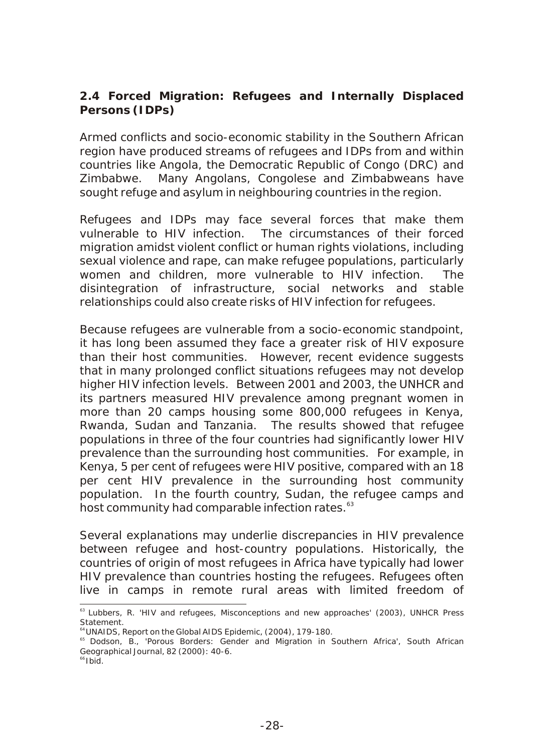## 2.4 Forced Migration: Refugees and Internally Displaced Persons (IDPs)

Armed conflicts and socio-economic stability in the Southern African region have produced streams of refugees and IDPs from and within countries like Angola, the Democratic Republic of Congo (DRC) and Zimbabwe. Many Angolans, Congolese and Zimbabweans have sought refuge and asylum in neighbouring countries in the region.

Refugees and IDPs may face several forces that make them vulnerable to HIV infection. The circumstances of their forced migration amidst violent conflict or human rights violations, including sexual violence and rape, can make refugee populations, particularly women and children, more vulnerable to HIV infection. The disintegration of infrastructure, social networks and stable relationships could also create risks of HIV infection for refugees.

Because refugees are vulnerable from a socio-economic standpoint, it has long been assumed they face a greater risk of HIV exposure than their host communities. However, recent evidence suggests that in many prolonged conflict situations refugees may not develop higher HIV infection levels. Between 2001 and 2003, the UNHCR and its partners measured HIV prevalence among pregnant women in more than 20 camps housing some 800,000 refugees in Kenya, Rwanda, Sudan and Tanzania. The results showed that refugee populations in three of the four countries had significantly lower HIV prevalence than the surrounding host communities. For example, in Kenya, 5 per cent of refugees were HIV positive, compared with an 18 per cent HIV prevalence in the surrounding host community population. In the fourth country, Sudan, the refugee camps and host community had comparable infection rates.[63]

Several explanations may underlie discrepancies in HIV prevalence between refugee and host-country populations. Historically, the countries of origin of most refugees in Africa have typically had lower HIV prevalence than countries hosting the refugees. Refugees often live in camps in remote rural areas with limited freedom of

---

[63] Lubbers, R. 'HIV and refugees, Misconceptions and new approaches' (2003), UNHCR Press Statement.

[64] UNAIDS, Report on the Global AIDS Epidemic, (2004), 179-180.

[65] Dodson, B., 'Porous Borders: Gender and Migration in Southern Africa', South African Geographical Journal, 82 (2000): 40-6.

[66] Ibid.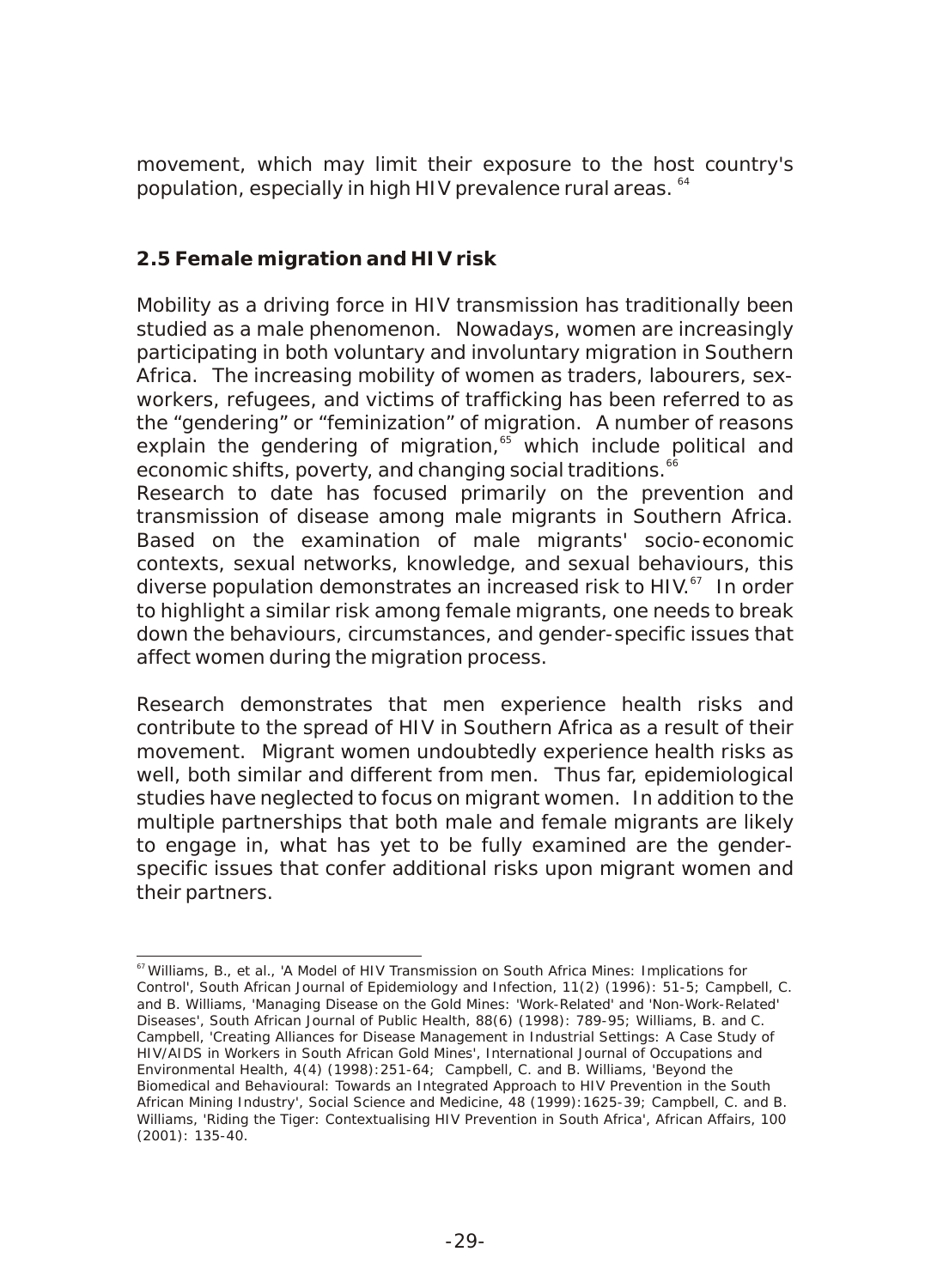movement, which may limit their exposure to the host country's population, especially in high HIV prevalence rural areas. [64]

## 2.5 Female migration and HIV risk

Mobility as a driving force in HIV transmission has traditionally been studied as a male phenomenon. Nowadays, women are increasingly participating in both voluntary and involuntary migration in Southern Africa. The increasing mobility of women as traders, labourers, sex-workers, refugees, and victims of trafficking has been referred to as the "gendering" or "feminization" of migration. A number of reasons explain the gendering of migration,[65] which include political and economic shifts, poverty, and changing social traditions.[66]

Research to date has focused primarily on the prevention and transmission of disease among male migrants in Southern Africa. Based on the examination of male migrants' socio-economic contexts, sexual networks, knowledge, and sexual behaviours, this diverse population demonstrates an increased risk to HIV.[67] In order to highlight a similar risk among female migrants, one needs to break down the behaviours, circumstances, and gender-specific issues that affect women during the migration process.

Research demonstrates that men experience health risks and contribute to the spread of HIV in Southern Africa as a result of their movement. Migrant women undoubtedly experience health risks as well, both similar and different from men. Thus far, epidemiological studies have neglected to focus on migrant women. In addition to the multiple partnerships that both male and female migrants are likely to engage in, what has yet to be fully examined are the gender-specific issues that confer additional risks upon migrant women and their partners.

---

[67] Williams, B., et al., 'A Model of HIV Transmission on South Africa Mines: Implications for Control', South African Journal of Epidemiology and Infection, 11(2) (1996): 51-5; Campbell, C. and B. Williams, 'Managing Disease on the Gold Mines: 'Work-Related' and 'Non-Work-Related' Diseases', South African Journal of Public Health, 88(6) (1998): 789-95; Williams, B. and C. Campbell, 'Creating Alliances for Disease Management in Industrial Settings: A Case Study of HIV/AIDS in Workers in South African Gold Mines', International Journal of Occupations and Environmental Health, 4(4) (1998):251-64; Campbell, C. and B. Williams, 'Beyond the Biomedical and Behavioural: Towards an Integrated Approach to HIV Prevention in the South African Mining Industry', Social Science and Medicine, 48 (1999):1625-39; Campbell, C. and B. Williams, 'Riding the Tiger: Contextualising HIV Prevention in South Africa', African Affairs, 100 (2001): 135-40.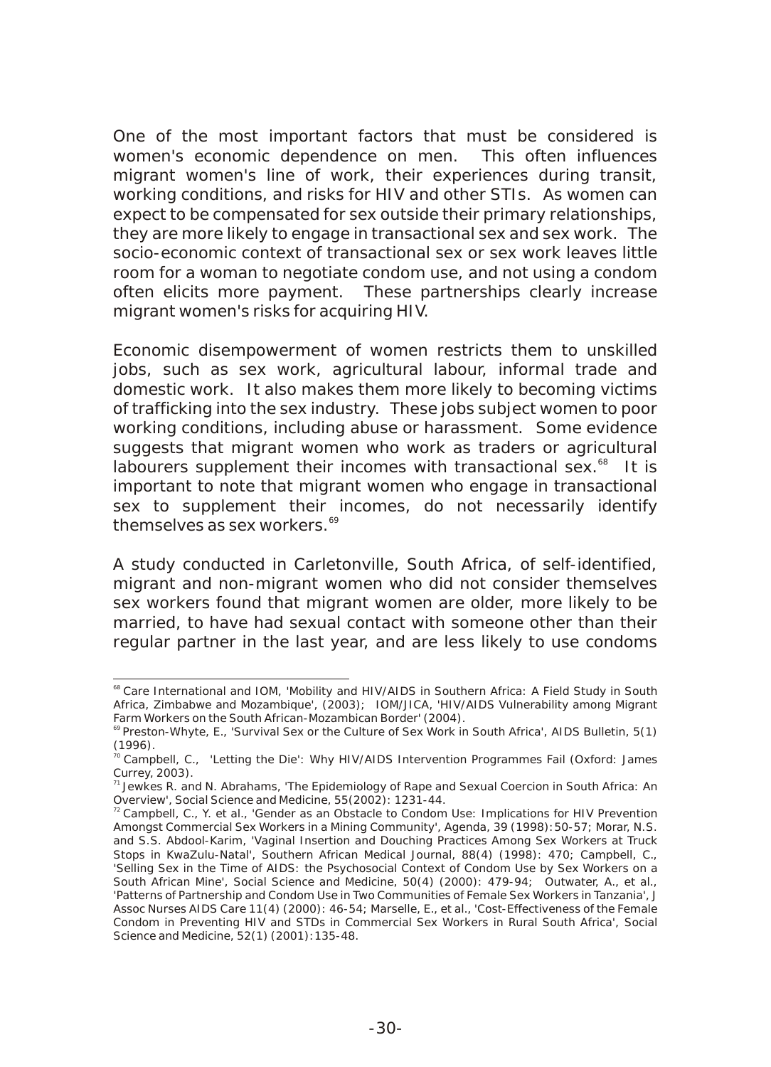One of the most important factors that must be considered is women's economic dependence on men. This often influences migrant women's line of work, their experiences during transit, working conditions, and risks for HIV and other STIs. As women can expect to be compensated for sex outside their primary relationships, they are more likely to engage in transactional sex and sex work. The socio-economic context of transactional sex or sex work leaves little room for a woman to negotiate condom use, and not using a condom often elicits more payment. These partnerships clearly increase migrant women's risks for acquiring HIV.

Economic disempowerment of women restricts them to unskilled jobs, such as sex work, agricultural labour, informal trade and domestic work. It also makes them more likely to becoming victims of trafficking into the sex industry. These jobs subject women to poor working conditions, including abuse or harassment. Some evidence suggests that migrant women who work as traders or agricultural labourers supplement their incomes with transactional sex.[68] It is important to note that migrant women who engage in transactional sex to supplement their incomes, do not necessarily identify themselves as sex workers.[69]

A study conducted in Carletonville, South Africa, of self-identified, migrant and non-migrant women who did not consider themselves sex workers found that migrant women are older, more likely to be married, to have had sexual contact with someone other than their regular partner in the last year, and are less likely to use condoms

---

[68] Care International and IOM, 'Mobility and HIV/AIDS in Southern Africa: A Field Study in South Africa, Zimbabwe and Mozambique', (2003); IOM/JICA, 'HIV/AIDS Vulnerability among Migrant Farm Workers on the South African-Mozambican Border' (2004).

[69] Preston-Whyte, E., 'Survival Sex or the Culture of Sex Work in South Africa', AIDS Bulletin, 5(1) (1996).

[70] Campbell, C., 'Letting the Die': Why HIV/AIDS Intervention Programmes Fail (Oxford: James Currey, 2003).

[71] Jewkes R. and N. Abrahams, 'The Epidemiology of Rape and Sexual Coercion in South Africa: An Overview', Social Science and Medicine, 55(2002): 1231-44.

[72] Campbell, C., Y. et al., 'Gender as an Obstacle to Condom Use: Implications for HIV Prevention Amongst Commercial Sex Workers in a Mining Community', Agenda, 39 (1998): 50-57; Morar, N.S. and S.S. Abdool-Karim, 'Vaginal Insertion and Douching Practices Among Sex Workers at Truck Stops in KwaZulu-Natal', Southern African Medical Journal, 88(4) (1998): 470; Campbell, C., 'Selling Sex in the Time of AIDS: the Psychosocial Context of Condom Use by Sex Workers on a South African Mine', Social Science and Medicine, 50(4) (2000): 479-94; Outwater, A., et al., 'Patterns of Partnership and Condom Use in Two Communities of Female Sex Workers in Tanzania', J Assoc Nurses AIDS Care 11(4) (2000): 46-54; Marselle, E., et al., 'Cost-Effectiveness of the Female Condom in Preventing HIV and STDs in Commercial Sex Workers in Rural South Africa', Social Science and Medicine, 52(1) (2001): 135-48.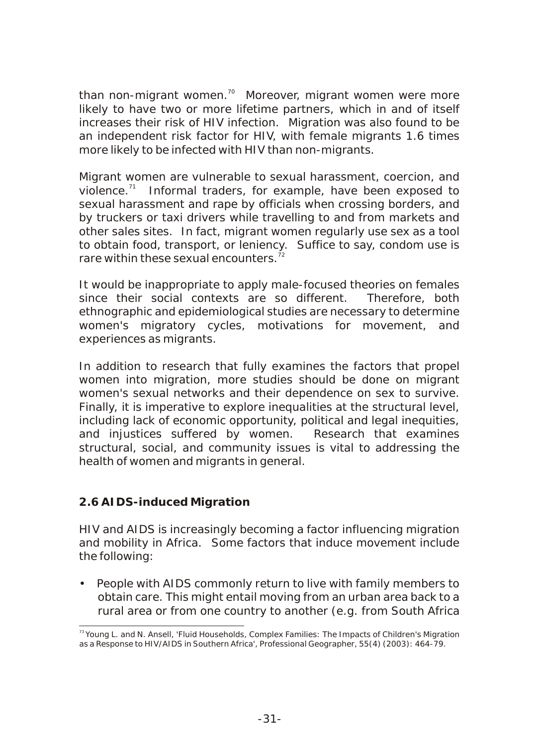than non-migrant women.[70] Moreover, migrant women were more likely to have two or more lifetime partners, which in and of itself increases their risk of HIV infection. Migration was also found to be an independent risk factor for HIV, with female migrants 1.6 times more likely to be infected with HIV than non-migrants.

Migrant women are vulnerable to sexual harassment, coercion, and violence.[71] Informal traders, for example, have been exposed to sexual harassment and rape by officials when crossing borders, and by truckers or taxi drivers while travelling to and from markets and other sales sites. In fact, migrant women regularly use sex as a tool to obtain food, transport, or leniency. Suffice to say, condom use is rare within these sexual encounters.[72]

It would be inappropriate to apply male-focused theories on females since their social contexts are so different. Therefore, both ethnographic and epidemiological studies are necessary to determine women's migratory cycles, motivations for movement, and experiences as migrants.

In addition to research that fully examines the factors that propel women into migration, more studies should be done on migrant women's sexual networks and their dependence on sex to survive. Finally, it is imperative to explore inequalities at the structural level, including lack of economic opportunity, political and legal inequities, and injustices suffered by women. Research that examines structural, social, and community issues is vital to addressing the health of women and migrants in general.

### 2.6 AIDS-induced Migration

HIV and AIDS is increasingly becoming a factor influencing migration and mobility in Africa. Some factors that induce movement include the following:

- People with AIDS commonly return to live with family members to obtain care. This might entail moving from an urban area back to a rural area or from one country to another (e.g. from South Africa

---

[73] Young L. and N. Ansell, 'Fluid Households, Complex Families: The Impacts of Children's Migration as a Response to HIV/AIDS in Southern Africa', Professional Geographer, 55(4) (2003): 464-79.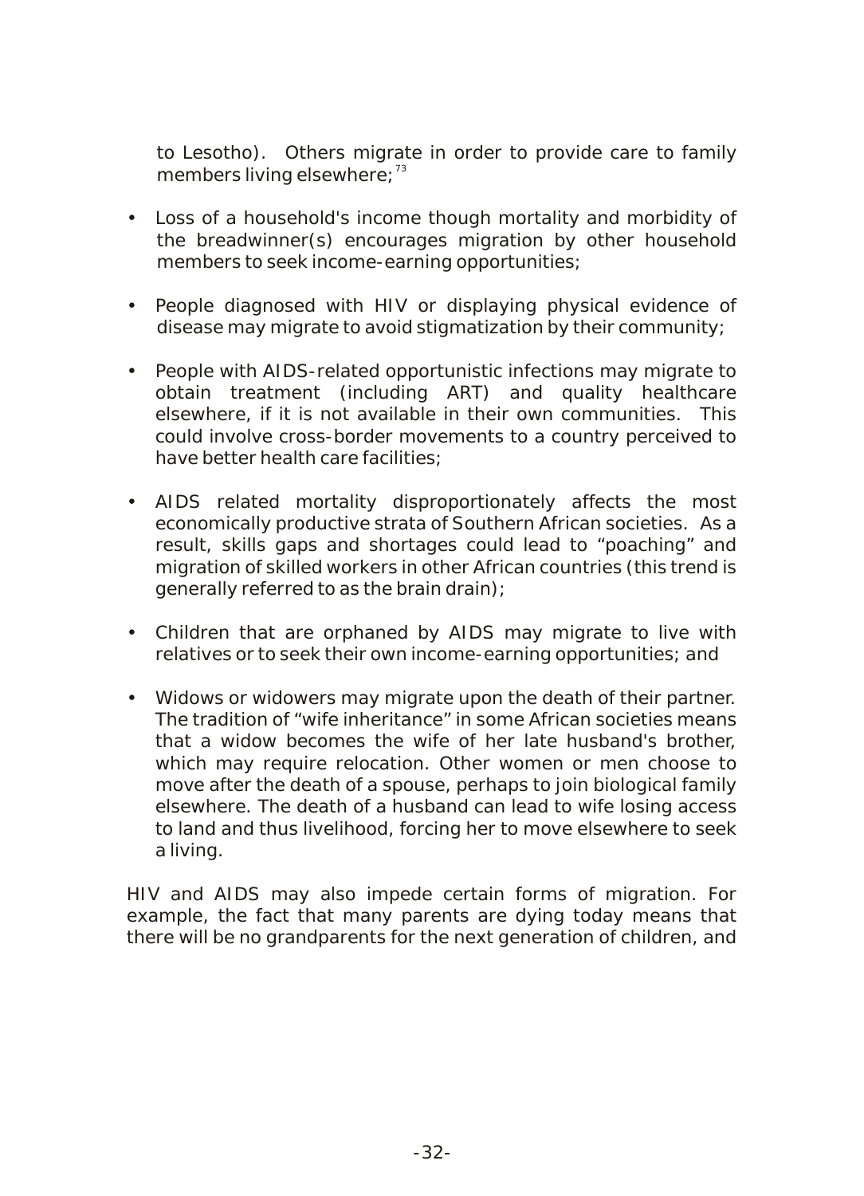to Lesotho). Others migrate in order to provide care to family members living elsewhere;[73]

- Loss of a household's income though mortality and morbidity of the breadwinner(s) encourages migration by other household members to seek income-earning opportunities;

- People diagnosed with HIV or displaying physical evidence of disease may migrate to avoid stigmatization by their community;

- People with AIDS-related opportunistic infections may migrate to obtain treatment (including ART) and quality healthcare elsewhere, if it is not available in their own communities. This could involve cross-border movements to a country perceived to have better health care facilities;

- AIDS related mortality disproportionately affects the most economically productive strata of Southern African societies. As a result, skills gaps and shortages could lead to "poaching" and migration of skilled workers in other African countries (this trend is generally referred to as the brain drain);

- Children that are orphaned by AIDS may migrate to live with relatives or to seek their own income-earning opportunities; and

- Widows or widowers may migrate upon the death of their partner. The tradition of "wife inheritance" in some African societies means that a widow becomes the wife of her late husband's brother, which may require relocation. Other women or men choose to move after the death of a spouse, perhaps to join biological family elsewhere. The death of a husband can lead to wife losing access to land and thus livelihood, forcing her to move elsewhere to seek a living.

HIV and AIDS may also impede certain forms of migration. For example, the fact that many parents are dying today means that there will be no grandparents for the next generation of children, and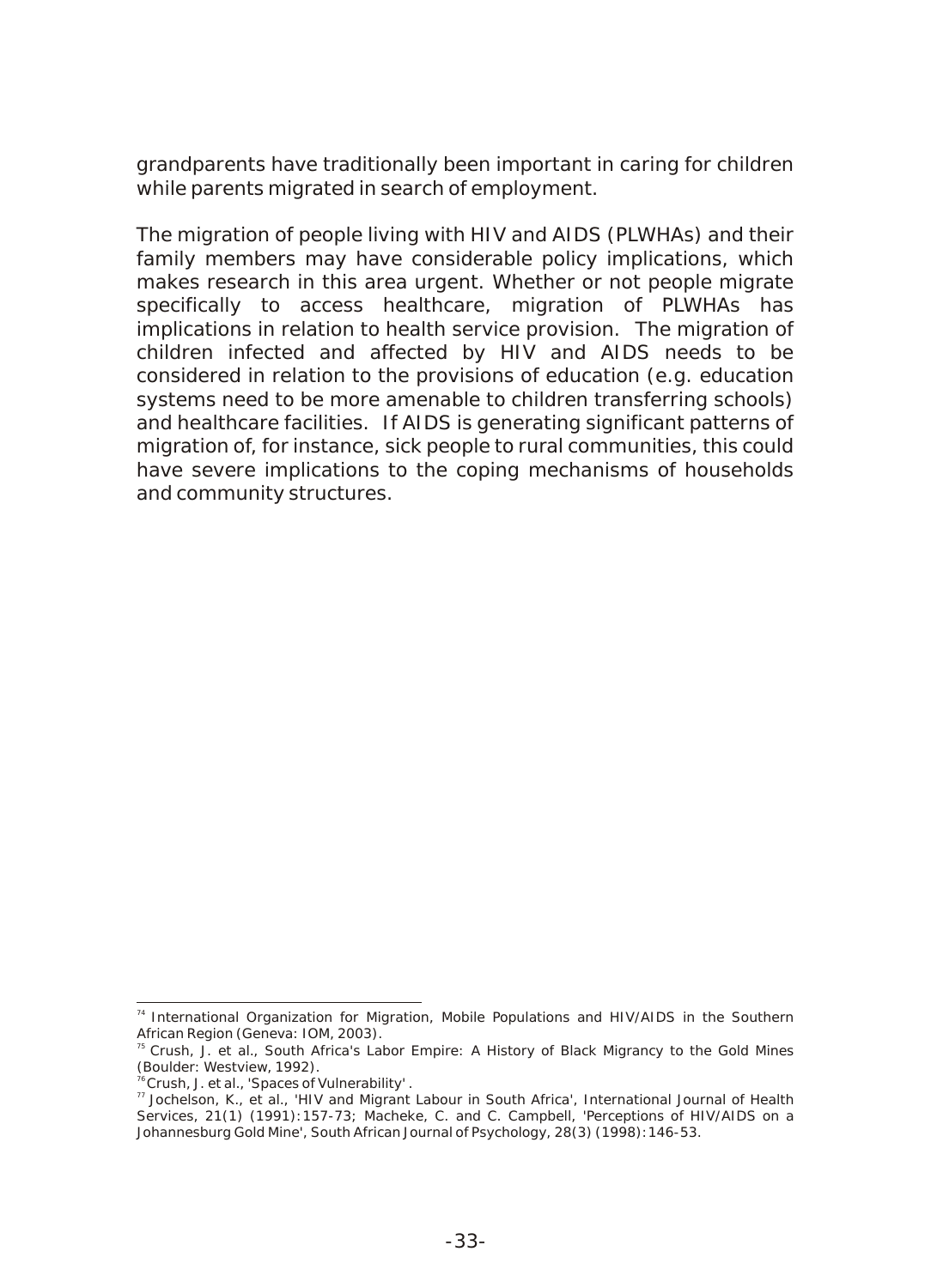grandparents have traditionally been important in caring for children while parents migrated in search of employment.

The migration of people living with HIV and AIDS (PLWHAs) and their family members may have considerable policy implications, which makes research in this area urgent. Whether or not people migrate specifically to access healthcare, migration of PLWHAs has implications in relation to health service provision. The migration of children infected and affected by HIV and AIDS needs to be considered in relation to the provisions of education (e.g. education systems need to be more amenable to children transferring schools) and healthcare facilities. If AIDS is generating significant patterns of migration of, for instance, sick people to rural communities, this could have severe implications to the coping mechanisms of households and community structures.

---

[74] International Organization for Migration, Mobile Populations and HIV/AIDS in the Southern African Region (Geneva: IOM, 2003).

[75] Crush, J. et al., South Africa's Labor Empire: A History of Black Migrancy to the Gold Mines (Boulder: Westview, 1992).

[76] Crush, J. et al., 'Spaces of Vulnerability'.

[77] Jochelson, K., et al., 'HIV and Migrant Labour in South Africa', International Journal of Health Services, 21(1) (1991): 157-73; Macheke, C. and C. Campbell, 'Perceptions of HIV/AIDS on a Johannesburg Gold Mine', South African Journal of Psychology, 28(3) (1998): 146-53.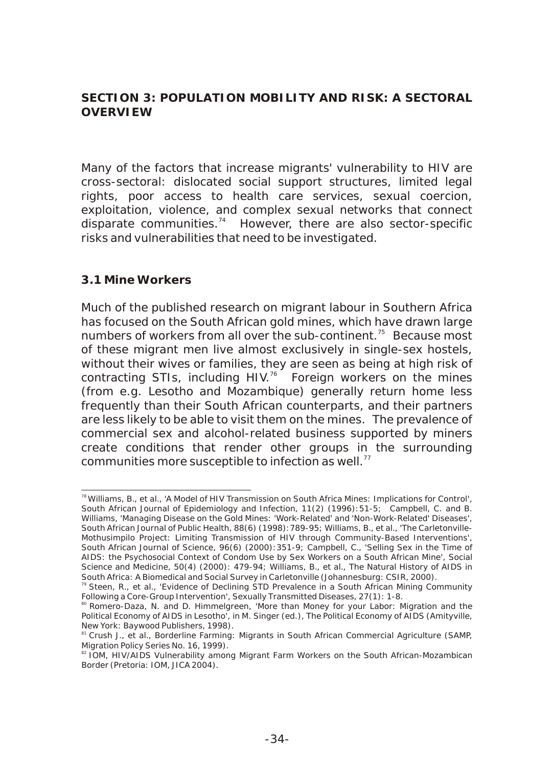## SECTION 3: POPULATION MOBILITY AND RISK: A SECTORAL OVERVIEW

Many of the factors that increase migrants' vulnerability to HIV are cross-sectoral: dislocated social support structures, limited legal rights, poor access to health care services, sexual coercion, exploitation, violence, and complex sexual networks that connect disparate communities.[74] However, there are also sector-specific risks and vulnerabilities that need to be investigated.

### 3.1 Mine Workers

Much of the published research on migrant labour in Southern Africa has focused on the South African gold mines, which have drawn large numbers of workers from all over the sub-continent.[75] Because most of these migrant men live almost exclusively in single-sex hostels, without their wives or families, they are seen as being at high risk of contracting STIs, including HIV.[76] Foreign workers on the mines (from e.g. Lesotho and Mozambique) generally return home less frequently than their South African counterparts, and their partners are less likely to be able to visit them on the mines. The prevalence of commercial sex and alcohol-related business supported by miners create conditions that render other groups in the surrounding communities more susceptible to infection as well.[77]

---

[78] Williams, B., et al., 'A Model of HIV Transmission on South Africa Mines: Implications for Control', South African Journal of Epidemiology and Infection, 11(2) (1996):51-5; Campbell, C. and B. Williams, 'Managing Disease on the Gold Mines: 'Work-Related' and 'Non-Work-Related' Diseases', South African Journal of Public Health, 88(6) (1998):789-95; Williams, B., et al., 'The Carletonville-Mothusimpilo Project: Limiting Transmission of HIV through Community-Based Interventions', South African Journal of Science, 96(6) (2000):351-9; Campbell, C., 'Selling Sex in the Time of AIDS: the Psychosocial Context of Condom Use by Sex Workers on a South African Mine', Social Science and Medicine, 50(4) (2000): 479-94; Williams, B., et al., The Natural History of AIDS in South Africa: A Biomedical and Social Survey in Carletonville (Johannesburg: CSIR, 2000).

[79] Steen, R., et al., 'Evidence of Declining STD Prevalence in a South African Mining Community Following a Core-Group Intervention', Sexually Transmitted Diseases, 27(1): 1-8.

[80] Romero-Daza, N. and D. Himmelgreen, 'More than Money for your Labor: Migration and the Political Economy of AIDS in Lesotho', in M. Singer (ed.), The Political Economy of AIDS (Amityville, New York: Baywood Publishers, 1998).

[81] Crush J., et al., Borderline Farming: Migrants in South African Commercial Agriculture (SAMP, Migration Policy Series No. 16, 1999).

[82] IOM, HIV/AIDS Vulnerability among Migrant Farm Workers on the South African-Mozambican Border (Pretoria: IOM, JICA 2004).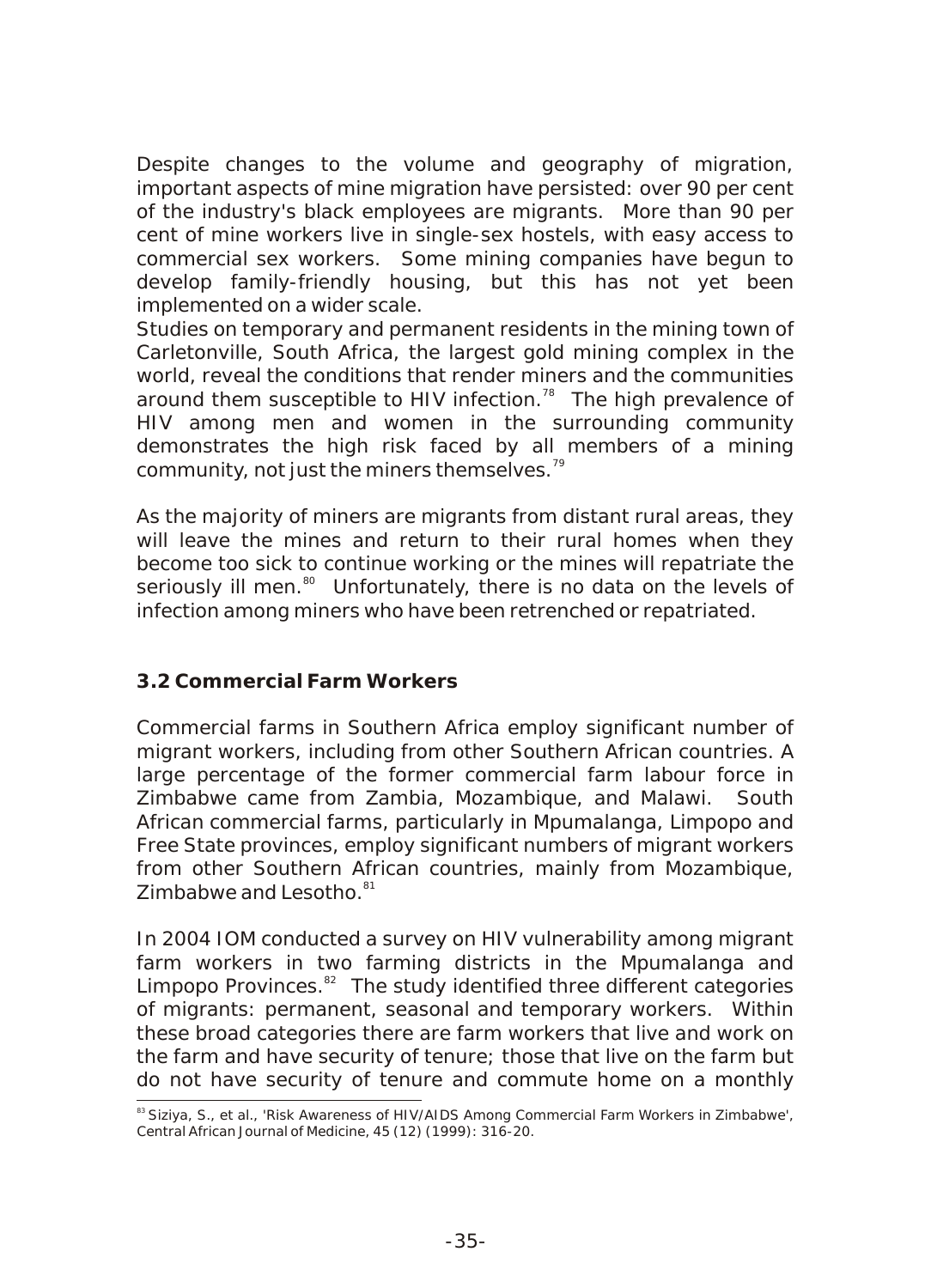Despite changes to the volume and geography of migration, important aspects of mine migration have persisted: over 90 per cent of the industry's black employees are migrants. More than 90 per cent of mine workers live in single-sex hostels, with easy access to commercial sex workers. Some mining companies have begun to develop family-friendly housing, but this has not yet been implemented on a wider scale.

Studies on temporary and permanent residents in the mining town of Carletonville, South Africa, the largest gold mining complex in the world, reveal the conditions that render miners and the communities around them susceptible to HIV infection.[78] The high prevalence of HIV among men and women in the surrounding community demonstrates the high risk faced by all members of a mining community, not just the miners themselves.[79]

As the majority of miners are migrants from distant rural areas, they will leave the mines and return to their rural homes when they become too sick to continue working or the mines will repatriate the seriously ill men.[80] Unfortunately, there is no data on the levels of infection among miners who have been retrenched or repatriated.

### 3.2 Commercial Farm Workers

Commercial farms in Southern Africa employ significant number of migrant workers, including from other Southern African countries. A large percentage of the former commercial farm labour force in Zimbabwe came from Zambia, Mozambique, and Malawi. South African commercial farms, particularly in Mpumalanga, Limpopo and Free State provinces, employ significant numbers of migrant workers from other Southern African countries, mainly from Mozambique, Zimbabwe and Lesotho.[81]

In 2004 IOM conducted a survey on HIV vulnerability among migrant farm workers in two farming districts in the Mpumalanga and Limpopo Provinces.[82] The study identified three different categories of migrants: permanent, seasonal and temporary workers. Within these broad categories there are farm workers that live and work on the farm and have security of tenure; those that live on the farm but do not have security of tenure and commute home on a monthly

---

[83] Siziya, S., et al., 'Risk Awareness of HIV/AIDS Among Commercial Farm Workers in Zimbabwe', Central African Journal of Medicine, 45 (12) (1999): 316-20.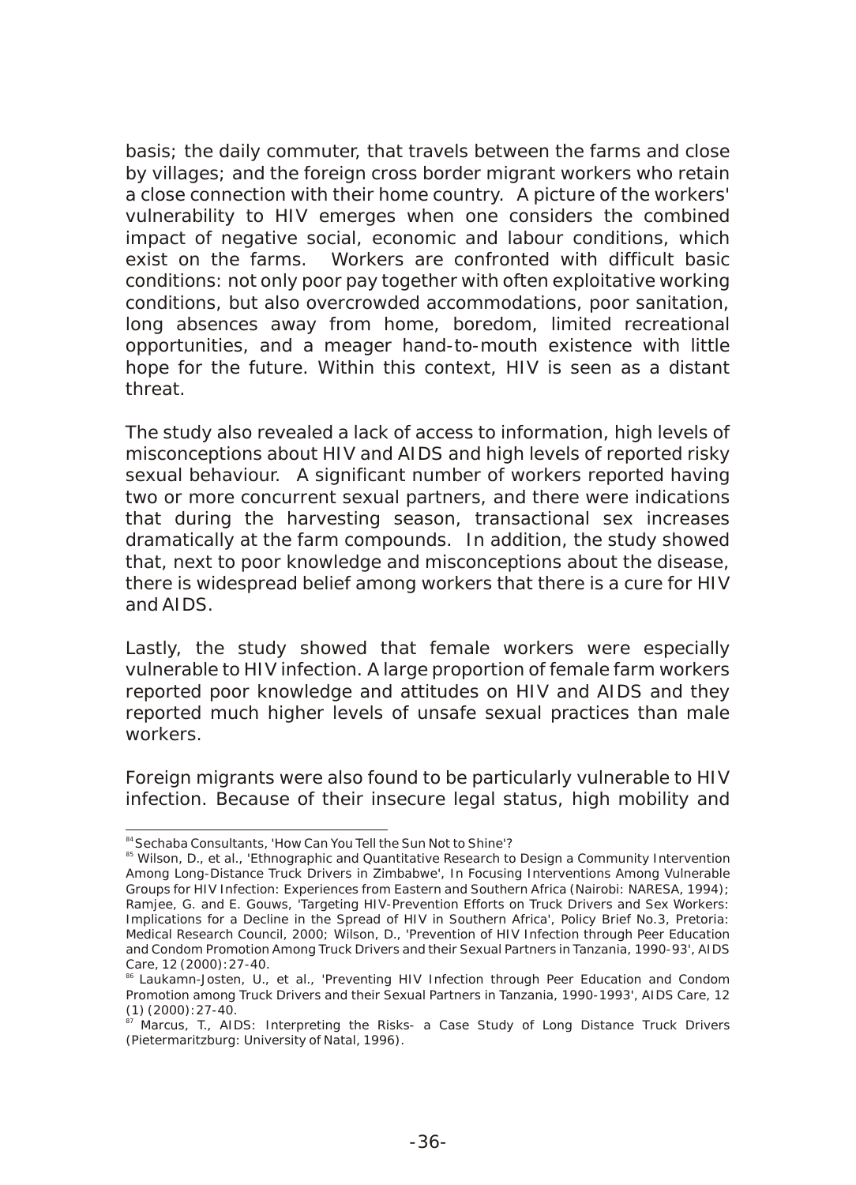basis; the daily commuter, that travels between the farms and close by villages; and the foreign cross border migrant workers who retain a close connection with their home country. A picture of the workers' vulnerability to HIV emerges when one considers the combined impact of negative social, economic and labour conditions, which exist on the farms. Workers are confronted with difficult basic conditions: not only poor pay together with often exploitative working conditions, but also overcrowded accommodations, poor sanitation, long absences away from home, boredom, limited recreational opportunities, and a meager hand-to-mouth existence with little hope for the future. Within this context, HIV is seen as a distant threat.

The study also revealed a lack of access to information, high levels of misconceptions about HIV and AIDS and high levels of reported risky sexual behaviour. A significant number of workers reported having two or more concurrent sexual partners, and there were indications that during the harvesting season, transactional sex increases dramatically at the farm compounds. In addition, the study showed that, next to poor knowledge and misconceptions about the disease, there is widespread belief among workers that there is a cure for HIV and AIDS.

Lastly, the study showed that female workers were especially vulnerable to HIV infection. A large proportion of female farm workers reported poor knowledge and attitudes on HIV and AIDS and they reported much higher levels of unsafe sexual practices than male workers.

Foreign migrants were also found to be particularly vulnerable to HIV infection. Because of their insecure legal status, high mobility and

---

[84] Sechaba Consultants, 'How Can You Tell the Sun Not to Shine'?

[85] Wilson, D., et al., 'Ethnographic and Quantitative Research to Design a Community Intervention Among Long-Distance Truck Drivers in Zimbabwe', In Focusing Interventions Among Vulnerable Groups for HIV Infection: Experiences from Eastern and Southern Africa (Nairobi: NARESA, 1994); Ramjee, G. and E. Gouws, 'Targeting HIV-Prevention Efforts on Truck Drivers and Sex Workers: Implications for a Decline in the Spread of HIV in Southern Africa', Policy Brief No.3, Pretoria: Medical Research Council, 2000; Wilson, D., 'Prevention of HIV Infection through Peer Education and Condom Promotion Among Truck Drivers and their Sexual Partners in Tanzania, 1990-93', AIDS Care, 12 (2000): 27-40.

[86] Laukamn-Josten, U., et al., 'Preventing HIV Infection through Peer Education and Condom Promotion among Truck Drivers and their Sexual Partners in Tanzania, 1990-1993', AIDS Care, 12 (1) (2000): 27-40.

[87] Marcus, T., AIDS: Interpreting the Risks- a Case Study of Long Distance Truck Drivers (Pietermaritzburg: University of Natal, 1996).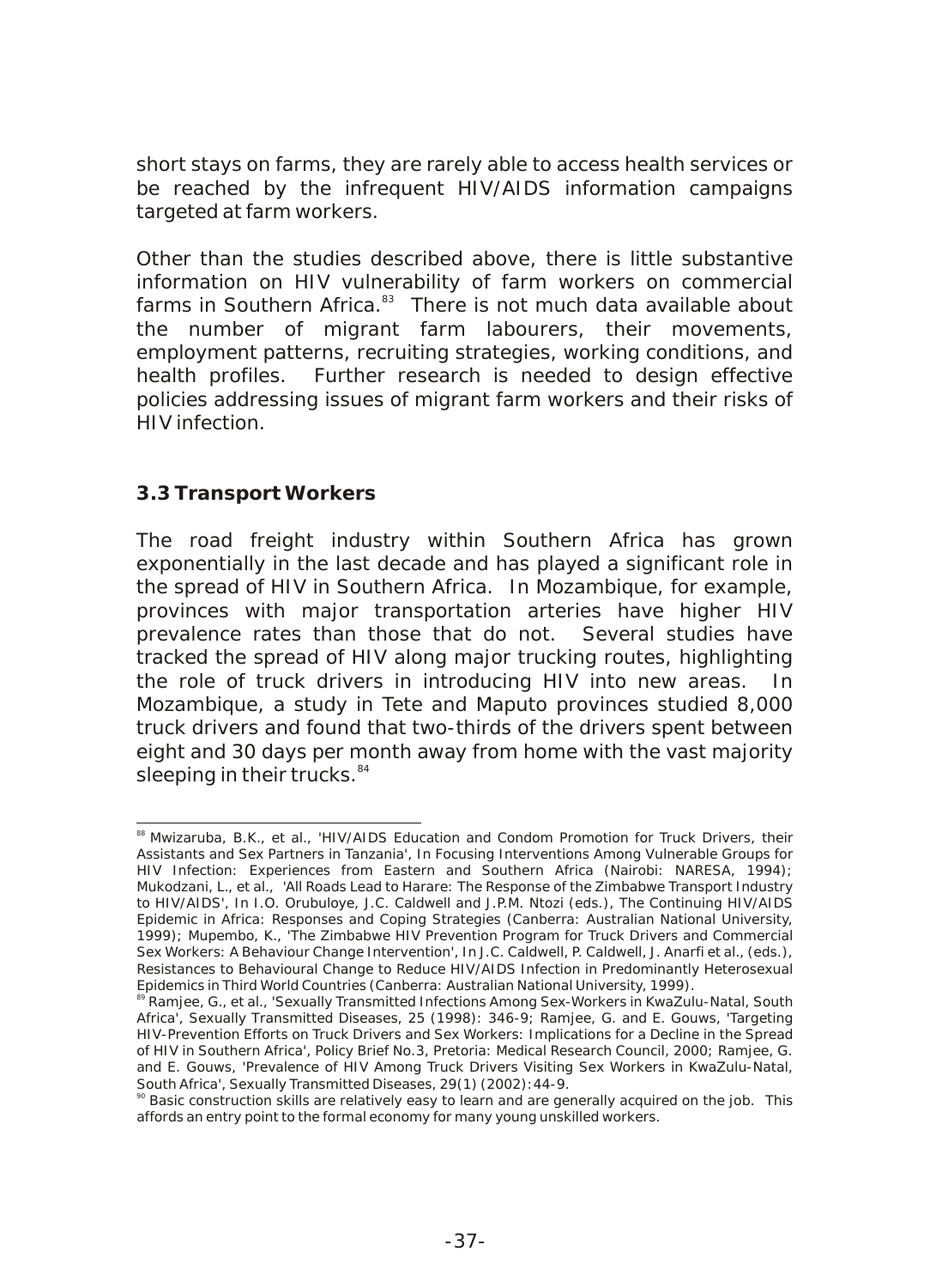short stays on farms, they are rarely able to access health services or be reached by the infrequent HIV/AIDS information campaigns targeted at farm workers.

Other than the studies described above, there is little substantive information on HIV vulnerability of farm workers on commercial farms in Southern Africa.[83] There is not much data available about the number of migrant farm labourers, their movements, employment patterns, recruiting strategies, working conditions, and health profiles. Further research is needed to design effective policies addressing issues of migrant farm workers and their risks of HIV infection.

### 3.3 Transport Workers

The road freight industry within Southern Africa has grown exponentially in the last decade and has played a significant role in the spread of HIV in Southern Africa. In Mozambique, for example, provinces with major transportation arteries have higher HIV prevalence rates than those that do not. Several studies have tracked the spread of HIV along major trucking routes, highlighting the role of truck drivers in introducing HIV into new areas. In Mozambique, a study in Tete and Maputo provinces studied 8,000 truck drivers and found that two-thirds of the drivers spent between eight and 30 days per month away from home with the vast majority sleeping in their trucks.[84]

---

[88] Mwizaruba, B.K., et al., 'HIV/AIDS Education and Condom Promotion for Truck Drivers, their Assistants and Sex Partners in Tanzania', In Focusing Interventions Among Vulnerable Groups for HIV Infection: Experiences from Eastern and Southern Africa (Nairobi: NARESA, 1994); Mukodzani, L., et al., 'All Roads Lead to Harare: The Response of the Zimbabwe Transport Industry to HIV/AIDS', In I.O. Orubuloye, J.C. Caldwell and J.P.M. Ntozi (eds.), The Continuing HIV/AIDS Epidemic in Africa: Responses and Coping Strategies (Canberra: Australian National University, 1999); Mupembo, K., 'The Zimbabwe HIV Prevention Program for Truck Drivers and Commercial Sex Workers: A Behaviour Change Intervention', In J.C. Caldwell, P. Caldwell, J. Anarfi et al., (eds.), Resistances to Behavioural Change to Reduce HIV/AIDS Infection in Predominantly Heterosexual Epidemics in Third World Countries (Canberra: Australian National University, 1999).

[89] Ramjee, G., et al., 'Sexually Transmitted Infections Among Sex-Workers in KwaZulu-Natal, South Africa', Sexually Transmitted Diseases, 25 (1998): 346-9; Ramjee, G. and E. Gouws, 'Targeting HIV-Prevention Efforts on Truck Drivers and Sex Workers: Implications for a Decline in the Spread of HIV in Southern Africa', Policy Brief No.3, Pretoria: Medical Research Council, 2000; Ramjee, G. and E. Gouws, 'Prevalence of HIV Among Truck Drivers Visiting Sex Workers in KwaZulu-Natal, South Africa', Sexually Transmitted Diseases, 29(1) (2002):44-9.

[90] Basic construction skills are relatively easy to learn and are generally acquired on the job. This affords an entry point to the formal economy for many young unskilled workers.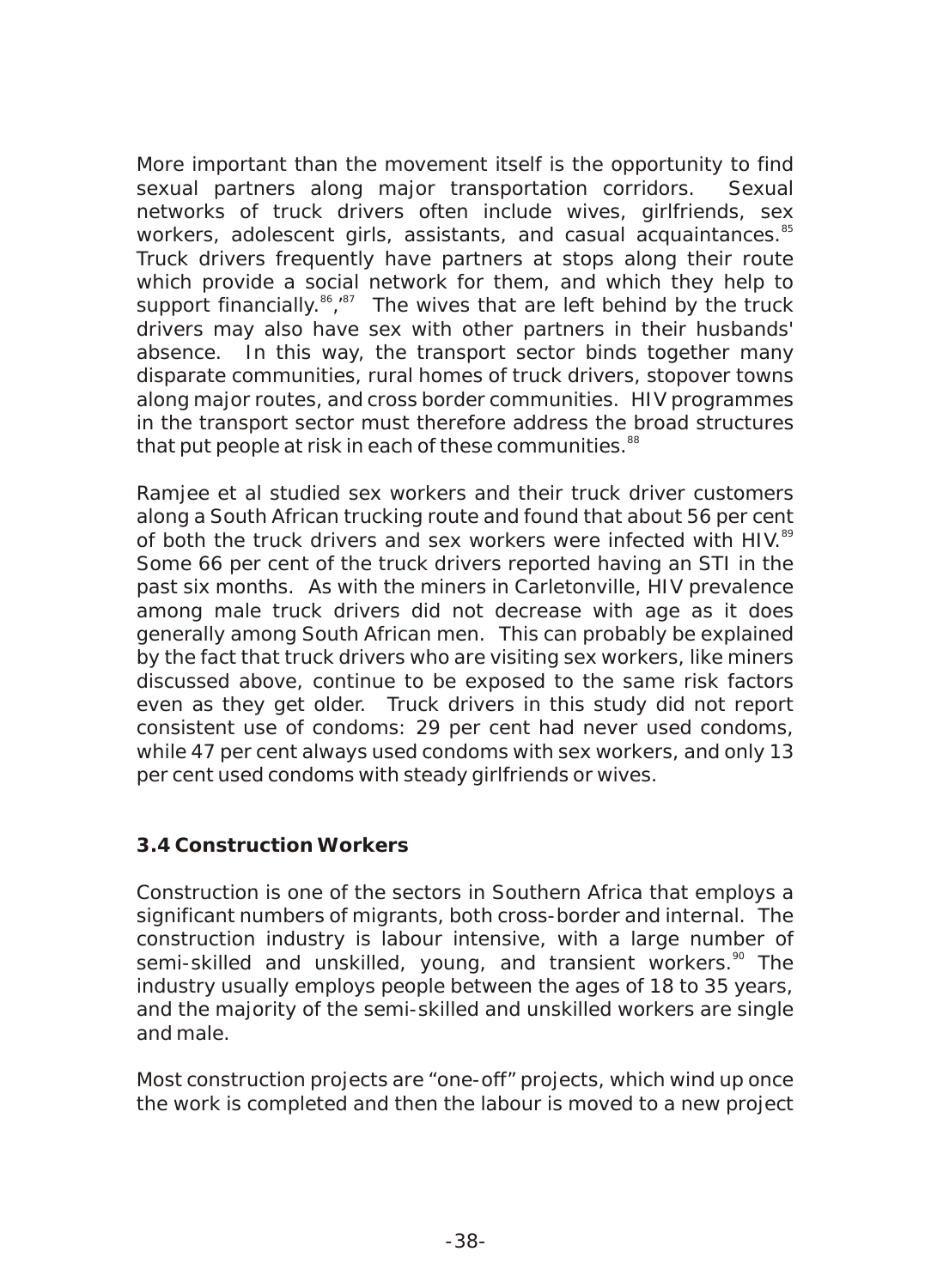More important than the movement itself is the opportunity to find sexual partners along major transportation corridors. Sexual networks of truck drivers often include wives, girlfriends, sex workers, adolescent girls, assistants, and casual acquaintances.[85] Truck drivers frequently have partners at stops along their route which provide a social network for them, and which they help to support financially.[86,87] The wives that are left behind by the truck drivers may also have sex with other partners in their husbands' absence. In this way, the transport sector binds together many disparate communities, rural homes of truck drivers, stopover towns along major routes, and cross border communities. HIV programmes in the transport sector must therefore address the broad structures that put people at risk in each of these communities.[88]

Ramjee et al studied sex workers and their truck driver customers along a South African trucking route and found that about 56 per cent of both the truck drivers and sex workers were infected with HIV.[89] Some 66 per cent of the truck drivers reported having an STI in the past six months. As with the miners in Carletonville, HIV prevalence among male truck drivers did not decrease with age as it does generally among South African men. This can probably be explained by the fact that truck drivers who are visiting sex workers, like miners discussed above, continue to be exposed to the same risk factors even as they get older. Truck drivers in this study did not report consistent use of condoms: 29 per cent had never used condoms, while 47 per cent always used condoms with sex workers, and only 13 per cent used condoms with steady girlfriends or wives.

### 3.4 Construction Workers

Construction is one of the sectors in Southern Africa that employs a significant numbers of migrants, both cross-border and internal. The construction industry is labour intensive, with a large number of semi-skilled and unskilled, young, and transient workers.[90] The industry usually employs people between the ages of 18 to 35 years, and the majority of the semi-skilled and unskilled workers are single and male.

Most construction projects are "one-off" projects, which wind up once the work is completed and then the labour is moved to a new project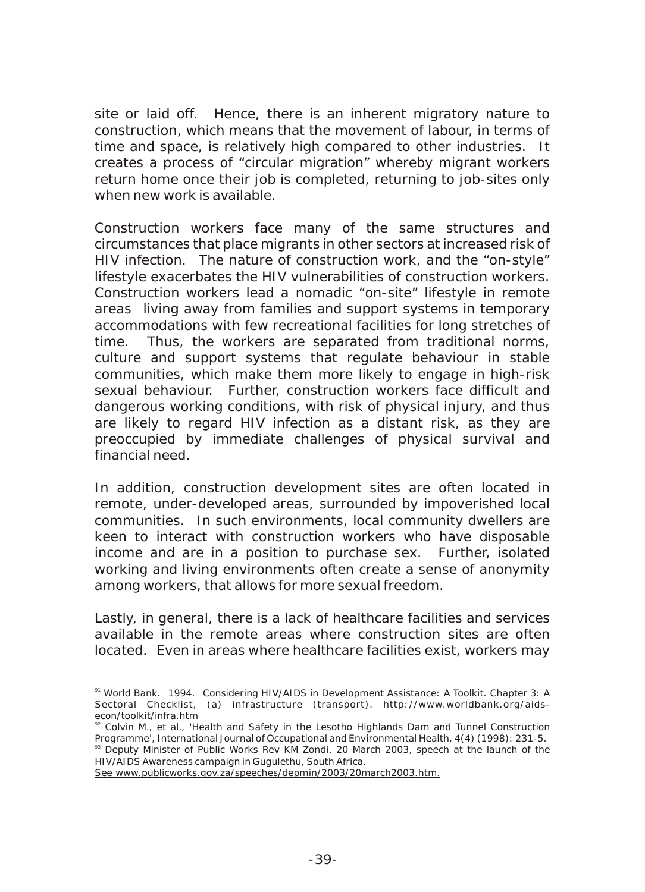site or laid off. Hence, there is an inherent migratory nature to construction, which means that the movement of labour, in terms of time and space, is relatively high compared to other industries. It creates a process of "circular migration" whereby migrant workers return home once their job is completed, returning to job-sites only when new work is available.

Construction workers face many of the same structures and circumstances that place migrants in other sectors at increased risk of HIV infection. The nature of construction work, and the "on-style" lifestyle exacerbates the HIV vulnerabilities of construction workers. Construction workers lead a nomadic "on-site" lifestyle in remote areas living away from families and support systems in temporary accommodations with few recreational facilities for long stretches of time. Thus, the workers are separated from traditional norms, culture and support systems that regulate behaviour in stable communities, which make them more likely to engage in high-risk sexual behaviour. Further, construction workers face difficult and dangerous working conditions, with risk of physical injury, and thus are likely to regard HIV infection as a distant risk, as they are preoccupied by immediate challenges of physical survival and financial need.

In addition, construction development sites are often located in remote, under-developed areas, surrounded by impoverished local communities. In such environments, local community dwellers are keen to interact with construction workers who have disposable income and are in a position to purchase sex. Further, isolated working and living environments often create a sense of anonymity among workers, that allows for more sexual freedom.

Lastly, in general, there is a lack of healthcare facilities and services available in the remote areas where construction sites are often located. Even in areas where healthcare facilities exist, workers may

---

[91] World Bank. 1994. Considering HIV/AIDS in Development Assistance: A Toolkit. Chapter 3: A Sectoral Checklist, (a) infrastructure (transport). http://www.worldbank.org/aids-econ/toolkit/infra.htm

[92] Colvin M., et al., 'Health and Safety in the Lesotho Highlands Dam and Tunnel Construction Programme', International Journal of Occupational and Environmental Health, 4(4) (1998): 231-5.

[93] Deputy Minister of Public Works Rev KM Zondi, 20 March 2003, speech at the launch of the HIV/AIDS Awareness campaign in Gugulethu, South Africa. See www.publicworks.gov.za/speeches/depmin/2003/20march2003.htm.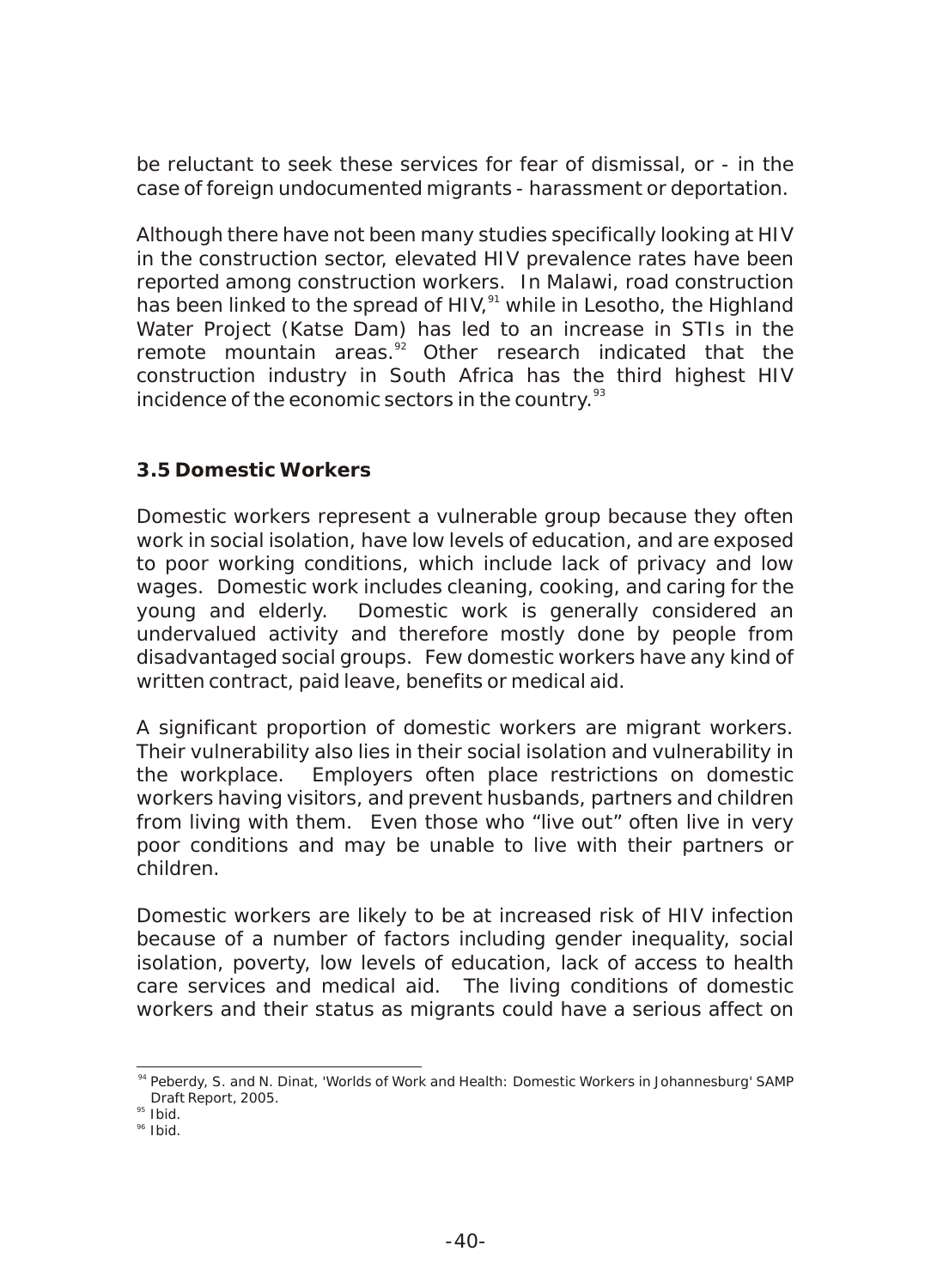be reluctant to seek these services for fear of dismissal, or - in the case of foreign undocumented migrants - harassment or deportation.

Although there have not been many studies specifically looking at HIV in the construction sector, elevated HIV prevalence rates have been reported among construction workers. In Malawi, road construction has been linked to the spread of HIV,[91] while in Lesotho, the Highland Water Project (Katse Dam) has led to an increase in STIs in the remote mountain areas.[92] Other research indicated that the construction industry in South Africa has the third highest HIV incidence of the economic sectors in the country.[93]

### 3.5 Domestic Workers

Domestic workers represent a vulnerable group because they often work in social isolation, have low levels of education, and are exposed to poor working conditions, which include lack of privacy and low wages. Domestic work includes cleaning, cooking, and caring for the young and elderly. Domestic work is generally considered an undervalued activity and therefore mostly done by people from disadvantaged social groups. Few domestic workers have any kind of written contract, paid leave, benefits or medical aid.

A significant proportion of domestic workers are migrant workers. Their vulnerability also lies in their social isolation and vulnerability in the workplace. Employers often place restrictions on domestic workers having visitors, and prevent husbands, partners and children from living with them. Even those who "live out" often live in very poor conditions and may be unable to live with their partners or children.

Domestic workers are likely to be at increased risk of HIV infection because of a number of factors including gender inequality, social isolation, poverty, low levels of education, lack of access to health care services and medical aid. The living conditions of domestic workers and their status as migrants could have a serious affect on

---

[94] Peberdy, S. and N. Dinat, 'Worlds of Work and Health: Domestic Workers in Johannesburg' SAMP Draft Report, 2005.

[95] Ibid.

[96] Ibid.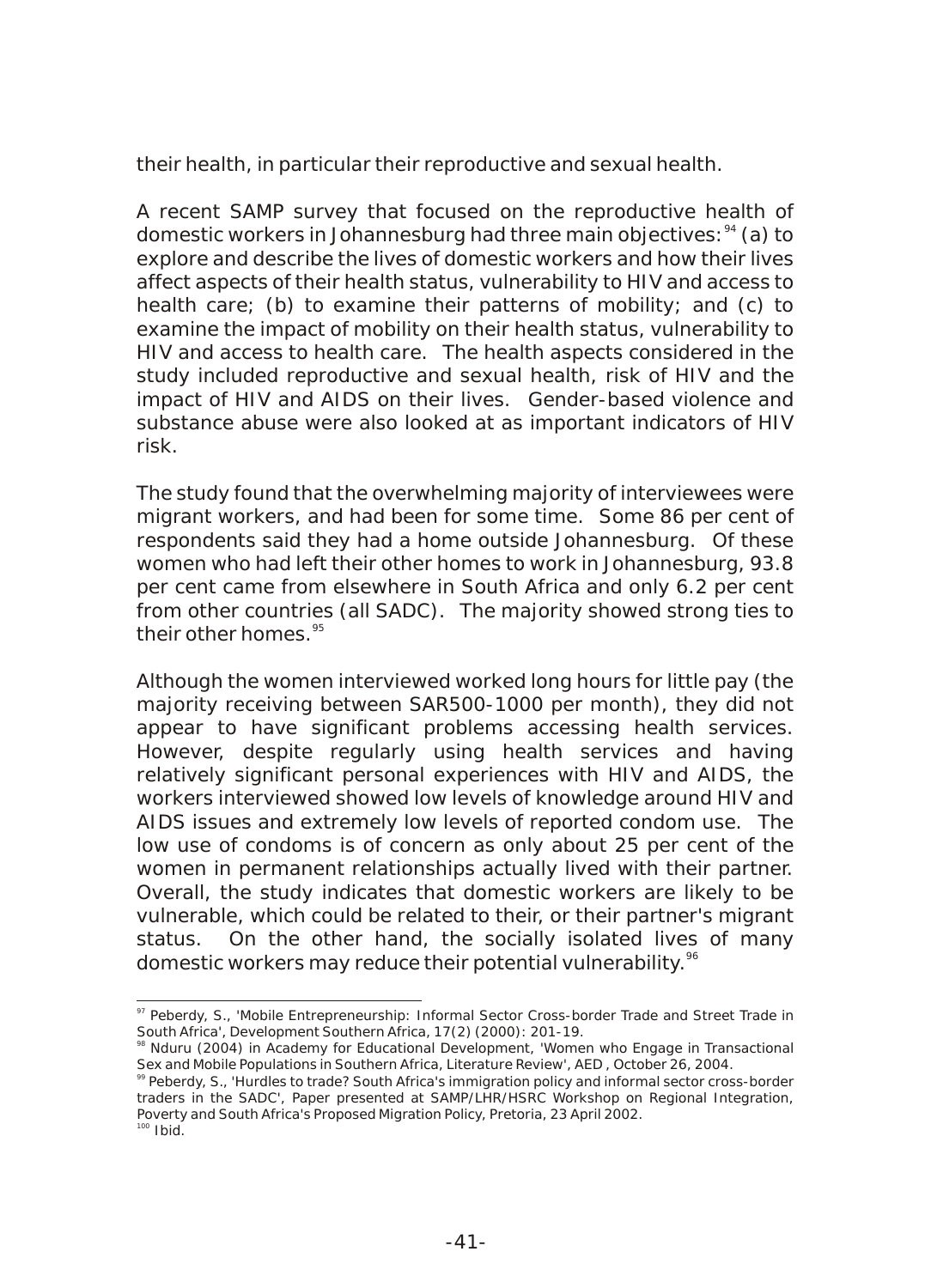their health, in particular their reproductive and sexual health.

A recent SAMP survey that focused on the reproductive health of domestic workers in Johannesburg had three main objectives:[94] (a) to explore and describe the lives of domestic workers and how their lives affect aspects of their health status, vulnerability to HIV and access to health care; (b) to examine their patterns of mobility; and (c) to examine the impact of mobility on their health status, vulnerability to HIV and access to health care. The health aspects considered in the study included reproductive and sexual health, risk of HIV and the impact of HIV and AIDS on their lives. Gender-based violence and substance abuse were also looked at as important indicators of HIV risk.

The study found that the overwhelming majority of interviewees were migrant workers, and had been for some time. Some 86 per cent of respondents said they had a home outside Johannesburg. Of these women who had left their other homes to work in Johannesburg, 93.8 per cent came from elsewhere in South Africa and only 6.2 per cent from other countries (all SADC). The majority showed strong ties to their other homes.[95]

Although the women interviewed worked long hours for little pay (the majority receiving between SAR500-1000 per month), they did not appear to have significant problems accessing health services. However, despite regularly using health services and having relatively significant personal experiences with HIV and AIDS, the workers interviewed showed low levels of knowledge around HIV and AIDS issues and extremely low levels of reported condom use. The low use of condoms is of concern as only about 25 per cent of the women in permanent relationships actually lived with their partner. Overall, the study indicates that domestic workers are likely to be vulnerable, which could be related to their, or their partner's migrant status. On the other hand, the socially isolated lives of many domestic workers may reduce their potential vulnerability.[96]

---

[97] Peberdy, S., 'Mobile Entrepreneurship: Informal Sector Cross-border Trade and Street Trade in South Africa', Development Southern Africa, 17(2) (2000): 201-19.

[98] Nduru (2004) in Academy for Educational Development, 'Women who Engage in Transactional Sex and Mobile Populations in Southern Africa, Literature Review', AED , October 26, 2004.

[99] Peberdy, S., 'Hurdles to trade? South Africa's immigration policy and informal sector cross-border traders in the SADC', Paper presented at SAMP/LHR/HSRC Workshop on Regional Integration, Poverty and South Africa's Proposed Migration Policy, Pretoria, 23 April 2002.

[100] Ibid.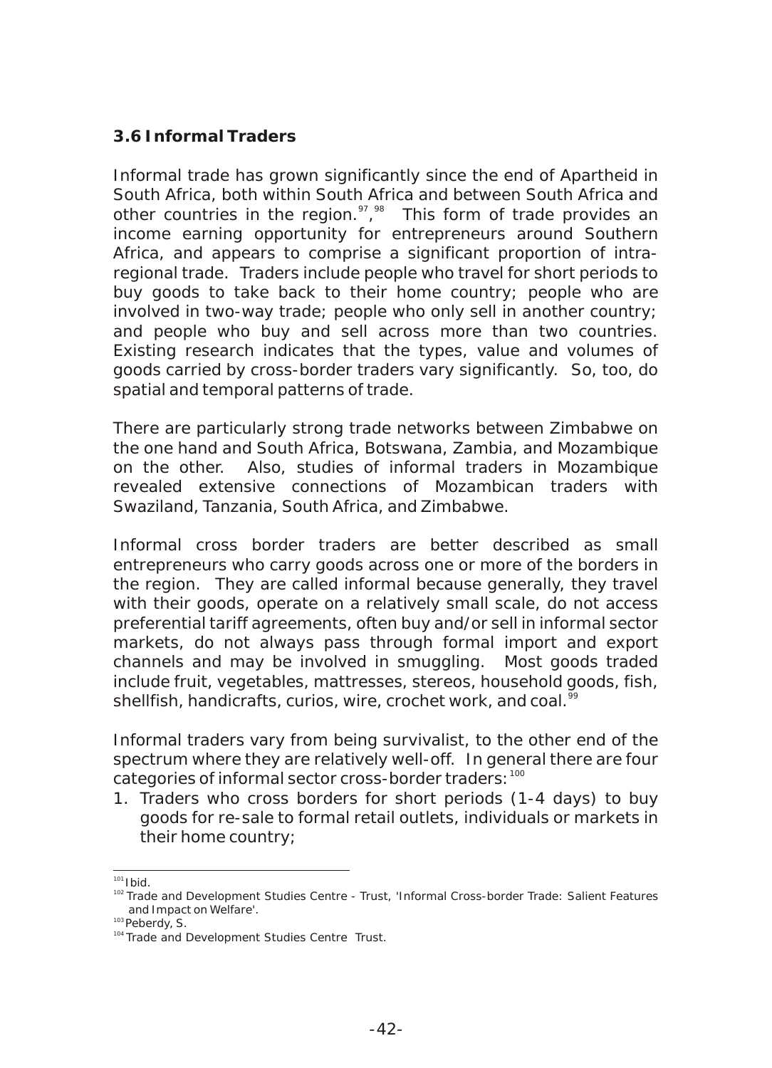### 3.6 Informal Traders

Informal trade has grown significantly since the end of Apartheid in South Africa, both within South Africa and between South Africa and other countries in the region.[97],[98] This form of trade provides an income earning opportunity for entrepreneurs around Southern Africa, and appears to comprise a significant proportion of intra-regional trade. Traders include people who travel for short periods to buy goods to take back to their home country; people who are involved in two-way trade; people who only sell in another country; and people who buy and sell across more than two countries. Existing research indicates that the types, value and volumes of goods carried by cross-border traders vary significantly. So, too, do spatial and temporal patterns of trade.

There are particularly strong trade networks between Zimbabwe on the one hand and South Africa, Botswana, Zambia, and Mozambique on the other. Also, studies of informal traders in Mozambique revealed extensive connections of Mozambican traders with Swaziland, Tanzania, South Africa, and Zimbabwe.

Informal cross border traders are better described as small entrepreneurs who carry goods across one or more of the borders in the region. They are called informal because generally, they travel with their goods, operate on a relatively small scale, do not access preferential tariff agreements, often buy and/or sell in informal sector markets, do not always pass through formal import and export channels and may be involved in smuggling. Most goods traded include fruit, vegetables, mattresses, stereos, household goods, fish, shellfish, handicrafts, curios, wire, crochet work, and coal.[99]

Informal traders vary from being survivalist, to the other end of the spectrum where they are relatively well-off. In general there are four categories of informal sector cross-border traders:[100]

1. Traders who cross borders for short periods (1-4 days) to buy goods for re-sale to formal retail outlets, individuals or markets in their home country;

---

[101] Ibid.

[102] Trade and Development Studies Centre - Trust, 'Informal Cross-border Trade: Salient Features and Impact on Welfare'.

[103] Peberdy, S.

[104] Trade and Development Studies Centre Trust.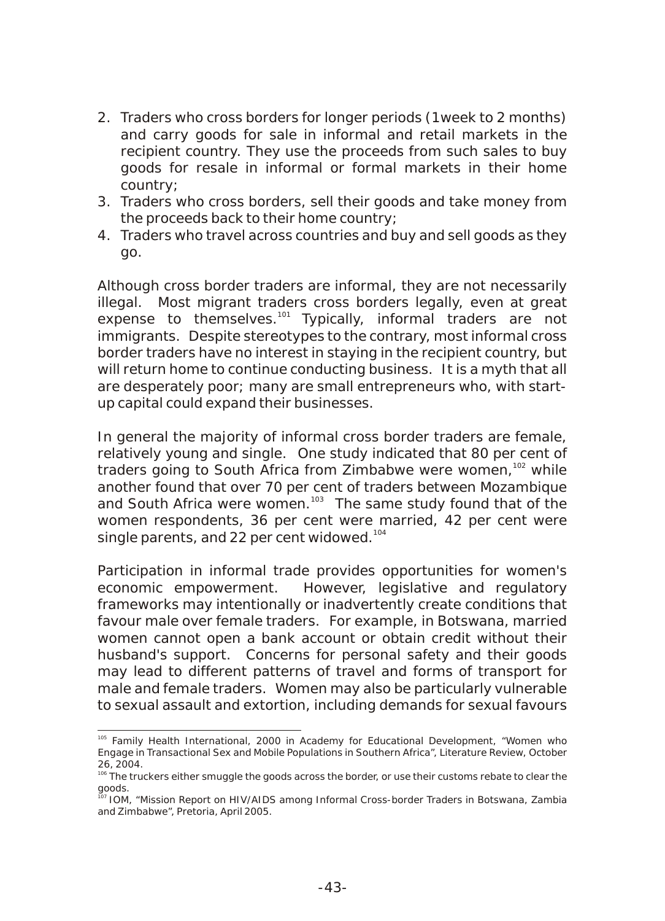2. Traders who cross borders for longer periods (1week to 2 months) and carry goods for sale in informal and retail markets in the recipient country. They use the proceeds from such sales to buy goods for resale in informal or formal markets in their home country;
3. Traders who cross borders, sell their goods and take money from the proceeds back to their home country;
4. Traders who travel across countries and buy and sell goods as they go.

Although cross border traders are informal, they are not necessarily illegal. Most migrant traders cross borders legally, even at great expense to themselves.[101] Typically, informal traders are not immigrants. Despite stereotypes to the contrary, most informal cross border traders have no interest in staying in the recipient country, but will return home to continue conducting business. It is a myth that all are desperately poor; many are small entrepreneurs who, with start-up capital could expand their businesses.

In general the majority of informal cross border traders are female, relatively young and single. One study indicated that 80 per cent of traders going to South Africa from Zimbabwe were women,[102] while another found that over 70 per cent of traders between Mozambique and South Africa were women.[103] The same study found that of the women respondents, 36 per cent were married, 42 per cent were single parents, and 22 per cent widowed.[104]

Participation in informal trade provides opportunities for women's economic empowerment. However, legislative and regulatory frameworks may intentionally or inadvertently create conditions that favour male over female traders. For example, in Botswana, married women cannot open a bank account or obtain credit without their husband's support. Concerns for personal safety and their goods may lead to different patterns of travel and forms of transport for male and female traders. Women may also be particularly vulnerable to sexual assault and extortion, including demands for sexual favours

---

[105] Family Health International, 2000 in Academy for Educational Development, "Women who Engage in Transactional Sex and Mobile Populations in Southern Africa", Literature Review, October 26, 2004.

[106] The truckers either smuggle the goods across the border, or use their customs rebate to clear the goods.

[107] IOM, "Mission Report on HIV/AIDS among Informal Cross-border Traders in Botswana, Zambia and Zimbabwe", Pretoria, April 2005.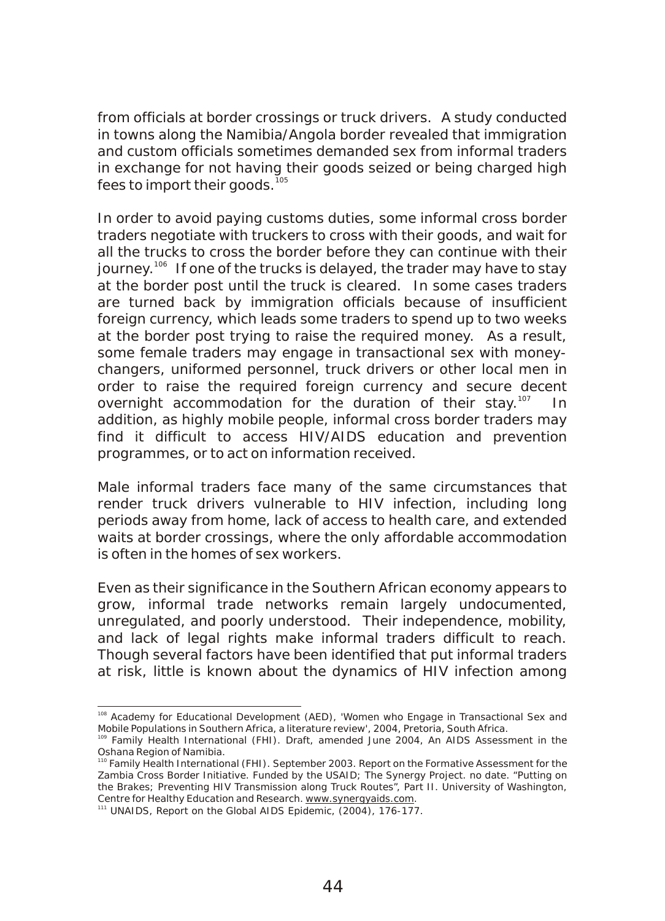from officials at border crossings or truck drivers. A study conducted in towns along the Namibia/Angola border revealed that immigration and custom officials sometimes demanded sex from informal traders in exchange for not having their goods seized or being charged high fees to import their goods.[105]

In order to avoid paying customs duties, some informal cross border traders negotiate with truckers to cross with their goods, and wait for all the trucks to cross the border before they can continue with their journey.[106] If one of the trucks is delayed, the trader may have to stay at the border post until the truck is cleared. In some cases traders are turned back by immigration officials because of insufficient foreign currency, which leads some traders to spend up to two weeks at the border post trying to raise the required money. As a result, some female traders may engage in transactional sex with money-changers, uniformed personnel, truck drivers or other local men in order to raise the required foreign currency and secure decent overnight accommodation for the duration of their stay.[107] In addition, as highly mobile people, informal cross border traders may find it difficult to access HIV/AIDS education and prevention programmes, or to act on information received.

Male informal traders face many of the same circumstances that render truck drivers vulnerable to HIV infection, including long periods away from home, lack of access to health care, and extended waits at border crossings, where the only affordable accommodation is often in the homes of sex workers.

Even as their significance in the Southern African economy appears to grow, informal trade networks remain largely undocumented, unregulated, and poorly understood. Their independence, mobility, and lack of legal rights make informal traders difficult to reach. Though several factors have been identified that put informal traders at risk, little is known about the dynamics of HIV infection among

---

[108] Academy for Educational Development (AED), 'Women who Engage in Transactional Sex and Mobile Populations in Southern Africa, a literature review', 2004, Pretoria, South Africa.

[109] Family Health International (FHI). Draft, amended June 2004, An AIDS Assessment in the Oshana Region of Namibia.

[110] Family Health International (FHI). September 2003. Report on the Formative Assessment for the Zambia Cross Border Initiative. Funded by the USAID; The Synergy Project. no date. "Putting on the Brakes; Preventing HIV Transmission along Truck Routes", Part II. University of Washington, Centre for Healthy Education and Research. www.synergyaids.com.

[111] UNAIDS, Report on the Global AIDS Epidemic, (2004), 176-177.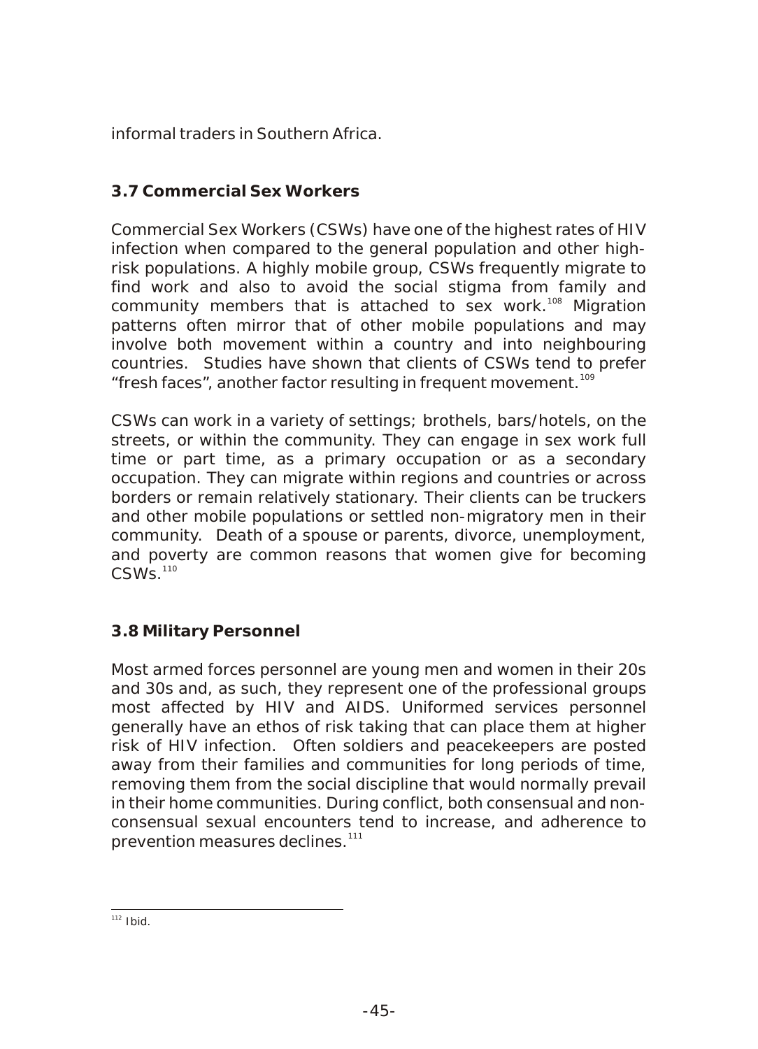informal traders in Southern Africa.

### 3.7 Commercial Sex Workers

Commercial Sex Workers (CSWs) have one of the highest rates of HIV infection when compared to the general population and other high-risk populations. A highly mobile group, CSWs frequently migrate to find work and also to avoid the social stigma from family and community members that is attached to sex work.[108] Migration patterns often mirror that of other mobile populations and may involve both movement within a country and into neighbouring countries. Studies have shown that clients of CSWs tend to prefer "fresh faces", another factor resulting in frequent movement.[109]

CSWs can work in a variety of settings; brothels, bars/hotels, on the streets, or within the community. They can engage in sex work full time or part time, as a primary occupation or as a secondary occupation. They can migrate within regions and countries or across borders or remain relatively stationary. Their clients can be truckers and other mobile populations or settled non-migratory men in their community. Death of a spouse or parents, divorce, unemployment, and poverty are common reasons that women give for becoming CSWs.[110]

### 3.8 Military Personnel

Most armed forces personnel are young men and women in their 20s and 30s and, as such, they represent one of the professional groups most affected by HIV and AIDS. Uniformed services personnel generally have an ethos of risk taking that can place them at higher risk of HIV infection. Often soldiers and peacekeepers are posted away from their families and communities for long periods of time, removing them from the social discipline that would normally prevail in their home communities. During conflict, both consensual and non-consensual sexual encounters tend to increase, and adherence to prevention measures declines.[111]

---

[112] Ibid.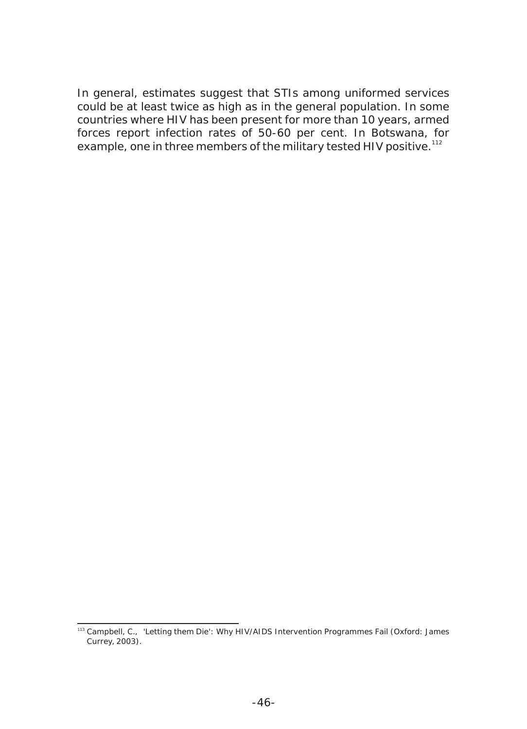In general, estimates suggest that STIs among uniformed services could be at least twice as high as in the general population. In some countries where HIV has been present for more than 10 years, armed forces report infection rates of 50-60 per cent. In Botswana, for example, one in three members of the military tested HIV positive.[112]

---

[113] Campbell, C., 'Letting them Die': Why HIV/AIDS Intervention Programmes Fail (Oxford: James Currey, 2003).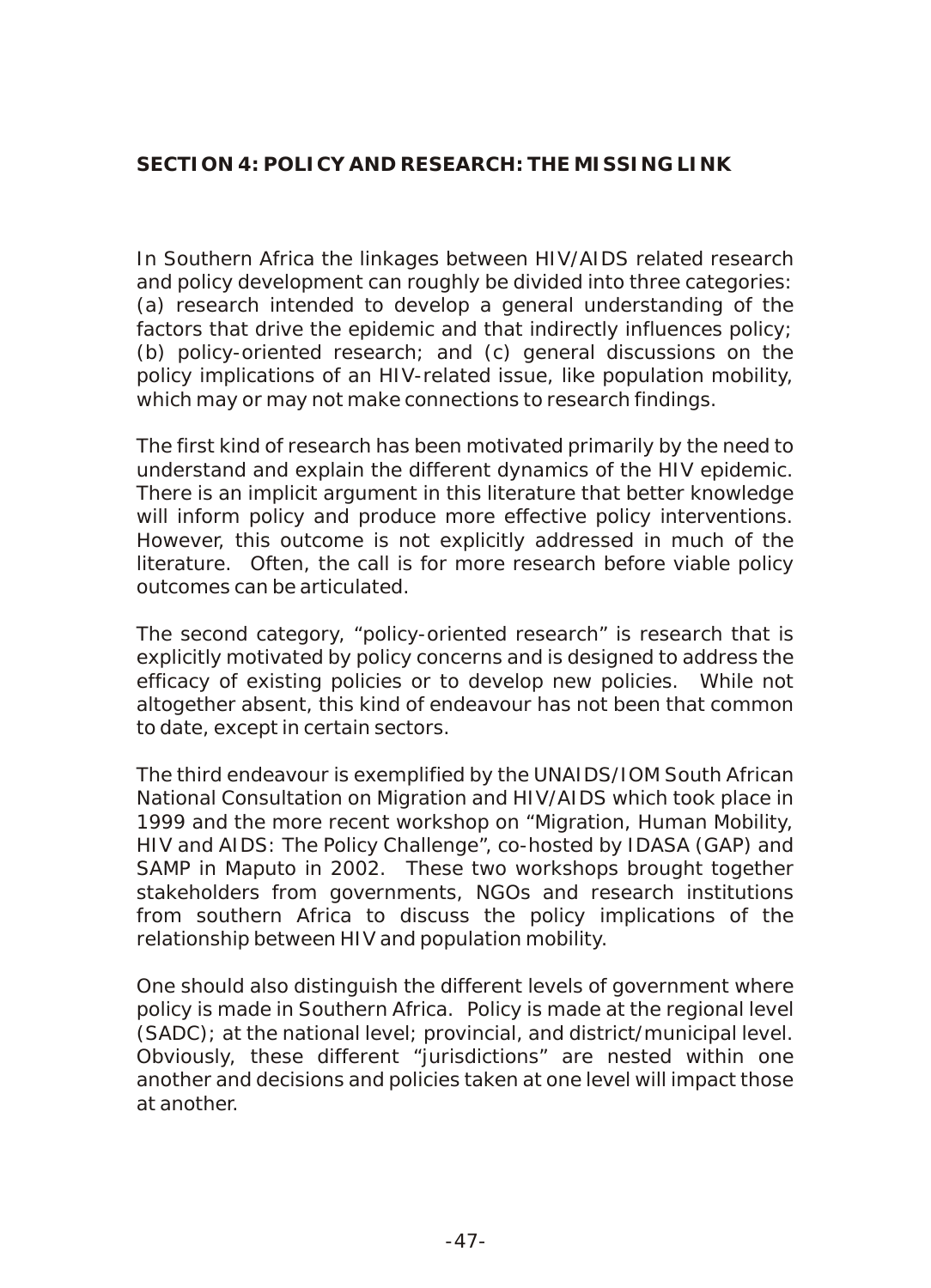## SECTION 4: POLICY AND RESEARCH: THE MISSING LINK

In Southern Africa the linkages between HIV/AIDS related research and policy development can roughly be divided into three categories: (a) research intended to develop a general understanding of the factors that drive the epidemic and that indirectly influences policy; (b) policy-oriented research; and (c) general discussions on the policy implications of an HIV-related issue, like population mobility, which may or may not make connections to research findings.

The first kind of research has been motivated primarily by the need to understand and explain the different dynamics of the HIV epidemic. There is an implicit argument in this literature that better knowledge will inform policy and produce more effective policy interventions. However, this outcome is not explicitly addressed in much of the literature. Often, the call is for more research before viable policy outcomes can be articulated.

The second category, "policy-oriented research" is research that is explicitly motivated by policy concerns and is designed to address the efficacy of existing policies or to develop new policies. While not altogether absent, this kind of endeavour has not been that common to date, except in certain sectors.

The third endeavour is exemplified by the UNAIDS/IOM South African National Consultation on Migration and HIV/AIDS which took place in 1999 and the more recent workshop on "Migration, Human Mobility, HIV and AIDS: The Policy Challenge", co-hosted by IDASA (GAP) and SAMP in Maputo in 2002. These two workshops brought together stakeholders from governments, NGOs and research institutions from southern Africa to discuss the policy implications of the relationship between HIV and population mobility.

One should also distinguish the different levels of government where policy is made in Southern Africa. Policy is made at the regional level (SADC); at the national level; provincial, and district/municipal level. Obviously, these different "jurisdictions" are nested within one another and decisions and policies taken at one level will impact those at another.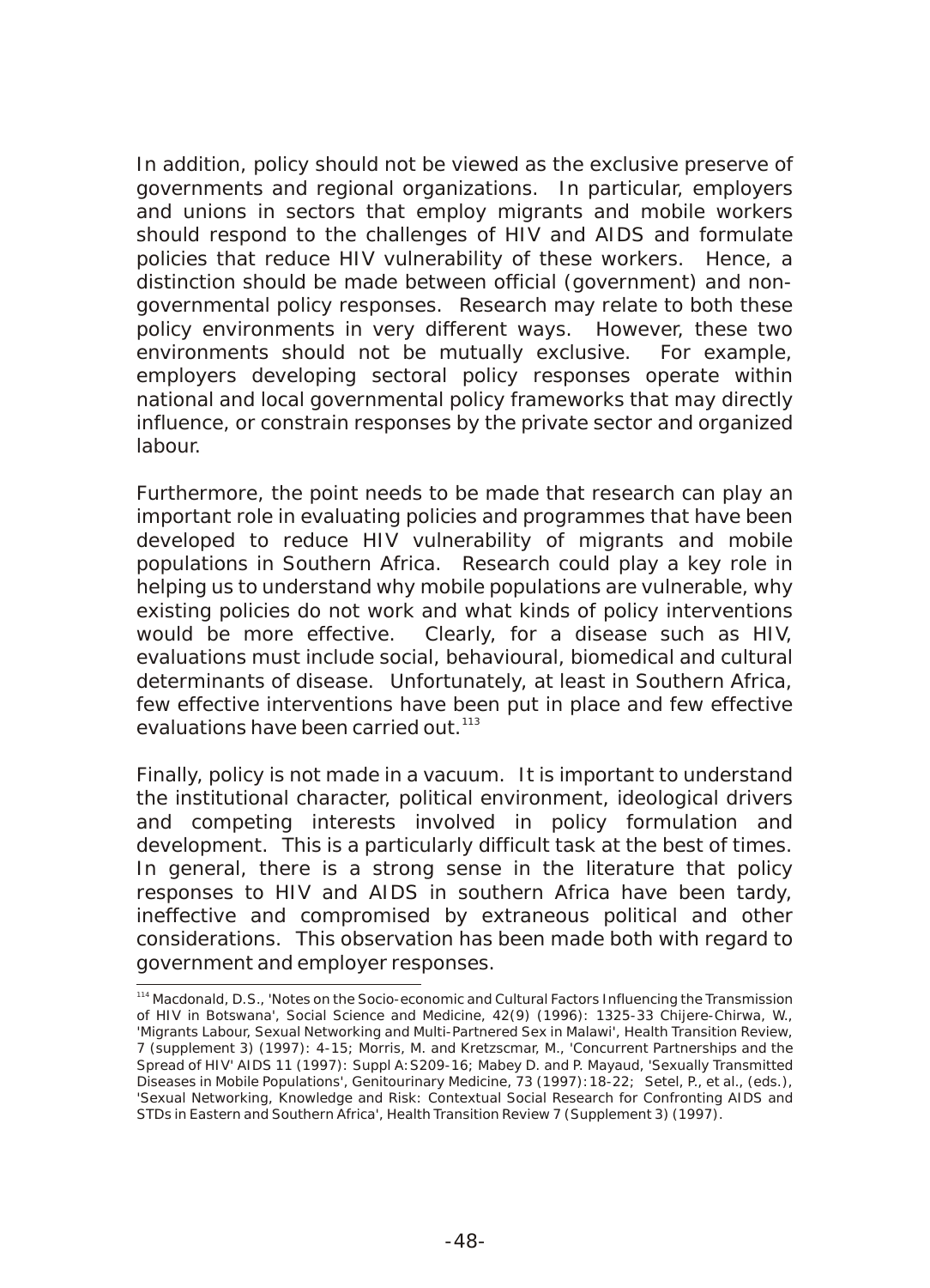In addition, policy should not be viewed as the exclusive preserve of governments and regional organizations. In particular, employers and unions in sectors that employ migrants and mobile workers should respond to the challenges of HIV and AIDS and formulate policies that reduce HIV vulnerability of these workers. Hence, a distinction should be made between official (government) and non-governmental policy responses. Research may relate to both these policy environments in very different ways. However, these two environments should not be mutually exclusive. For example, employers developing sectoral policy responses operate within national and local governmental policy frameworks that may directly influence, or constrain responses by the private sector and organized labour.

Furthermore, the point needs to be made that research can play an important role in evaluating policies and programmes that have been developed to reduce HIV vulnerability of migrants and mobile populations in Southern Africa. Research could play a key role in helping us to understand why mobile populations are vulnerable, why existing policies do not work and what kinds of policy interventions would be more effective. Clearly, for a disease such as HIV, evaluations must include social, behavioural, biomedical and cultural determinants of disease. Unfortunately, at least in Southern Africa, few effective interventions have been put in place and few effective evaluations have been carried out.[113]

Finally, policy is not made in a vacuum. It is important to understand the institutional character, political environment, ideological drivers and competing interests involved in policy formulation and development. This is a particularly difficult task at the best of times. In general, there is a strong sense in the literature that policy responses to HIV and AIDS in southern Africa have been tardy, ineffective and compromised by extraneous political and other considerations. This observation has been made both with regard to government and employer responses.

---

[114] Macdonald, D.S., 'Notes on the Socio-economic and Cultural Factors Influencing the Transmission of HIV in Botswana', Social Science and Medicine, 42(9) (1996): 1325-33 Chijere-Chirwa, W., 'Migrants Labour, Sexual Networking and Multi-Partnered Sex in Malawi', Health Transition Review, 7 (supplement 3) (1997): 4-15; Morris, M. and Kretzscmar, M., 'Concurrent Partnerships and the Spread of HIV' AIDS 11 (1997): Suppl A:S209-16; Mabey D. and P. Mayaud, 'Sexually Transmitted Diseases in Mobile Populations', Genitourinary Medicine, 73 (1997):18-22; Setel, P., et al., (eds.), 'Sexual Networking, Knowledge and Risk: Contextual Social Research for Confronting AIDS and STDs in Eastern and Southern Africa', Health Transition Review 7 (Supplement 3) (1997).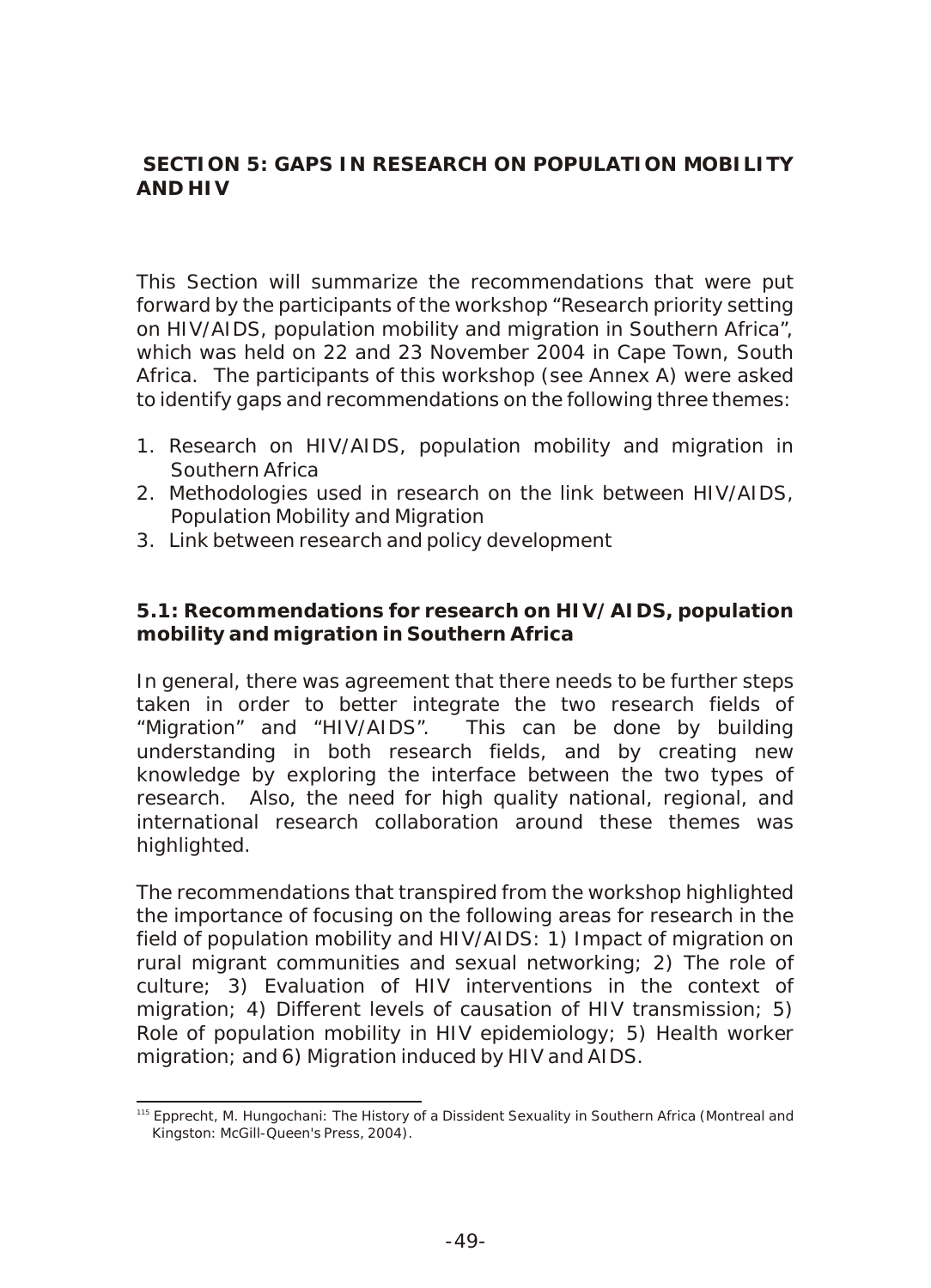## SECTION 5: GAPS IN RESEARCH ON POPULATION MOBILITY AND HIV

This Section will summarize the recommendations that were put forward by the participants of the workshop "Research priority setting on HIV/AIDS, population mobility and migration in Southern Africa", which was held on 22 and 23 November 2004 in Cape Town, South Africa. The participants of this workshop (see Annex A) were asked to identify gaps and recommendations on the following three themes:

1. Research on HIV/AIDS, population mobility and migration in Southern Africa
2. Methodologies used in research on the link between HIV/AIDS, Population Mobility and Migration
3. Link between research and policy development

### 5.1: Recommendations for research on HIV/AIDS, population mobility and migration in Southern Africa

In general, there was agreement that there needs to be further steps taken in order to better integrate the two research fields of "Migration" and "HIV/AIDS". This can be done by building understanding in both research fields, and by creating new knowledge by exploring the interface between the two types of research. Also, the need for high quality national, regional, and international research collaboration around these themes was highlighted.

The recommendations that transpired from the workshop highlighted the importance of focusing on the following areas for research in the field of population mobility and HIV/AIDS: 1) Impact of migration on rural migrant communities and sexual networking; 2) The role of culture; 3) Evaluation of HIV interventions in the context of migration; 4) Different levels of causation of HIV transmission; 5) Role of population mobility in HIV epidemiology; 5) Health worker migration; and 6) Migration induced by HIV and AIDS.

[115] Epprecht, M. Hungochani: The History of a Dissident Sexuality in Southern Africa (Montreal and Kingston: McGill-Queen's Press, 2004).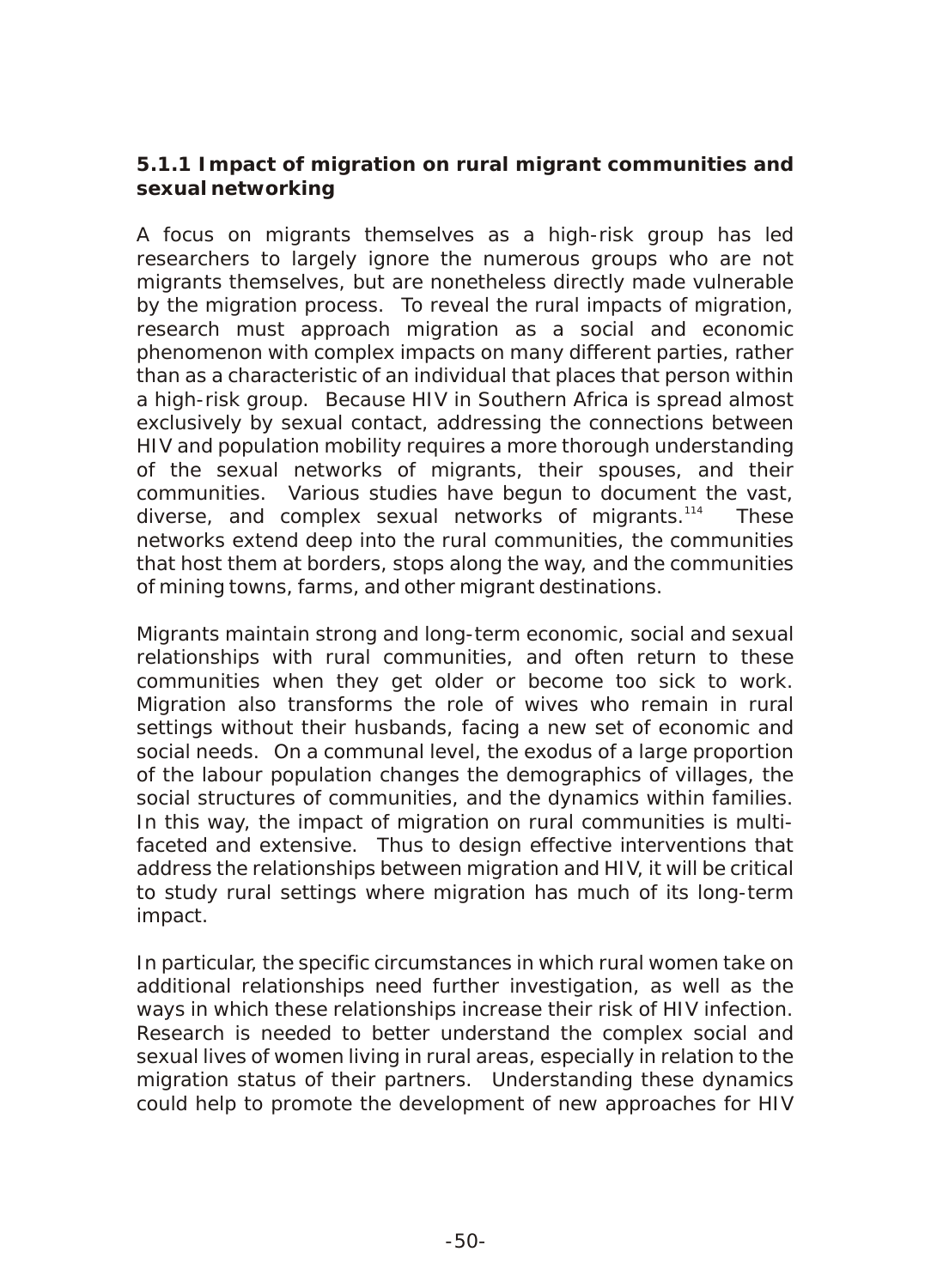### 5.1.1 Impact of migration on rural migrant communities and sexual networking

A focus on migrants themselves as a high-risk group has led researchers to largely ignore the numerous groups who are not migrants themselves, but are nonetheless directly made vulnerable by the migration process. To reveal the rural impacts of migration, research must approach migration as a social and economic phenomenon with complex impacts on many different parties, rather than as a characteristic of an individual that places that person within a high-risk group. Because HIV in Southern Africa is spread almost exclusively by sexual contact, addressing the connections between HIV and population mobility requires a more thorough understanding of the sexual networks of migrants, their spouses, and their communities. Various studies have begun to document the vast, diverse, and complex sexual networks of migrants.[114] These networks extend deep into the rural communities, the communities that host them at borders, stops along the way, and the communities of mining towns, farms, and other migrant destinations.

Migrants maintain strong and long-term economic, social and sexual relationships with rural communities, and often return to these communities when they get older or become too sick to work. Migration also transforms the role of wives who remain in rural settings without their husbands, facing a new set of economic and social needs. On a communal level, the exodus of a large proportion of the labour population changes the demographics of villages, the social structures of communities, and the dynamics within families. In this way, the impact of migration on rural communities is multi-faceted and extensive. Thus to design effective interventions that address the relationships between migration and HIV, it will be critical to study rural settings where migration has much of its long-term impact.

In particular, the specific circumstances in which rural women take on additional relationships need further investigation, as well as the ways in which these relationships increase their risk of HIV infection. Research is needed to better understand the complex social and sexual lives of women living in rural areas, especially in relation to the migration status of their partners. Understanding these dynamics could help to promote the development of new approaches for HIV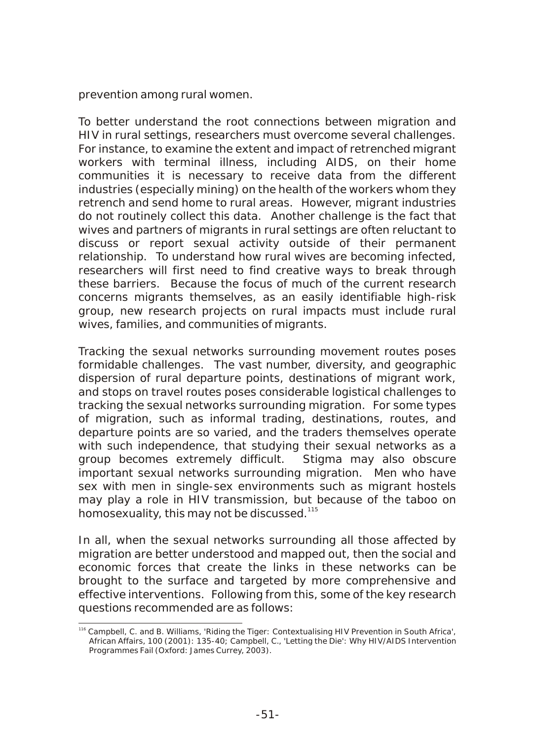prevention among rural women.

To better understand the root connections between migration and HIV in rural settings, researchers must overcome several challenges. For instance, to examine the extent and impact of retrenched migrant workers with terminal illness, including AIDS, on their home communities it is necessary to receive data from the different industries (especially mining) on the health of the workers whom they retrench and send home to rural areas. However, migrant industries do not routinely collect this data. Another challenge is the fact that wives and partners of migrants in rural settings are often reluctant to discuss or report sexual activity outside of their permanent relationship. To understand how rural wives are becoming infected, researchers will first need to find creative ways to break through these barriers. Because the focus of much of the current research concerns migrants themselves, as an easily identifiable high-risk group, new research projects on rural impacts must include rural wives, families, and communities of migrants.

Tracking the sexual networks surrounding movement routes poses formidable challenges. The vast number, diversity, and geographic dispersion of rural departure points, destinations of migrant work, and stops on travel routes poses considerable logistical challenges to tracking the sexual networks surrounding migration. For some types of migration, such as informal trading, destinations, routes, and departure points are so varied, and the traders themselves operate with such independence, that studying their sexual networks as a group becomes extremely difficult. Stigma may also obscure important sexual networks surrounding migration. Men who have sex with men in single-sex environments such as migrant hostels may play a role in HIV transmission, but because of the taboo on homosexuality, this may not be discussed.[115]

In all, when the sexual networks surrounding all those affected by migration are better understood and mapped out, then the social and economic forces that create the links in these networks can be brought to the surface and targeted by more comprehensive and effective interventions. Following from this, some of the key research questions recommended are as follows:

---

[116] Campbell, C. and B. Williams, 'Riding the Tiger: Contextualising HIV Prevention in South Africa', African Affairs, 100 (2001): 135-40; Campbell, C., 'Letting the Die': Why HIV/AIDS Intervention Programmes Fail (Oxford: James Currey, 2003).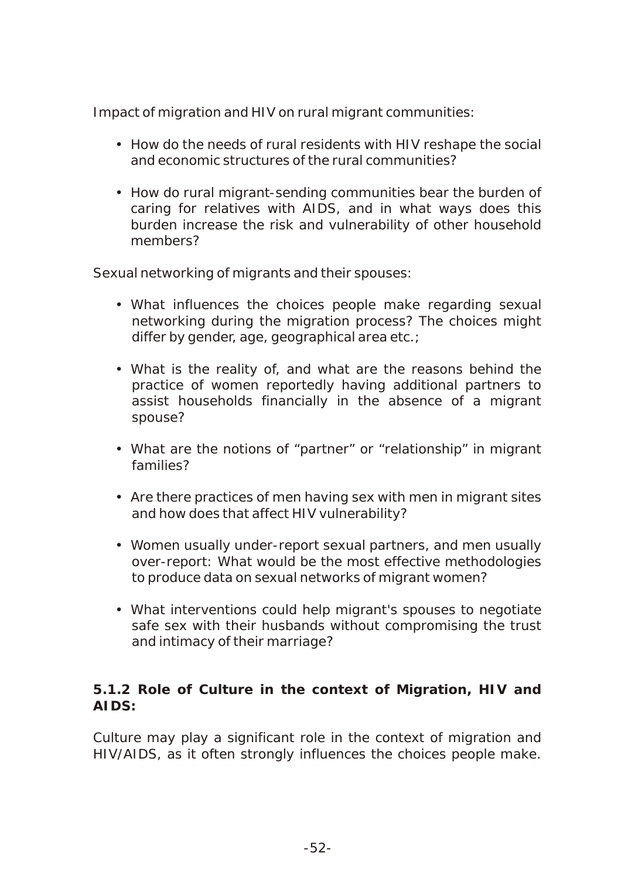Impact of migration and HIV on rural migrant communities:

- How do the needs of rural residents with HIV reshape the social and economic structures of the rural communities?
- How do rural migrant-sending communities bear the burden of caring for relatives with AIDS, and in what ways does this burden increase the risk and vulnerability of other household members?

Sexual networking of migrants and their spouses:

- What influences the choices people make regarding sexual networking during the migration process? The choices might differ by gender, age, geographical area etc.;
- What is the reality of, and what are the reasons behind the practice of women reportedly having additional partners to assist households financially in the absence of a migrant spouse?
- What are the notions of "partner" or "relationship" in migrant families?
- Are there practices of men having sex with men in migrant sites and how does that affect HIV vulnerability?
- Women usually under-report sexual partners, and men usually over-report: What would be the most effective methodologies to produce data on sexual networks of migrant women?
- What interventions could help migrant's spouses to negotiate safe sex with their husbands without compromising the trust and intimacy of their marriage?

### 5.1.2 Role of Culture in the context of Migration, HIV and AIDS:

Culture may play a significant role in the context of migration and HIV/AIDS, as it often strongly influences the choices people make.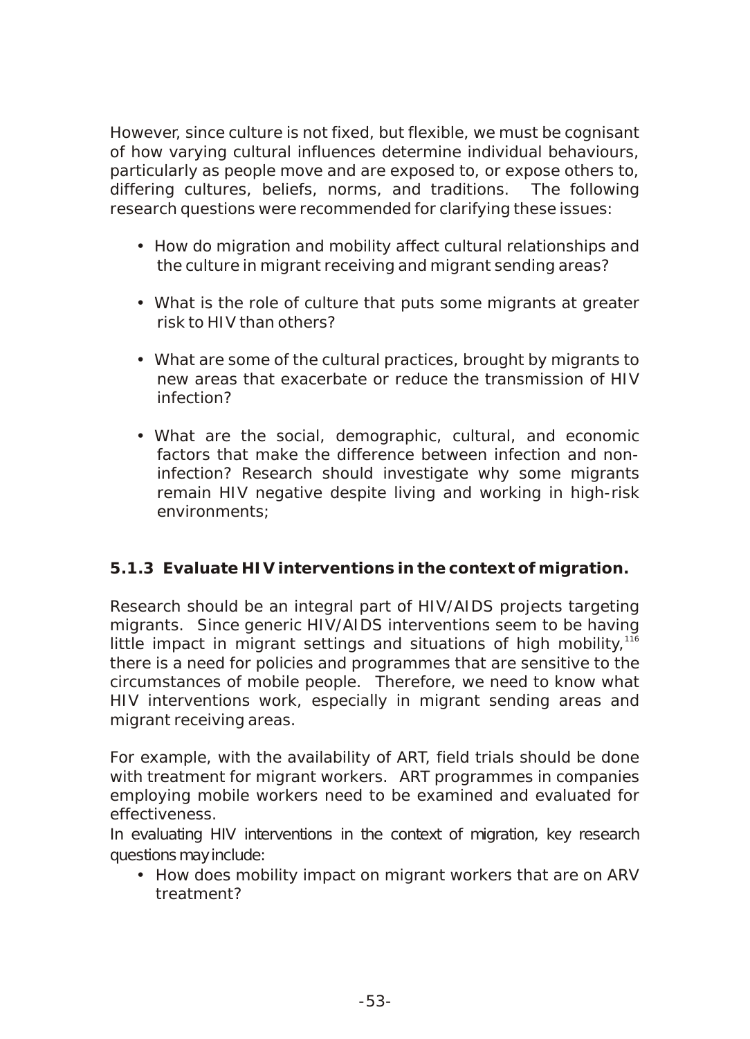However, since culture is not fixed, but flexible, we must be cognisant of how varying cultural influences determine individual behaviours, particularly as people move and are exposed to, or expose others to, differing cultures, beliefs, norms, and traditions. The following research questions were recommended for clarifying these issues:

- How do migration and mobility affect cultural relationships and the culture in migrant receiving and migrant sending areas?
- What is the role of culture that puts some migrants at greater risk to HIV than others?
- What are some of the cultural practices, brought by migrants to new areas that exacerbate or reduce the transmission of HIV infection?
- What are the social, demographic, cultural, and economic factors that make the difference between infection and non-infection? Research should investigate why some migrants remain HIV negative despite living and working in high-risk environments;

### 5.1.3 Evaluate HIV interventions in the context of migration.

Research should be an integral part of HIV/AIDS projects targeting migrants. Since generic HIV/AIDS interventions seem to be having little impact in migrant settings and situations of high mobility,[116] there is a need for policies and programmes that are sensitive to the circumstances of mobile people. Therefore, we need to know what HIV interventions work, especially in migrant sending areas and migrant receiving areas.

For example, with the availability of ART, field trials should be done with treatment for migrant workers. ART programmes in companies employing mobile workers need to be examined and evaluated for effectiveness.

In evaluating HIV interventions in the context of migration, key research questions may include:

- How does mobility impact on migrant workers that are on ARV treatment?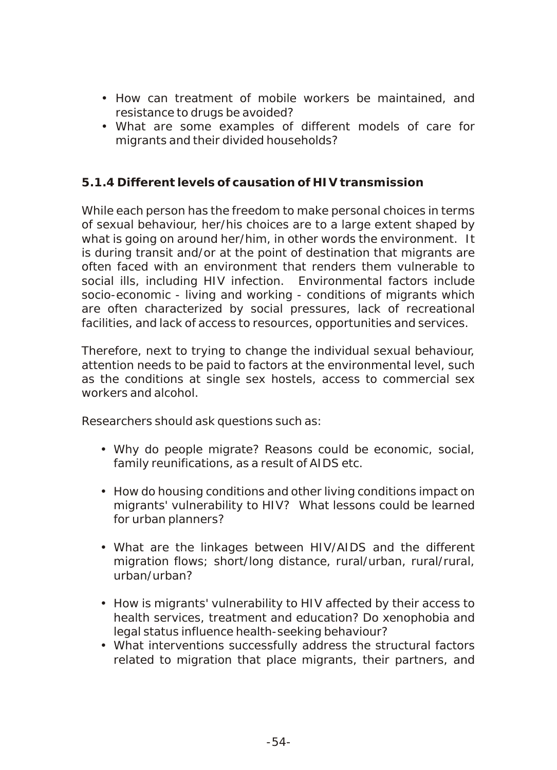- How can treatment of mobile workers be maintained, and resistance to drugs be avoided?
- What are some examples of different models of care for migrants and their divided households?

### 5.1.4 Different levels of causation of HIV transmission

While each person has the freedom to make personal choices in terms of sexual behaviour, her/his choices are to a large extent shaped by what is going on around her/him, in other words the environment. It is during transit and/or at the point of destination that migrants are often faced with an environment that renders them vulnerable to social ills, including HIV infection. Environmental factors include socio-economic - living and working - conditions of migrants which are often characterized by social pressures, lack of recreational facilities, and lack of access to resources, opportunities and services.

Therefore, next to trying to change the individual sexual behaviour, attention needs to be paid to factors at the environmental level, such as the conditions at single sex hostels, access to commercial sex workers and alcohol.

Researchers should ask questions such as:

- Why do people migrate? Reasons could be economic, social, family reunifications, as a result of AIDS etc.

- How do housing conditions and other living conditions impact on migrants' vulnerability to HIV? What lessons could be learned for urban planners?

- What are the linkages between HIV/AIDS and the different migration flows; short/long distance, rural/urban, rural/rural, urban/urban?

- How is migrants' vulnerability to HIV affected by their access to health services, treatment and education? Do xenophobia and legal status influence health-seeking behaviour?
- What interventions successfully address the structural factors related to migration that place migrants, their partners, and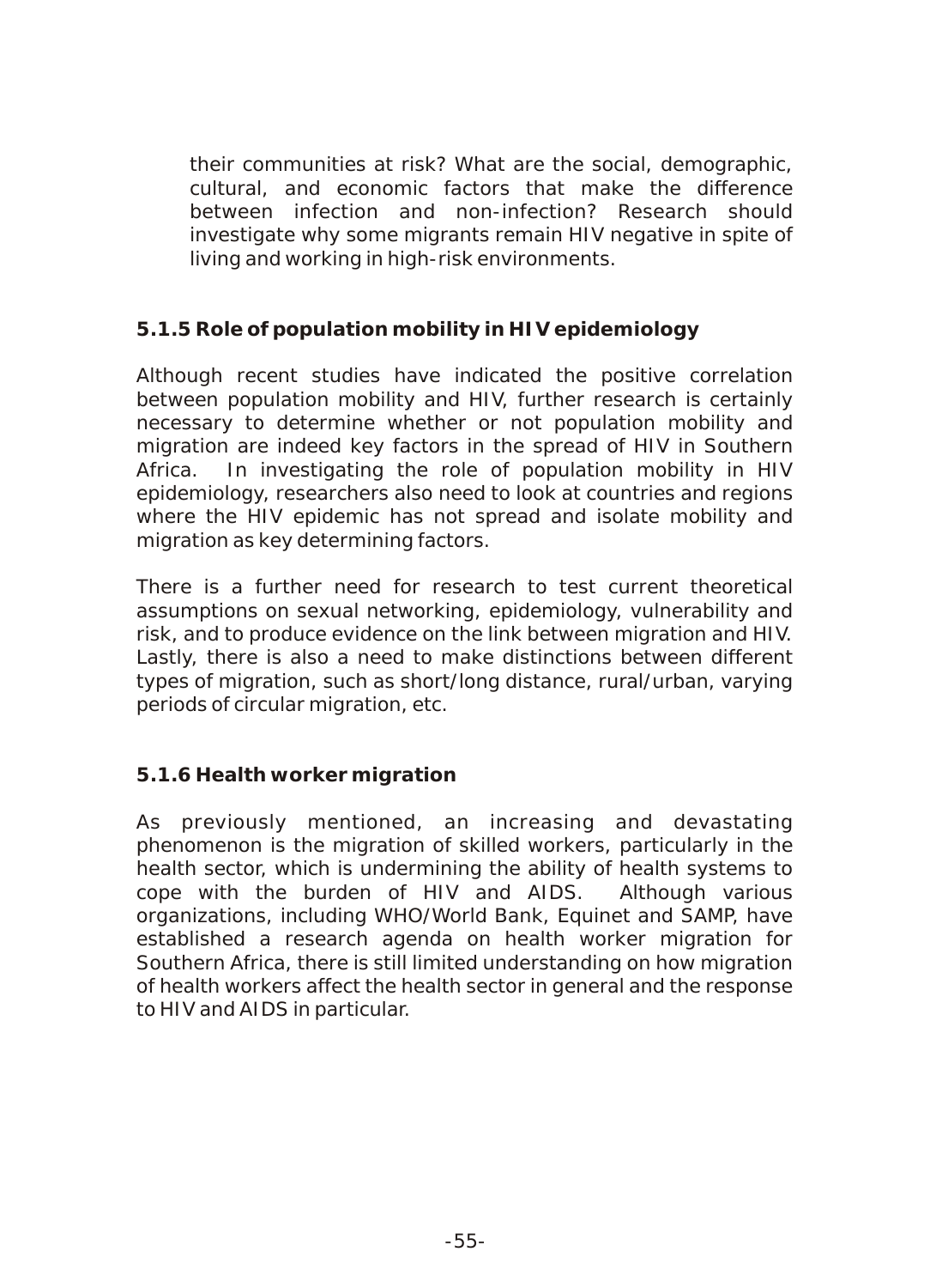their communities at risk? What are the social, demographic, cultural, and economic factors that make the difference between infection and non-infection? Research should investigate why some migrants remain HIV negative in spite of living and working in high-risk environments.

### 5.1.5 Role of population mobility in HIV epidemiology

Although recent studies have indicated the positive correlation between population mobility and HIV, further research is certainly necessary to determine whether or not population mobility and migration are indeed key factors in the spread of HIV in Southern Africa. In investigating the role of population mobility in HIV epidemiology, researchers also need to look at countries and regions where the HIV epidemic has not spread and isolate mobility and migration as key determining factors.

There is a further need for research to test current theoretical assumptions on sexual networking, epidemiology, vulnerability and risk, and to produce evidence on the link between migration and HIV. Lastly, there is also a need to make distinctions between different types of migration, such as short/long distance, rural/urban, varying periods of circular migration, etc.

### 5.1.6 Health worker migration

As previously mentioned, an increasing and devastating phenomenon is the migration of skilled workers, particularly in the health sector, which is undermining the ability of health systems to cope with the burden of HIV and AIDS. Although various organizations, including WHO/World Bank, Equinet and SAMP, have established a research agenda on health worker migration for Southern Africa, there is still limited understanding on how migration of health workers affect the health sector in general and the response to HIV and AIDS in particular.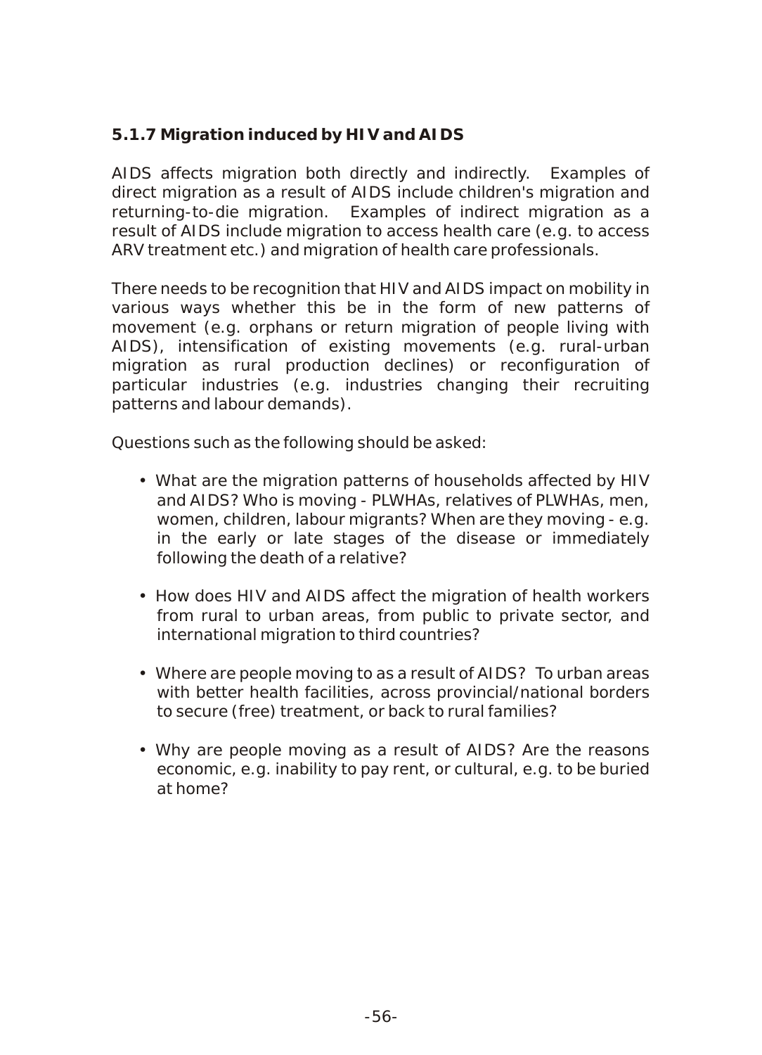### 5.1.7 Migration induced by HIV and AIDS

AIDS affects migration both directly and indirectly. Examples of direct migration as a result of AIDS include children's migration and returning-to-die migration. Examples of indirect migration as a result of AIDS include migration to access health care (e.g. to access ARV treatment etc.) and migration of health care professionals.

There needs to be recognition that HIV and AIDS impact on mobility in various ways whether this be in the form of new patterns of movement (e.g. orphans or return migration of people living with AIDS), intensification of existing movements (e.g. rural-urban migration as rural production declines) or reconfiguration of particular industries (e.g. industries changing their recruiting patterns and labour demands).

Questions such as the following should be asked:

- What are the migration patterns of households affected by HIV and AIDS? Who is moving - PLWHAs, relatives of PLWHAs, men, women, children, labour migrants? When are they moving - e.g. in the early or late stages of the disease or immediately following the death of a relative?

- How does HIV and AIDS affect the migration of health workers from rural to urban areas, from public to private sector, and international migration to third countries?

- Where are people moving to as a result of AIDS? To urban areas with better health facilities, across provincial/national borders to secure (free) treatment, or back to rural families?

- Why are people moving as a result of AIDS? Are the reasons economic, e.g. inability to pay rent, or cultural, e.g. to be buried at home?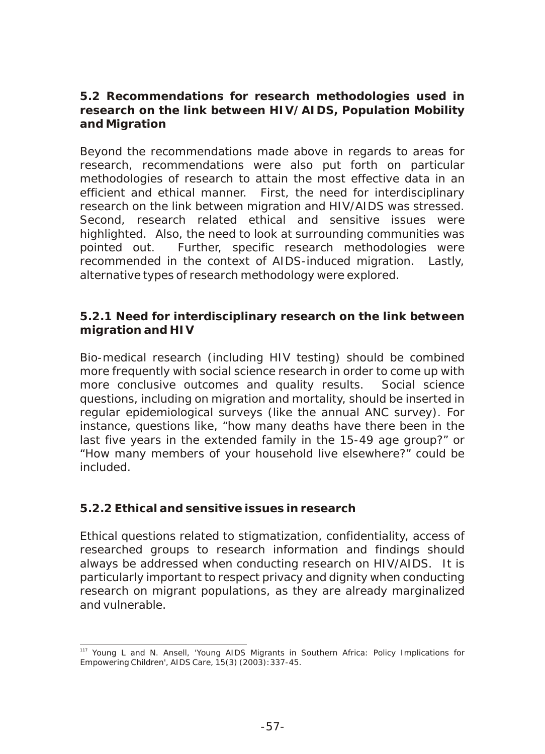### 5.2 Recommendations for research methodologies used in research on the link between HIV/AIDS, Population Mobility and Migration

Beyond the recommendations made above in regards to areas for research, recommendations were also put forth on particular methodologies of research to attain the most effective data in an efficient and ethical manner. First, the need for interdisciplinary research on the link between migration and HIV/AIDS was stressed. Second, research related ethical and sensitive issues were highlighted. Also, the need to look at surrounding communities was pointed out. Further, specific research methodologies were recommended in the context of AIDS-induced migration. Lastly, alternative types of research methodology were explored.

#### 5.2.1 Need for interdisciplinary research on the link between migration and HIV

Bio-medical research (including HIV testing) should be combined more frequently with social science research in order to come up with more conclusive outcomes and quality results. Social science questions, including on migration and mortality, should be inserted in regular epidemiological surveys (like the annual ANC survey). For instance, questions like, "how many deaths have there been in the last five years in the extended family in the 15-49 age group?" or "How many members of your household live elsewhere?" could be included.

#### 5.2.2 Ethical and sensitive issues in research

Ethical questions related to stigmatization, confidentiality, access of researched groups to research information and findings should always be addressed when conducting research on HIV/AIDS. It is particularly important to respect privacy and dignity when conducting research on migrant populations, as they are already marginalized and vulnerable.

---

[117] Young L and N. Ansell, 'Young AIDS Migrants in Southern Africa: Policy Implications for Empowering Children', AIDS Care, 15(3) (2003): 337-45.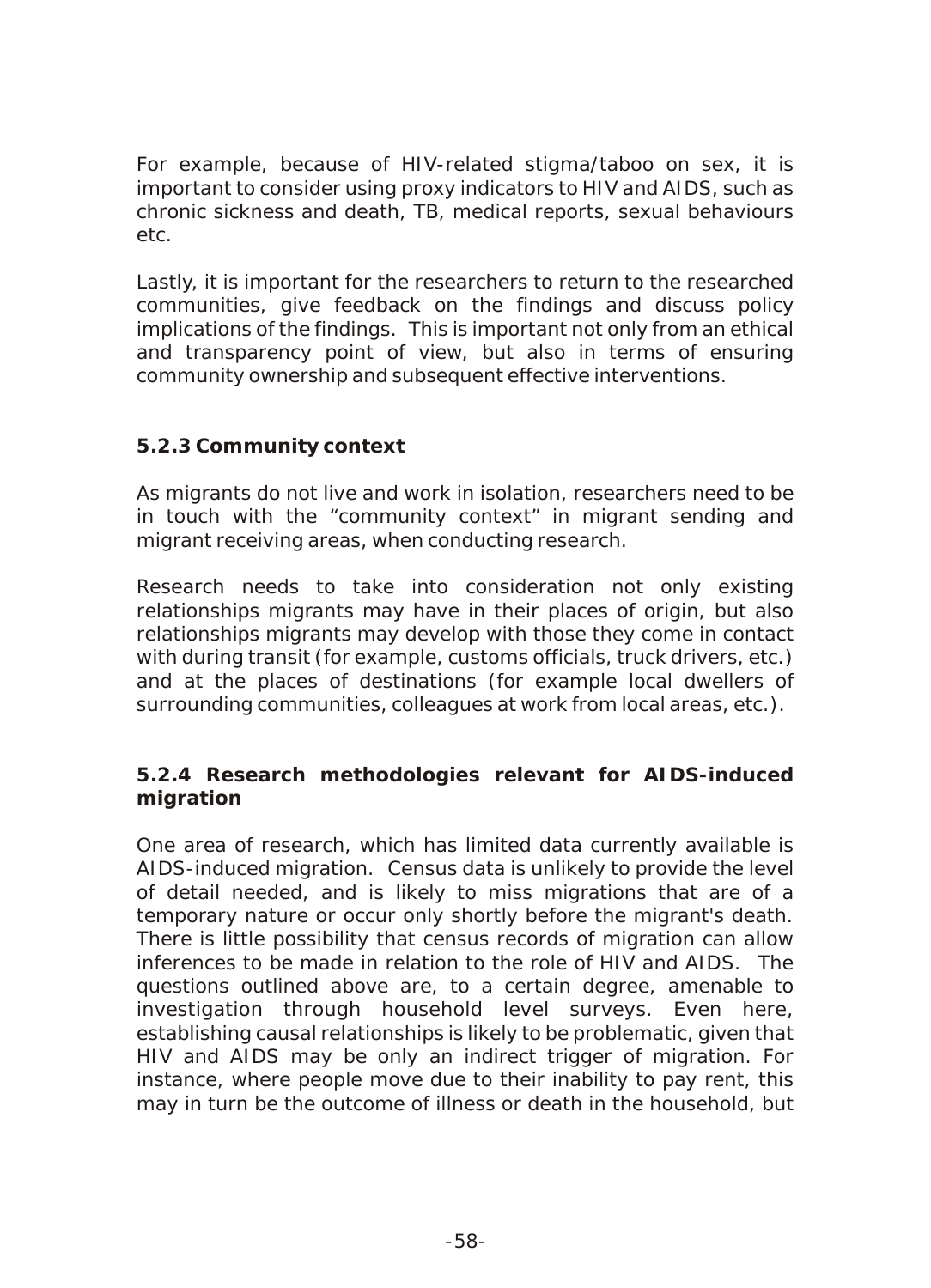For example, because of HIV-related stigma/taboo on sex, it is important to consider using proxy indicators to HIV and AIDS, such as chronic sickness and death, TB, medical reports, sexual behaviours etc.

Lastly, it is important for the researchers to return to the researched communities, give feedback on the findings and discuss policy implications of the findings. This is important not only from an ethical and transparency point of view, but also in terms of ensuring community ownership and subsequent effective interventions.

### 5.2.3 Community context

As migrants do not live and work in isolation, researchers need to be in touch with the "community context" in migrant sending and migrant receiving areas, when conducting research.

Research needs to take into consideration not only existing relationships migrants may have in their places of origin, but also relationships migrants may develop with those they come in contact with during transit (for example, customs officials, truck drivers, etc.) and at the places of destinations (for example local dwellers of surrounding communities, colleagues at work from local areas, etc.).

### 5.2.4 Research methodologies relevant for AIDS-induced migration

One area of research, which has limited data currently available is AIDS-induced migration. Census data is unlikely to provide the level of detail needed, and is likely to miss migrations that are of a temporary nature or occur only shortly before the migrant's death. There is little possibility that census records of migration can allow inferences to be made in relation to the role of HIV and AIDS. The questions outlined above are, to a certain degree, amenable to investigation through household level surveys. Even here, establishing causal relationships is likely to be problematic, given that HIV and AIDS may be only an indirect trigger of migration. For instance, where people move due to their inability to pay rent, this may in turn be the outcome of illness or death in the household, but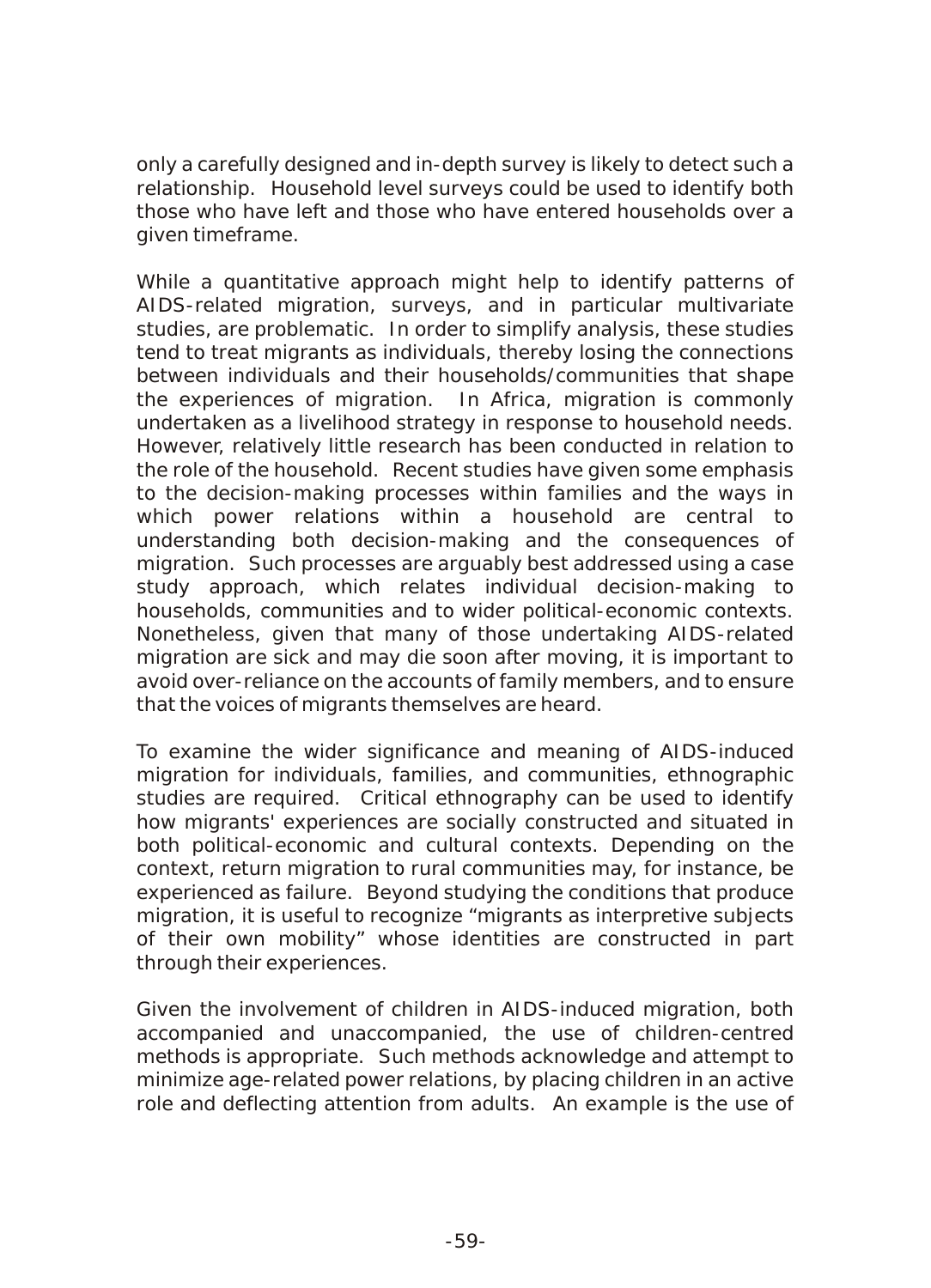only a carefully designed and in-depth survey is likely to detect such a relationship. Household level surveys could be used to identify both those who have left and those who have entered households over a given timeframe.

While a quantitative approach might help to identify patterns of AIDS-related migration, surveys, and in particular multivariate studies, are problematic. In order to simplify analysis, these studies tend to treat migrants as individuals, thereby losing the connections between individuals and their households/communities that shape the experiences of migration. In Africa, migration is commonly undertaken as a livelihood strategy in response to household needs. However, relatively little research has been conducted in relation to the role of the household. Recent studies have given some emphasis to the decision-making processes within families and the ways in which power relations within a household are central to understanding both decision-making and the consequences of migration. Such processes are arguably best addressed using a case study approach, which relates individual decision-making to households, communities and to wider political-economic contexts. Nonetheless, given that many of those undertaking AIDS-related migration are sick and may die soon after moving, it is important to avoid over-reliance on the accounts of family members, and to ensure that the voices of migrants themselves are heard.

To examine the wider significance and meaning of AIDS-induced migration for individuals, families, and communities, ethnographic studies are required. Critical ethnography can be used to identify how migrants' experiences are socially constructed and situated in both political-economic and cultural contexts. Depending on the context, return migration to rural communities may, for instance, be experienced as failure. Beyond studying the conditions that produce migration, it is useful to recognize "migrants as interpretive subjects of their own mobility" whose identities are constructed in part through their experiences.

Given the involvement of children in AIDS-induced migration, both accompanied and unaccompanied, the use of children-centred methods is appropriate. Such methods acknowledge and attempt to minimize age-related power relations, by placing children in an active role and deflecting attention from adults. An example is the use of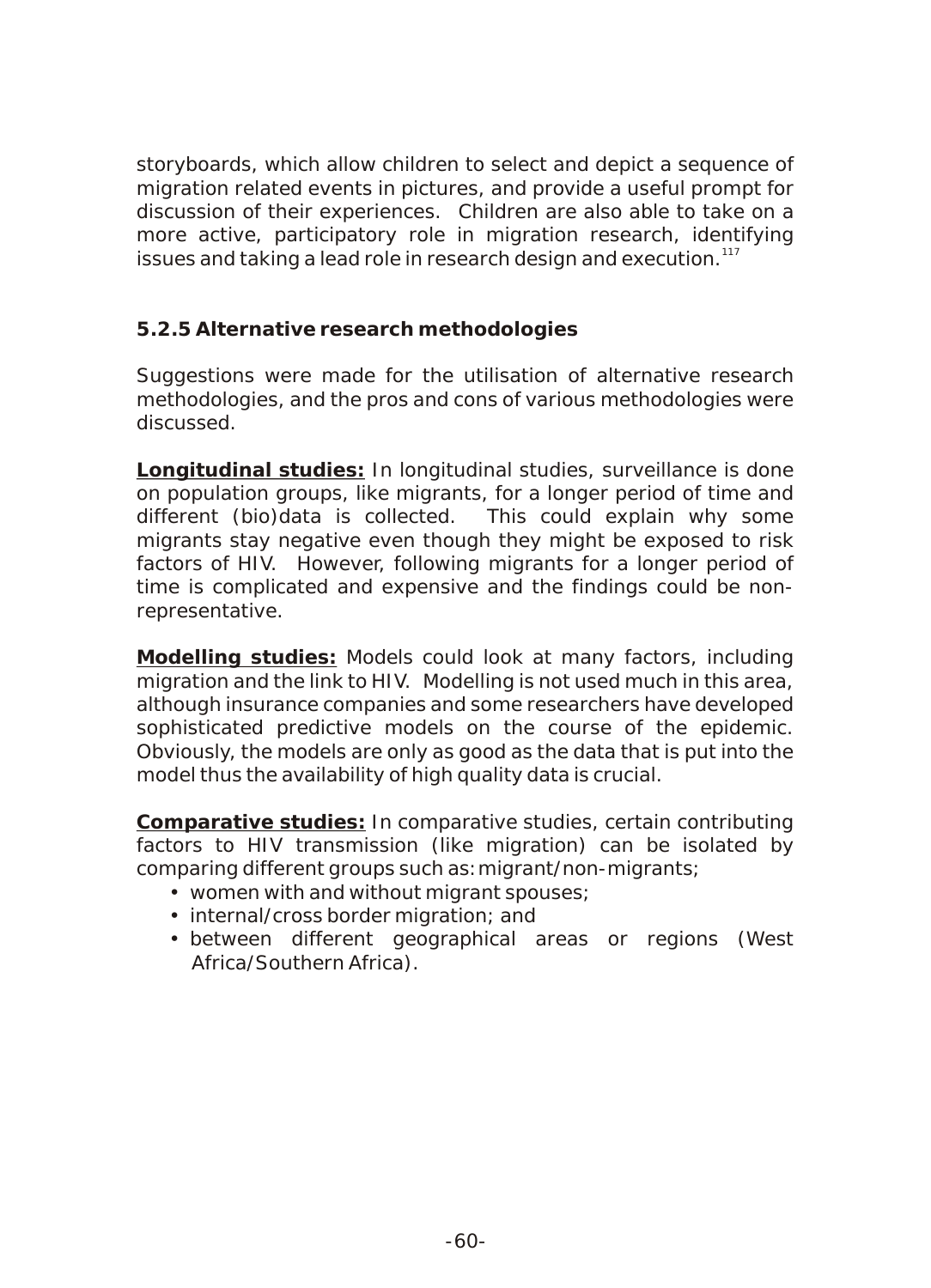storyboards, which allow children to select and depict a sequence of migration related events in pictures, and provide a useful prompt for discussion of their experiences. Children are also able to take on a more active, participatory role in migration research, identifying issues and taking a lead role in research design and execution.[117]

### 5.2.5 Alternative research methodologies

Suggestions were made for the utilisation of alternative research methodologies, and the pros and cons of various methodologies were discussed.

**Longitudinal studies:** In longitudinal studies, surveillance is done on population groups, like migrants, for a longer period of time and different (bio)data is collected. This could explain why some migrants stay negative even though they might be exposed to risk factors of HIV. However, following migrants for a longer period of time is complicated and expensive and the findings could be non-representative.

**Modelling studies:** Models could look at many factors, including migration and the link to HIV. Modelling is not used much in this area, although insurance companies and some researchers have developed sophisticated predictive models on the course of the epidemic. Obviously, the models are only as good as the data that is put into the model thus the availability of high quality data is crucial.

**Comparative studies:** In comparative studies, certain contributing factors to HIV transmission (like migration) can be isolated by comparing different groups such as: migrant/non-migrants;

- women with and without migrant spouses;
- internal/cross border migration; and
- between different geographical areas or regions (West Africa/Southern Africa).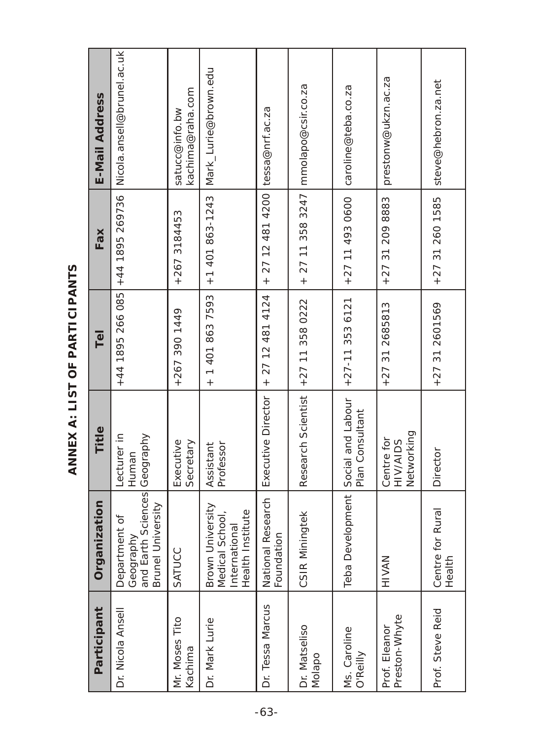# ANNEX A: LIST OF PARTICIPANTS

| Participant | Organization | Title | Tel | Fax | E-Mail Address |
|---|---|---|---|---|---|
| Dr. Nicola Ansell | Department of Geography and Earth Sciences Brunel University | Lecturer in Human Geography | +44 1895 266 085 | +44 1895 269736 | Nicola.ansell@brunel.ac.uk |
| Mr. Moses Tito Kachima | SATUCC | Executive Secretary | +267 390 1449 | +267 3184453 | satucc@info.bw kachima@raha.com |
| Dr. Mark Lurie | Brown University Medical School, International Health Institute | Assistant Professor | + 1 401 863 7593 | +1 401 863-1243 | Mark_Lurie@brown.edu |
| Dr. Tessa Marcus | National Research Foundation | Executive Director | + 27 12 481 4124 | + 27 12 481 4200 | tessa@nrf.ac.za |
| Dr. Matseliso Molapo | CSIR Miningtek | Research Scientist | +27 11 358 0222 | + 27 11 358 3247 | mmolapo@csir.co.za |
| Ms. Caroline O'Reilly | Teba Development | Social and Labour Plan Consultant | +27-11 353 6121 | +27 11 493 0600 | caroline@teba.co.za |
| Prof. Eleanor Preston-Whyte | HIVAN | Centre for HIV/AIDS Networking | +27 31 2685813 | +27 31 209 8883 | prestonw@ukzn.ac.za |
| Prof. Steve Reid | Centre for Rural Health | Director | +27 31 2601569 | +27 31 260 1585 | steve@hebron.za.net |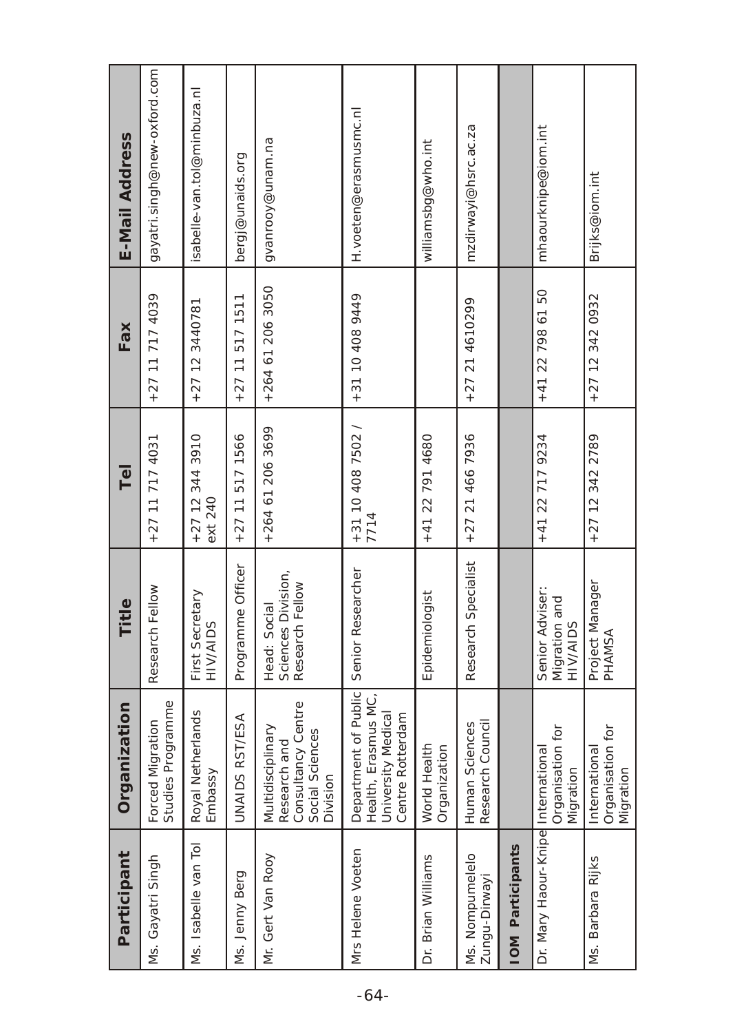| Participant | Organization | Title | Tel | Fax | E-Mail Address |
|---|---|---|---|---|---|
| Ms. Gayatri Singh | Forced Migration Studies Programme | Research Fellow | +27 11 717 4031 | +27 11 717 4039 | gayatri.singh@new-oxford.com |
| Ms. Isabelle van Tol | Royal Netherlands Embassy | First Secretary HIV/AIDS | +27 12 344 3910 ext 240 | +27 12 3440781 | isabelle-van.tol@minbuza.nl |
| Ms. Jenny Berg | UNAIDS RST/ESA | Programme Officer | +27 11 517 1566 | +27 11 517 1511 | bergj@unaids.org |
| Mr. Gert Van Rooy | Multidisciplinary Research and Consultancy Centre Social Sciences Division | Head: Social Sciences Division, Research Fellow | +264 61 206 3699 | +264 61 206 3050 | gvanrooy@unam.na |
| Mrs Helene Voeten | Department of Public Health, Erasmus MC, University Medical Centre Rotterdam | Senior Researcher | +31 10 408 7502 / 7714 | +31 10 408 9449 | H.voeten@erasmusmc.nl |
| Dr. Brian Williams | World Health Organization | Epidemiologist | +41 22 791 4680 | | williamsbg@who.int |
| Ms. Nompumelelo Zungu-Dirwayi | Human Sciences Research Council | Research Specialist | +27 21 466 7936 | +27 21 4610299 | mzdirwayi@hsrc.ac.za |
| **IOM Participants** | | | | | |
| Dr. Mary Haour-Knipe | International Organisation for Migration | Senior Adviser: Migration and HIV/AIDS | +41 22 717 9234 | +41 22 798 61 50 | mhaourknipe@iom.int |
| Ms. Barbara Rijks | International Organisation for Migration | Project Manager PHAMSA | +27 12 342 2789 | +27 12 342 0932 | Brijks@iom.int |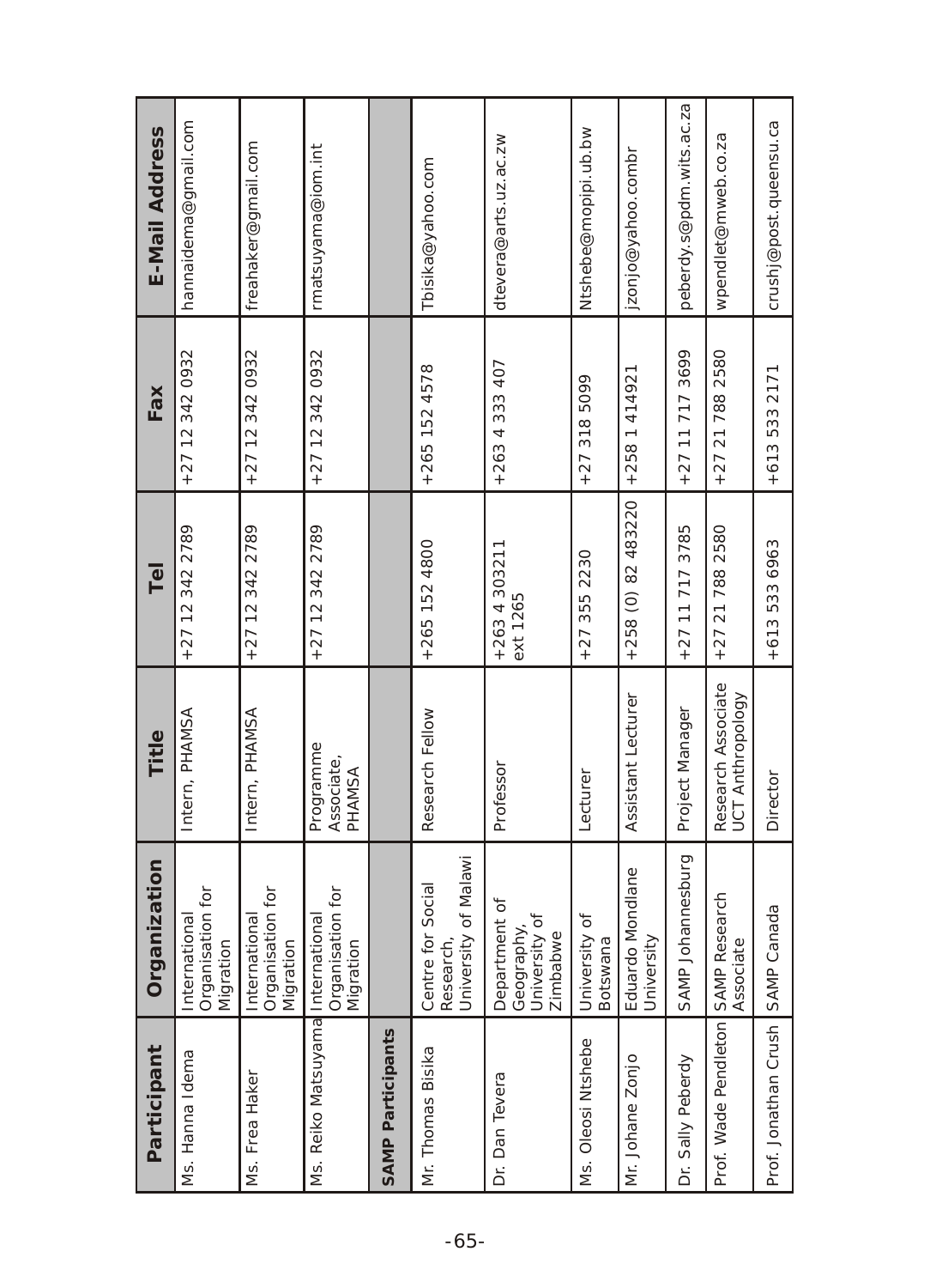| Participant | Organization | Title | Tel | Fax | E-Mail Address |
|---|---|---|---|---|---|
| Ms. Hanna Idema | International Organisation for Migration | Intern, PHAMSA | +27 12 342 2789 | +27 12 342 0932 | hannaidema@gmail.com |
| Ms. Frea Haker | International Organisation for Migration | Intern, PHAMSA | +27 12 342 2789 | +27 12 342 0932 | freahaker@gmail.com |
| Ms. Reiko Matsuyama | International Organisation for Migration | Programme Associate, PHAMSA | +27 12 342 2789 | +27 12 342 0932 | rmatsuyama@iom.int |
| **SAMP Participants** | | | | | |
| Mr. Thomas Bisika | Centre for Social Research, University of Malawi | Research Fellow | +265 152 4800 | +265 152 4578 | Tbisika@yahoo.com |
| Dr. Dan Tevera | Department of Geography, University of Zimbabwe | Professor | +263 4 303211 ext 1265 | +263 4 333 407 | dtevera@arts.uz.ac.zw |
| Ms. Oleosi Ntshebe | University of Botswana | Lecturer | +27 355 2230 | +27 318 5099 | Ntshebe@mopipi.ub.bw |
| Mr. Johane Zonjo | Eduardo Mondlane University | Assistant Lecturer | +258 (0) 82 483220 | +258 1 414921 | jzonjo@yahoo.combr |
| Dr. Sally Peberdy | SAMP Johannesburg | Project Manager | +27 11 717 3785 | +27 11 717 3699 | peberdy.s@pdm.wits.ac.za |
| Prof. Wade Pendleton | SAMP Research Associate | Research Associate UCT Anthropology | +27 21 788 2580 | +27 21 788 2580 | wpendlet@mweb.co.za |
| Prof. Jonathan Crush | SAMP Canada | Director | +613 533 6963 | +613 533 2171 | crushj@post.queensu.ca |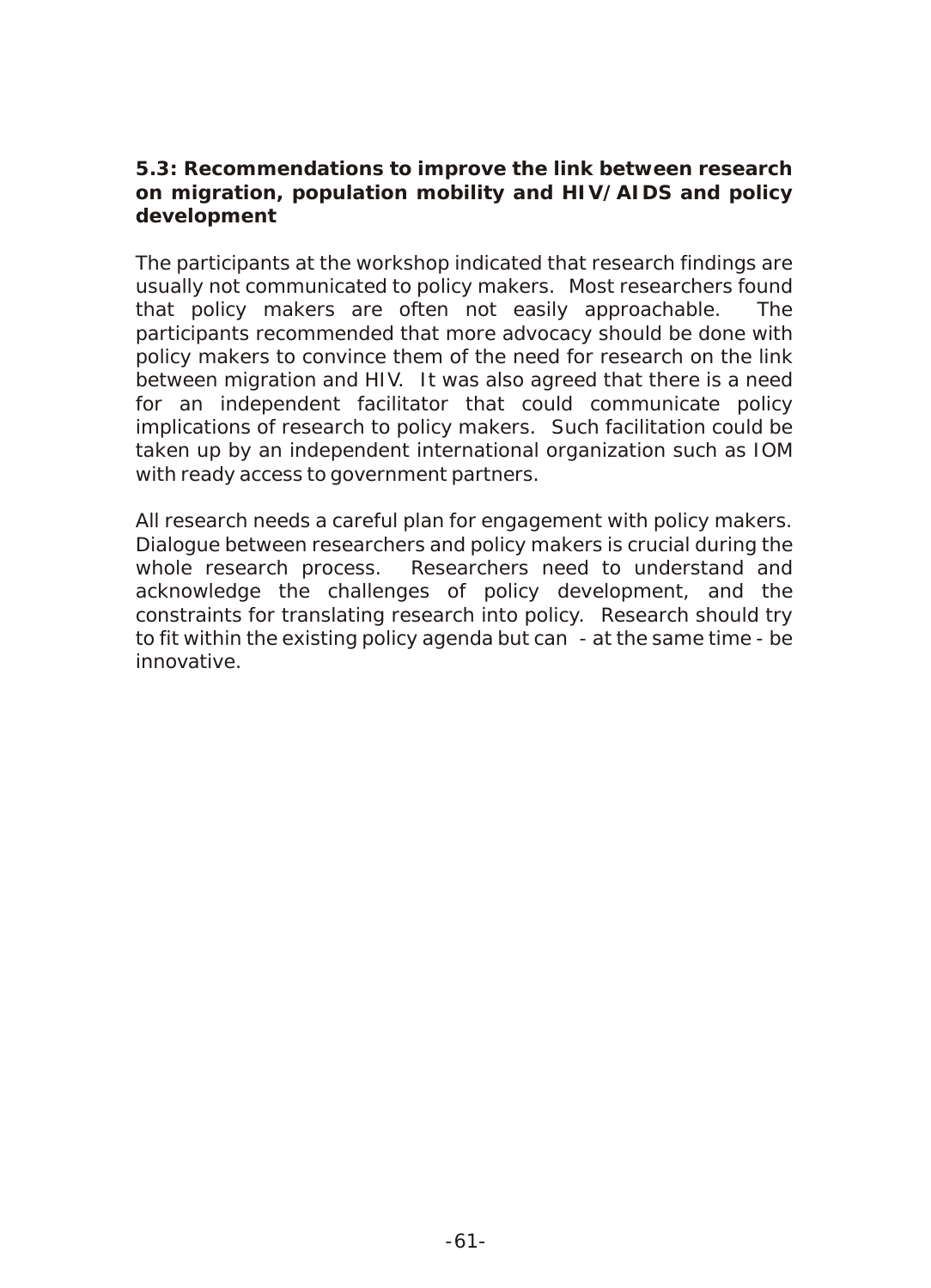### 5.3: Recommendations to improve the link between research on migration, population mobility and HIV/AIDS and policy development

The participants at the workshop indicated that research findings are usually not communicated to policy makers. Most researchers found that policy makers are often not easily approachable. The participants recommended that more advocacy should be done with policy makers to convince them of the need for research on the link between migration and HIV. It was also agreed that there is a need for an independent facilitator that could communicate policy implications of research to policy makers. Such facilitation could be taken up by an independent international organization such as IOM with ready access to government partners.

All research needs a careful plan for engagement with policy makers. Dialogue between researchers and policy makers is crucial during the whole research process. Researchers need to understand and acknowledge the challenges of policy development, and the constraints for translating research into policy. Research should try to fit within the existing policy agenda but can - at the same time - be innovative.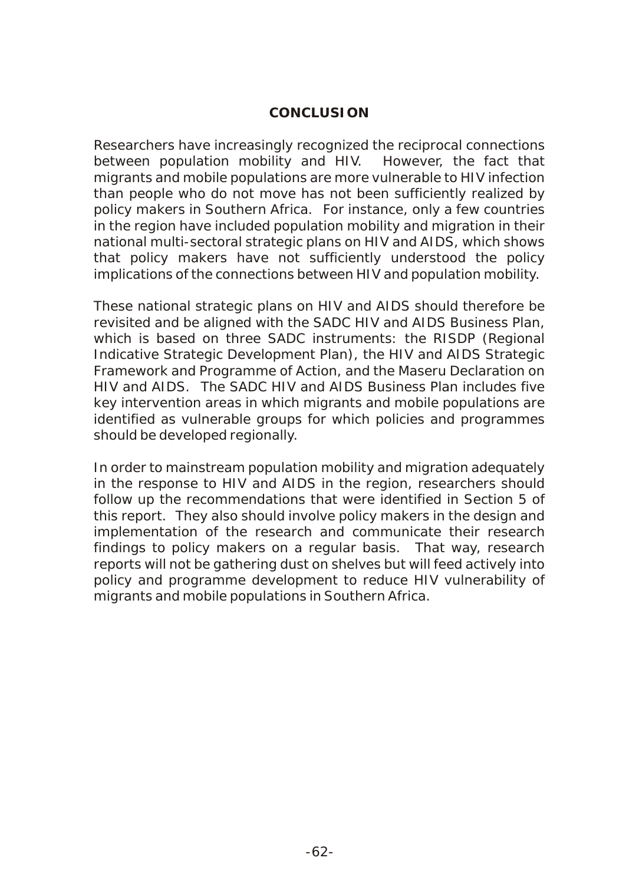## CONCLUSION

Researchers have increasingly recognized the reciprocal connections between population mobility and HIV. However, the fact that migrants and mobile populations are more vulnerable to HIV infection than people who do not move has not been sufficiently realized by policy makers in Southern Africa. For instance, only a few countries in the region have included population mobility and migration in their national multi-sectoral strategic plans on HIV and AIDS, which shows that policy makers have not sufficiently understood the policy implications of the connections between HIV and population mobility.

These national strategic plans on HIV and AIDS should therefore be revisited and be aligned with the SADC HIV and AIDS Business Plan, which is based on three SADC instruments: the RISDP (Regional Indicative Strategic Development Plan), the HIV and AIDS Strategic Framework and Programme of Action, and the Maseru Declaration on HIV and AIDS. The SADC HIV and AIDS Business Plan includes five key intervention areas in which migrants and mobile populations are identified as vulnerable groups for which policies and programmes should be developed regionally.

In order to mainstream population mobility and migration adequately in the response to HIV and AIDS in the region, researchers should follow up the recommendations that were identified in Section 5 of this report. They also should involve policy makers in the design and implementation of the research and communicate their research findings to policy makers on a regular basis. That way, research reports will not be gathering dust on shelves but will feed actively into policy and programme development to reduce HIV vulnerability of migrants and mobile populations in Southern Africa.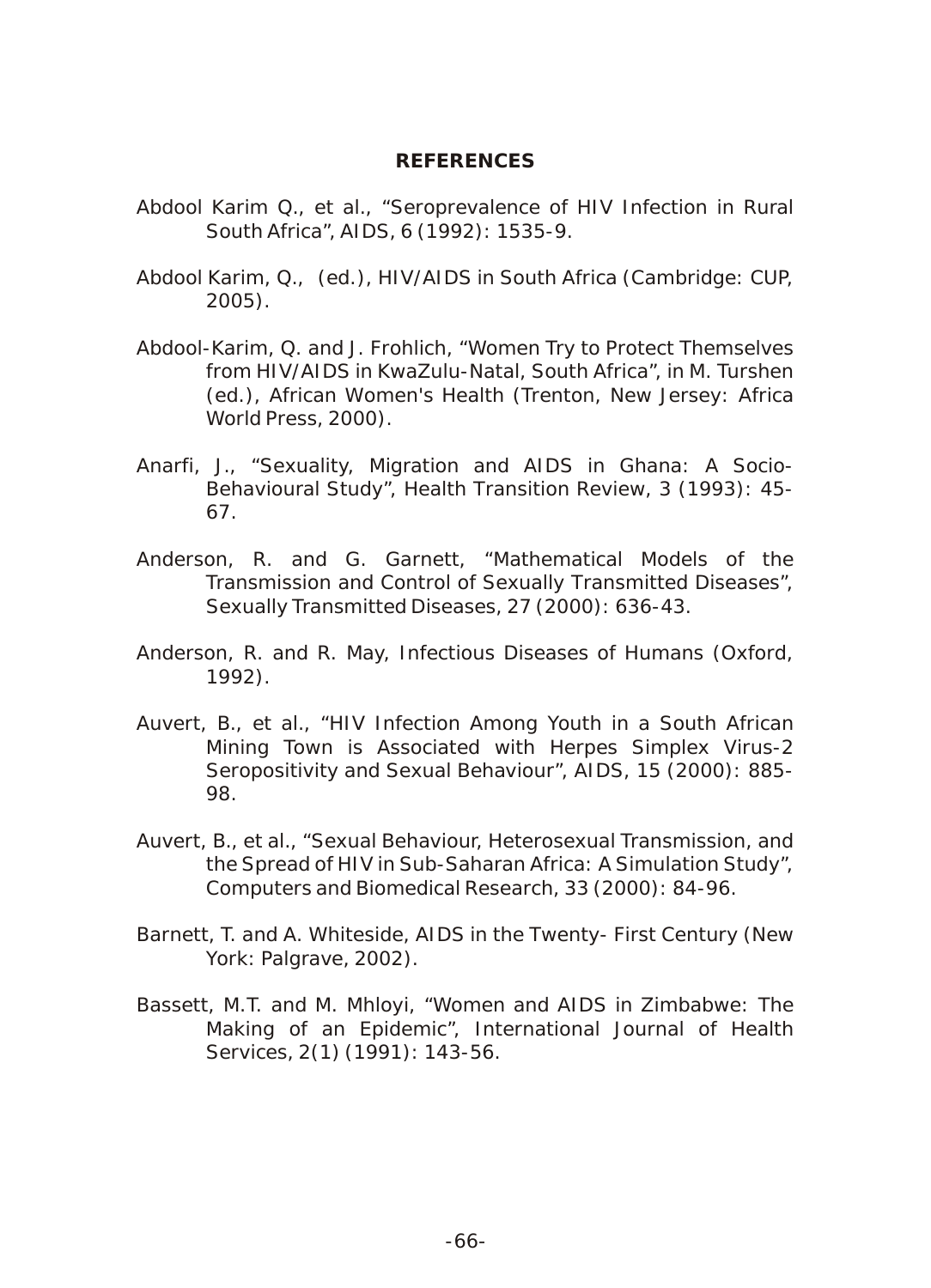## REFERENCES

Abdool Karim Q., et al., "Seroprevalence of HIV Infection in Rural South Africa", AIDS, 6 (1992): 1535-9.

Abdool Karim, Q., (ed.), HIV/AIDS in South Africa (Cambridge: CUP, 2005).

Abdool-Karim, Q. and J. Frohlich, "Women Try to Protect Themselves from HIV/AIDS in KwaZulu-Natal, South Africa", in M. Turshen (ed.), African Women's Health (Trenton, New Jersey: Africa World Press, 2000).

Anarfi, J., "Sexuality, Migration and AIDS in Ghana: A Socio-Behavioural Study", Health Transition Review, 3 (1993): 45-67.

Anderson, R. and G. Garnett, "Mathematical Models of the Transmission and Control of Sexually Transmitted Diseases", Sexually Transmitted Diseases, 27 (2000): 636-43.

Anderson, R. and R. May, Infectious Diseases of Humans (Oxford, 1992).

Auvert, B., et al., "HIV Infection Among Youth in a South African Mining Town is Associated with Herpes Simplex Virus-2 Seropositivity and Sexual Behaviour", AIDS, 15 (2000): 885-98.

Auvert, B., et al., "Sexual Behaviour, Heterosexual Transmission, and the Spread of HIV in Sub-Saharan Africa: A Simulation Study", Computers and Biomedical Research, 33 (2000): 84-96.

Barnett, T. and A. Whiteside, AIDS in the Twenty- First Century (New York: Palgrave, 2002).

Bassett, M.T. and M. Mhloyi, "Women and AIDS in Zimbabwe: The Making of an Epidemic", International Journal of Health Services, 2(1) (1991): 143-56.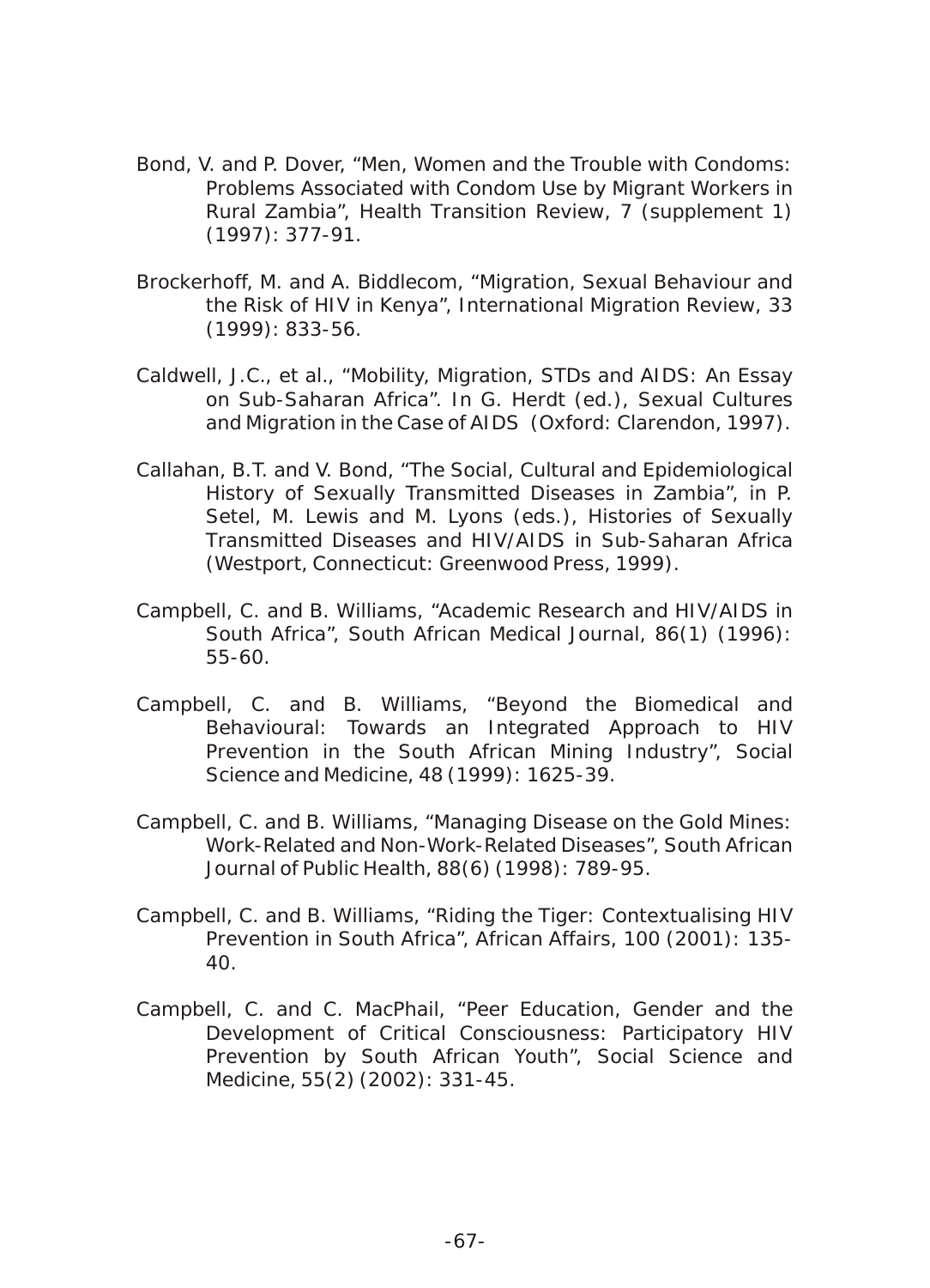Bond, V. and P. Dover, "Men, Women and the Trouble with Condoms: Problems Associated with Condom Use by Migrant Workers in Rural Zambia", Health Transition Review, 7 (supplement 1) (1997): 377-91.

Brockerhoff, M. and A. Biddlecom, "Migration, Sexual Behaviour and the Risk of HIV in Kenya", International Migration Review, 33 (1999): 833-56.

Caldwell, J.C., et al., "Mobility, Migration, STDs and AIDS: An Essay on Sub-Saharan Africa". In G. Herdt (ed.), Sexual Cultures and Migration in the Case of AIDS (Oxford: Clarendon, 1997).

Callahan, B.T. and V. Bond, "The Social, Cultural and Epidemiological History of Sexually Transmitted Diseases in Zambia", in P. Setel, M. Lewis and M. Lyons (eds.), Histories of Sexually Transmitted Diseases and HIV/AIDS in Sub-Saharan Africa (Westport, Connecticut: Greenwood Press, 1999).

Campbell, C. and B. Williams, "Academic Research and HIV/AIDS in South Africa", South African Medical Journal, 86(1) (1996): 55-60.

Campbell, C. and B. Williams, "Beyond the Biomedical and Behavioural: Towards an Integrated Approach to HIV Prevention in the South African Mining Industry", Social Science and Medicine, 48 (1999): 1625-39.

Campbell, C. and B. Williams, "Managing Disease on the Gold Mines: Work-Related and Non-Work-Related Diseases", South African Journal of Public Health, 88(6) (1998): 789-95.

Campbell, C. and B. Williams, "Riding the Tiger: Contextualising HIV Prevention in South Africa", African Affairs, 100 (2001): 135-40.

Campbell, C. and C. MacPhail, "Peer Education, Gender and the Development of Critical Consciousness: Participatory HIV Prevention by South African Youth", Social Science and Medicine, 55(2) (2002): 331-45.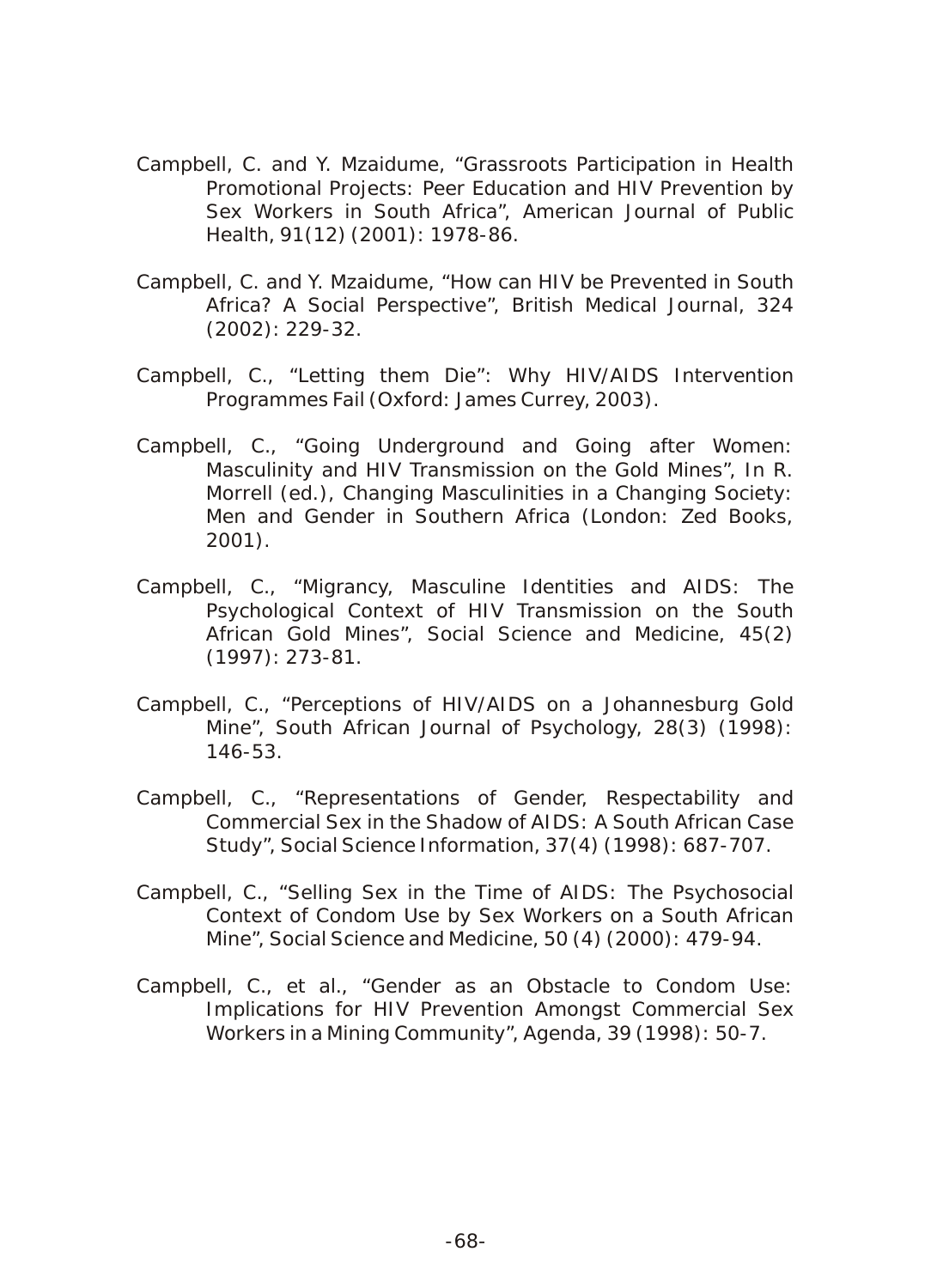Campbell, C. and Y. Mzaidume, "Grassroots Participation in Health Promotional Projects: Peer Education and HIV Prevention by Sex Workers in South Africa", American Journal of Public Health, 91(12) (2001): 1978-86.

Campbell, C. and Y. Mzaidume, "How can HIV be Prevented in South Africa? A Social Perspective", British Medical Journal, 324 (2002): 229-32.

Campbell, C., "Letting them Die": Why HIV/AIDS Intervention Programmes Fail (Oxford: James Currey, 2003).

Campbell, C., "Going Underground and Going after Women: Masculinity and HIV Transmission on the Gold Mines", In R. Morrell (ed.), Changing Masculinities in a Changing Society: Men and Gender in Southern Africa (London: Zed Books, 2001).

Campbell, C., "Migrancy, Masculine Identities and AIDS: The Psychological Context of HIV Transmission on the South African Gold Mines", Social Science and Medicine, 45(2) (1997): 273-81.

Campbell, C., "Perceptions of HIV/AIDS on a Johannesburg Gold Mine", South African Journal of Psychology, 28(3) (1998): 146-53.

Campbell, C., "Representations of Gender, Respectability and Commercial Sex in the Shadow of AIDS: A South African Case Study", Social Science Information, 37(4) (1998): 687-707.

Campbell, C., "Selling Sex in the Time of AIDS: The Psychosocial Context of Condom Use by Sex Workers on a South African Mine", Social Science and Medicine, 50 (4) (2000): 479-94.

Campbell, C., et al., "Gender as an Obstacle to Condom Use: Implications for HIV Prevention Amongst Commercial Sex Workers in a Mining Community", Agenda, 39 (1998): 50-7.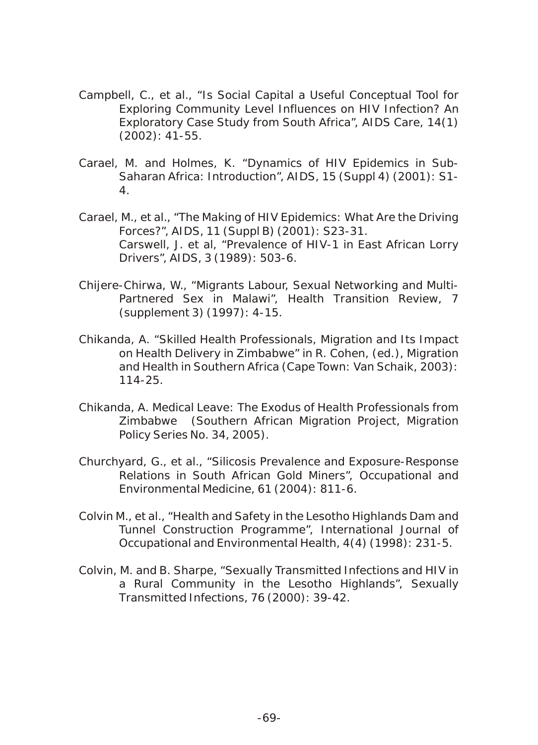Campbell, C., et al., "Is Social Capital a Useful Conceptual Tool for Exploring Community Level Influences on HIV Infection? An Exploratory Case Study from South Africa", AIDS Care, 14(1) (2002): 41-55.

Carael, M. and Holmes, K. "Dynamics of HIV Epidemics in Sub-Saharan Africa: Introduction", AIDS, 15 (Suppl 4) (2001): S1-4.

Carael, M., et al., "The Making of HIV Epidemics: What Are the Driving Forces?", AIDS, 11 (Suppl B) (2001): S23-31.
Carswell, J. et al, "Prevalence of HIV-1 in East African Lorry Drivers", AIDS, 3 (1989): 503-6.

Chijere-Chirwa, W., "Migrants Labour, Sexual Networking and Multi-Partnered Sex in Malawi", Health Transition Review, 7 (supplement 3) (1997): 4-15.

Chikanda, A. "Skilled Health Professionals, Migration and Its Impact on Health Delivery in Zimbabwe" in R. Cohen, (ed.), Migration and Health in Southern Africa (Cape Town: Van Schaik, 2003): 114-25.

Chikanda, A. Medical Leave: The Exodus of Health Professionals from Zimbabwe (Southern African Migration Project, Migration Policy Series No. 34, 2005).

Churchyard, G., et al., "Silicosis Prevalence and Exposure-Response Relations in South African Gold Miners", Occupational and Environmental Medicine, 61 (2004): 811-6.

Colvin M., et al., "Health and Safety in the Lesotho Highlands Dam and Tunnel Construction Programme", International Journal of Occupational and Environmental Health, 4(4) (1998): 231-5.

Colvin, M. and B. Sharpe, "Sexually Transmitted Infections and HIV in a Rural Community in the Lesotho Highlands", Sexually Transmitted Infections, 76 (2000): 39-42.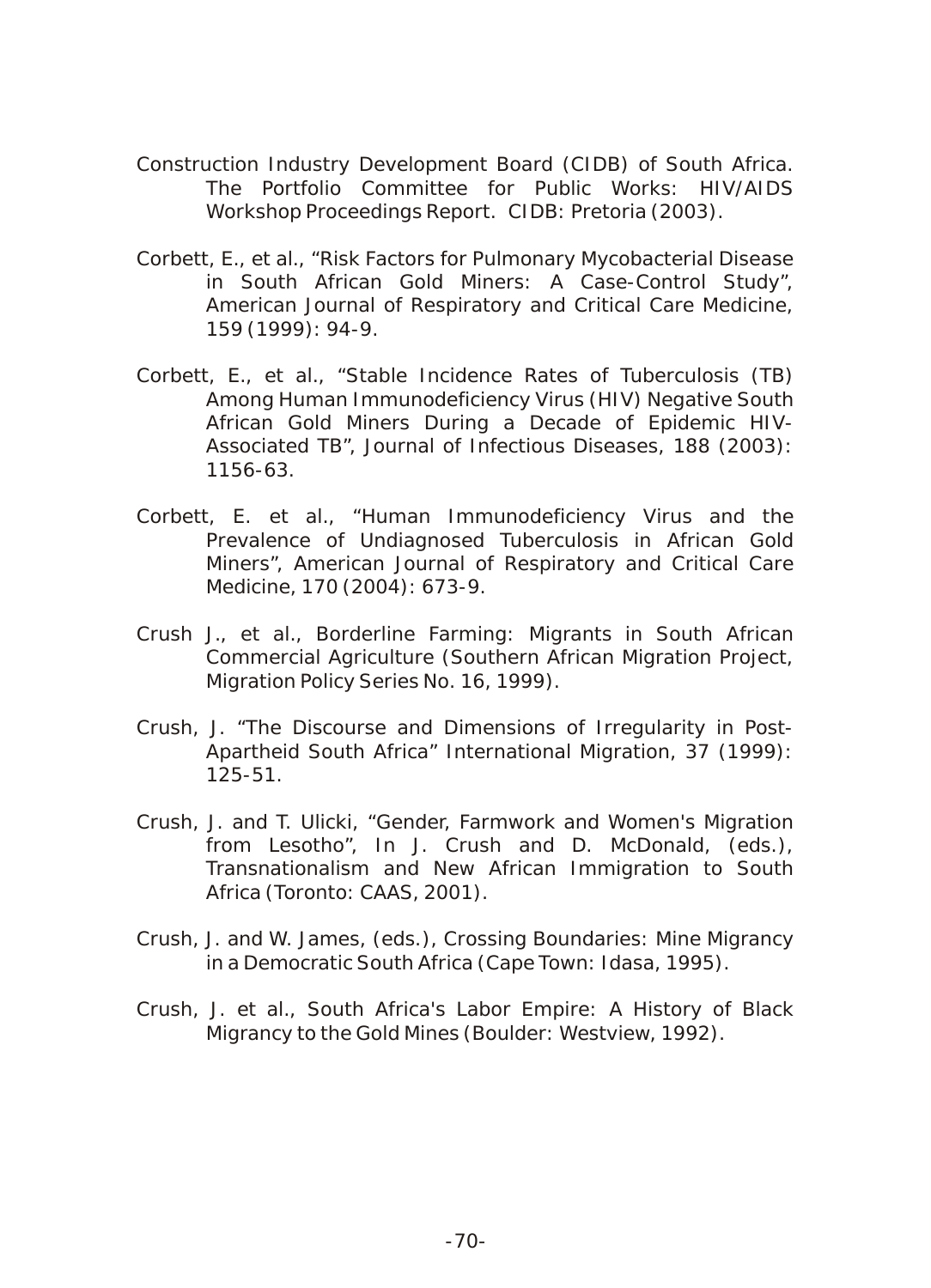Construction Industry Development Board (CIDB) of South Africa. The Portfolio Committee for Public Works: HIV/AIDS Workshop Proceedings Report. CIDB: Pretoria (2003).

Corbett, E., et al., "Risk Factors for Pulmonary Mycobacterial Disease in South African Gold Miners: A Case-Control Study", American Journal of Respiratory and Critical Care Medicine, 159 (1999): 94-9.

Corbett, E., et al., "Stable Incidence Rates of Tuberculosis (TB) Among Human Immunodeficiency Virus (HIV) Negative South African Gold Miners During a Decade of Epidemic HIV-Associated TB", Journal of Infectious Diseases, 188 (2003): 1156-63.

Corbett, E. et al., "Human Immunodeficiency Virus and the Prevalence of Undiagnosed Tuberculosis in African Gold Miners", American Journal of Respiratory and Critical Care Medicine, 170 (2004): 673-9.

Crush J., et al., Borderline Farming: Migrants in South African Commercial Agriculture (Southern African Migration Project, Migration Policy Series No. 16, 1999).

Crush, J. "The Discourse and Dimensions of Irregularity in Post-Apartheid South Africa" International Migration, 37 (1999): 125-51.

Crush, J. and T. Ulicki, "Gender, Farmwork and Women's Migration from Lesotho", In J. Crush and D. McDonald, (eds.), Transnationalism and New African Immigration to South Africa (Toronto: CAAS, 2001).

Crush, J. and W. James, (eds.), Crossing Boundaries: Mine Migrancy in a Democratic South Africa (Cape Town: Idasa, 1995).

Crush, J. et al., South Africa's Labor Empire: A History of Black Migrancy to the Gold Mines (Boulder: Westview, 1992).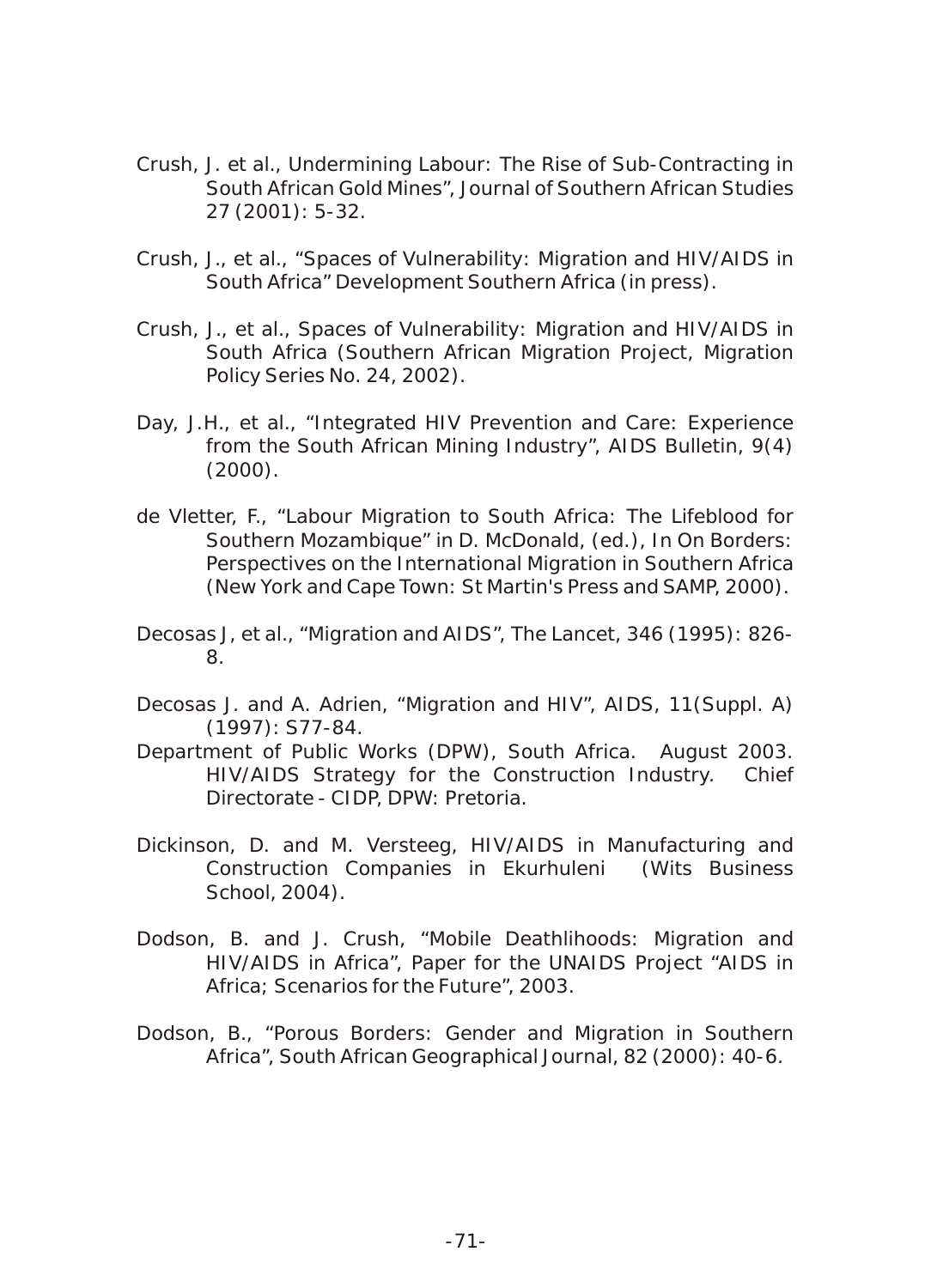Crush, J. et al., Undermining Labour: The Rise of Sub-Contracting in South African Gold Mines", Journal of Southern African Studies 27 (2001): 5-32.

Crush, J., et al., "Spaces of Vulnerability: Migration and HIV/AIDS in South Africa" Development Southern Africa (in press).

Crush, J., et al., Spaces of Vulnerability: Migration and HIV/AIDS in South Africa (Southern African Migration Project, Migration Policy Series No. 24, 2002).

Day, J.H., et al., "Integrated HIV Prevention and Care: Experience from the South African Mining Industry", AIDS Bulletin, 9(4) (2000).

de Vletter, F., "Labour Migration to South Africa: The Lifeblood for Southern Mozambique" in D. McDonald, (ed.), In On Borders: Perspectives on the International Migration in Southern Africa (New York and Cape Town: St Martin's Press and SAMP, 2000).

Decosas J, et al., "Migration and AIDS", The Lancet, 346 (1995): 826-8.

Decosas J. and A. Adrien, "Migration and HIV", AIDS, 11(Suppl. A) (1997): S77-84.

Department of Public Works (DPW), South Africa. August 2003. HIV/AIDS Strategy for the Construction Industry. Chief Directorate - CIDP, DPW: Pretoria.

Dickinson, D. and M. Versteeg, HIV/AIDS in Manufacturing and Construction Companies in Ekurhuleni (Wits Business School, 2004).

Dodson, B. and J. Crush, "Mobile Deathlihoods: Migration and HIV/AIDS in Africa", Paper for the UNAIDS Project "AIDS in Africa; Scenarios for the Future", 2003.

Dodson, B., "Porous Borders: Gender and Migration in Southern Africa", South African Geographical Journal, 82 (2000): 40-6.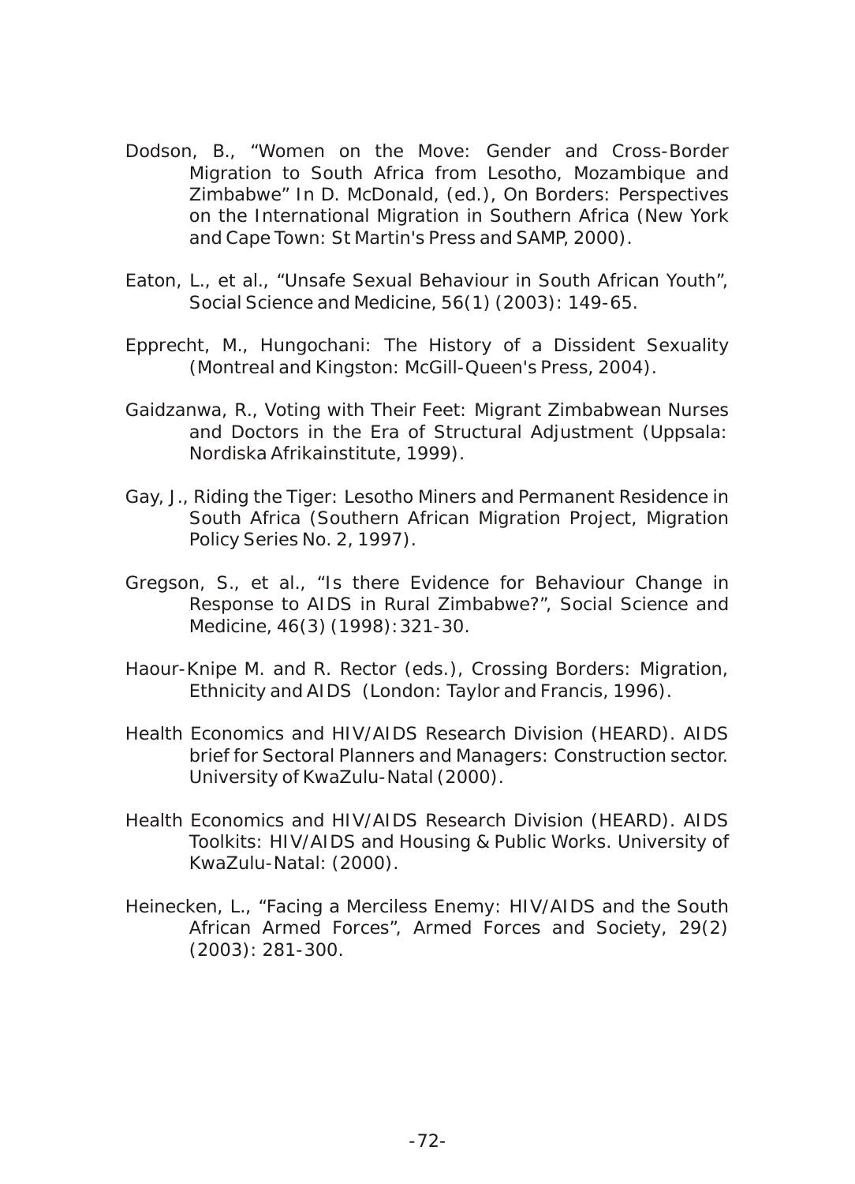Dodson, B., “Women on the Move: Gender and Cross-Border Migration to South Africa from Lesotho, Mozambique and Zimbabwe” In D. McDonald, (ed.), On Borders: Perspectives on the International Migration in Southern Africa (New York and Cape Town: St Martin's Press and SAMP, 2000).

Eaton, L., et al., “Unsafe Sexual Behaviour in South African Youth”, Social Science and Medicine, 56(1) (2003): 149-65.

Epprecht, M., Hungochani: The History of a Dissident Sexuality (Montreal and Kingston: McGill-Queen's Press, 2004).

Gaidzanwa, R., Voting with Their Feet: Migrant Zimbabwean Nurses and Doctors in the Era of Structural Adjustment (Uppsala: Nordiska Afrikainstitute, 1999).

Gay, J., Riding the Tiger: Lesotho Miners and Permanent Residence in South Africa (Southern African Migration Project, Migration Policy Series No. 2, 1997).

Gregson, S., et al., “Is there Evidence for Behaviour Change in Response to AIDS in Rural Zimbabwe?”, Social Science and Medicine, 46(3) (1998): 321-30.

Haour-Knipe M. and R. Rector (eds.), Crossing Borders: Migration, Ethnicity and AIDS (London: Taylor and Francis, 1996).

Health Economics and HIV/AIDS Research Division (HEARD). AIDS brief for Sectoral Planners and Managers: Construction sector. University of KwaZulu-Natal (2000).

Health Economics and HIV/AIDS Research Division (HEARD). AIDS Toolkits: HIV/AIDS and Housing & Public Works. University of KwaZulu-Natal: (2000).

Heinecken, L., “Facing a Merciless Enemy: HIV/AIDS and the South African Armed Forces”, Armed Forces and Society, 29(2) (2003): 281-300.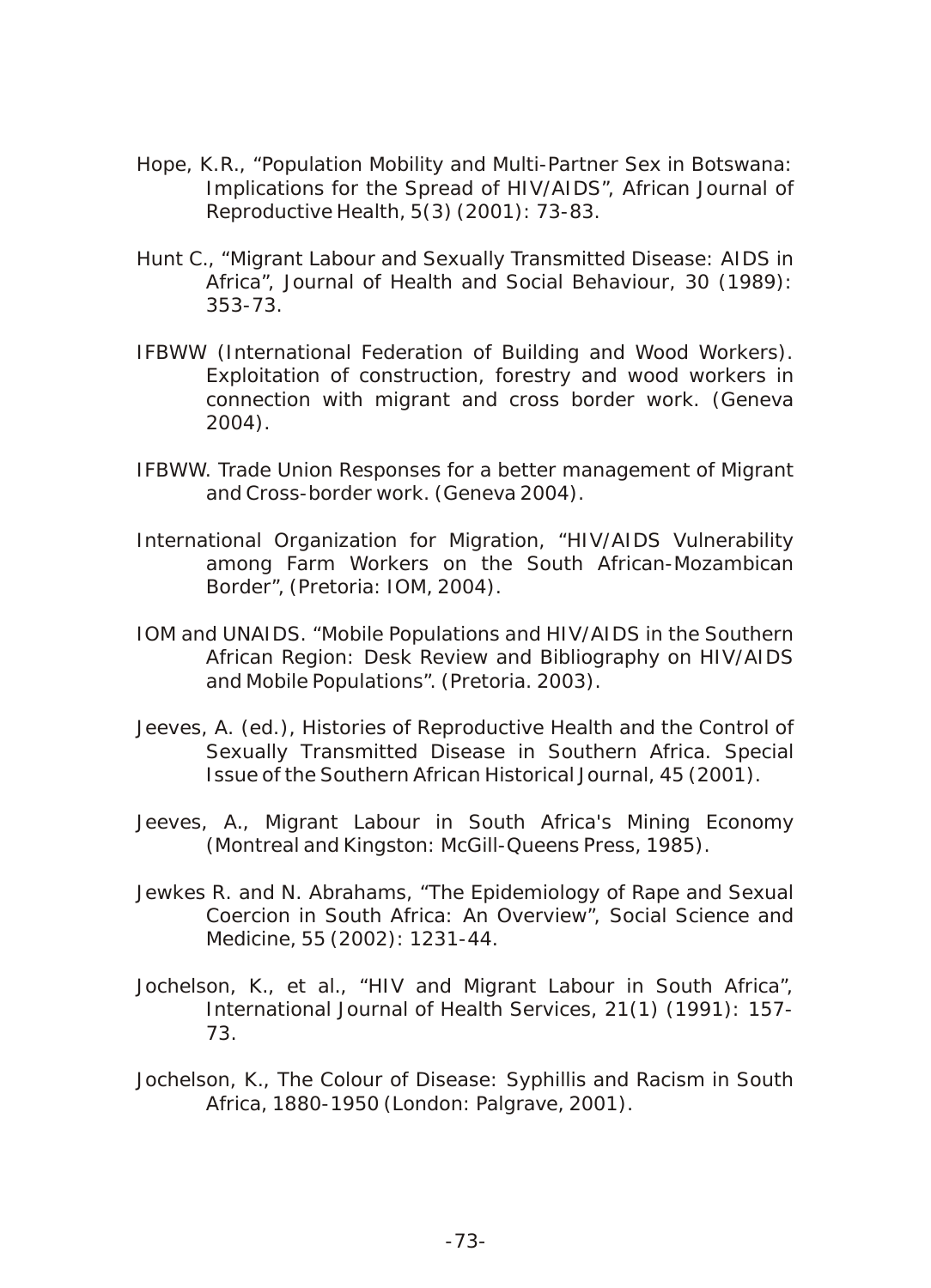Hope, K.R., “Population Mobility and Multi-Partner Sex in Botswana: Implications for the Spread of HIV/AIDS”, African Journal of Reproductive Health, 5(3) (2001): 73-83.

Hunt C., “Migrant Labour and Sexually Transmitted Disease: AIDS in Africa”, Journal of Health and Social Behaviour, 30 (1989): 353-73.

IFBWW (International Federation of Building and Wood Workers). Exploitation of construction, forestry and wood workers in connection with migrant and cross border work. (Geneva 2004).

IFBWW. Trade Union Responses for a better management of Migrant and Cross-border work. (Geneva 2004).

International Organization for Migration, “HIV/AIDS Vulnerability among Farm Workers on the South African-Mozambican Border”, (Pretoria: IOM, 2004).

IOM and UNAIDS. “Mobile Populations and HIV/AIDS in the Southern African Region: Desk Review and Bibliography on HIV/AIDS and Mobile Populations”. (Pretoria. 2003).

Jeeves, A. (ed.), Histories of Reproductive Health and the Control of Sexually Transmitted Disease in Southern Africa. Special Issue of the Southern African Historical Journal, 45 (2001).

Jeeves, A., Migrant Labour in South Africa's Mining Economy (Montreal and Kingston: McGill-Queens Press, 1985).

Jewkes R. and N. Abrahams, “The Epidemiology of Rape and Sexual Coercion in South Africa: An Overview”, Social Science and Medicine, 55 (2002): 1231-44.

Jochelson, K., et al., “HIV and Migrant Labour in South Africa”, International Journal of Health Services, 21(1) (1991): 157-73.

Jochelson, K., The Colour of Disease: Syphillis and Racism in South Africa, 1880-1950 (London: Palgrave, 2001).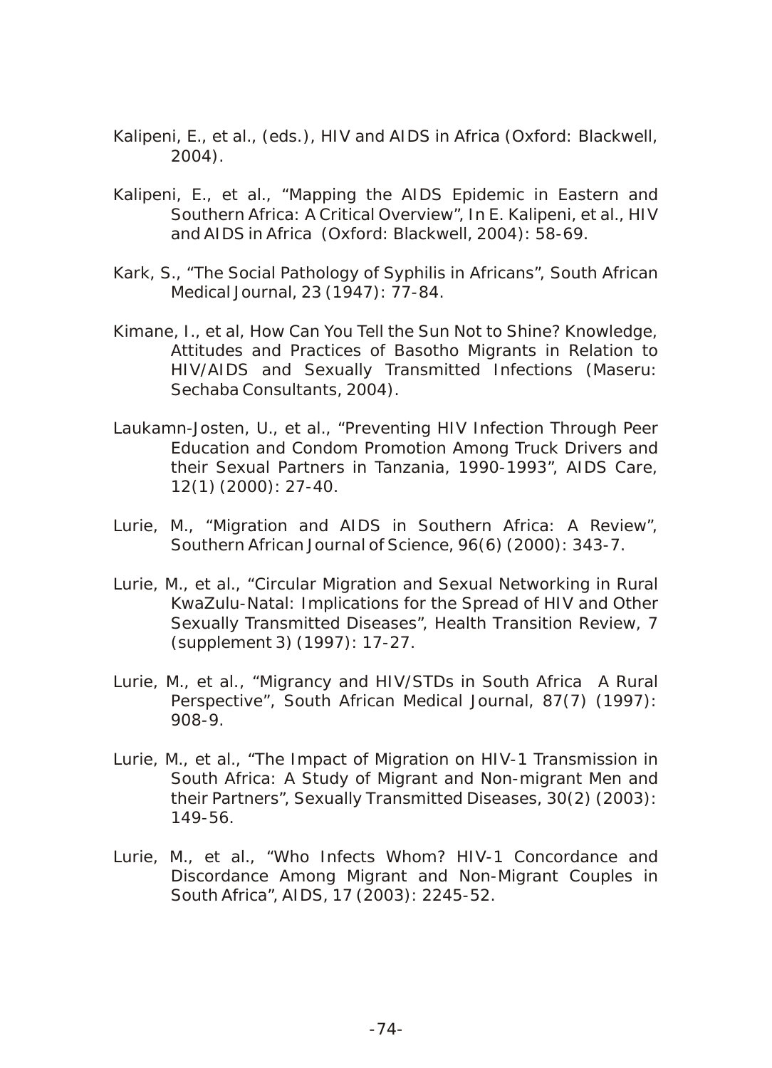Kalipeni, E., et al., (eds.), HIV and AIDS in Africa (Oxford: Blackwell, 2004).

Kalipeni, E., et al., "Mapping the AIDS Epidemic in Eastern and Southern Africa: A Critical Overview", In E. Kalipeni, et al., HIV and AIDS in Africa (Oxford: Blackwell, 2004): 58-69.

Kark, S., "The Social Pathology of Syphilis in Africans", South African Medical Journal, 23 (1947): 77-84.

Kimane, I., et al, How Can You Tell the Sun Not to Shine? Knowledge, Attitudes and Practices of Basotho Migrants in Relation to HIV/AIDS and Sexually Transmitted Infections (Maseru: Sechaba Consultants, 2004).

Laukamn-Josten, U., et al., "Preventing HIV Infection Through Peer Education and Condom Promotion Among Truck Drivers and their Sexual Partners in Tanzania, 1990-1993", AIDS Care, 12(1) (2000): 27-40.

Lurie, M., "Migration and AIDS in Southern Africa: A Review", Southern African Journal of Science, 96(6) (2000): 343-7.

Lurie, M., et al., "Circular Migration and Sexual Networking in Rural KwaZulu-Natal: Implications for the Spread of HIV and Other Sexually Transmitted Diseases", Health Transition Review, 7 (supplement 3) (1997): 17-27.

Lurie, M., et al., "Migrancy and HIV/STDs in South Africa A Rural Perspective", South African Medical Journal, 87(7) (1997): 908-9.

Lurie, M., et al., "The Impact of Migration on HIV-1 Transmission in South Africa: A Study of Migrant and Non-migrant Men and their Partners", Sexually Transmitted Diseases, 30(2) (2003): 149-56.

Lurie, M., et al., "Who Infects Whom? HIV-1 Concordance and Discordance Among Migrant and Non-Migrant Couples in South Africa", AIDS, 17 (2003): 2245-52.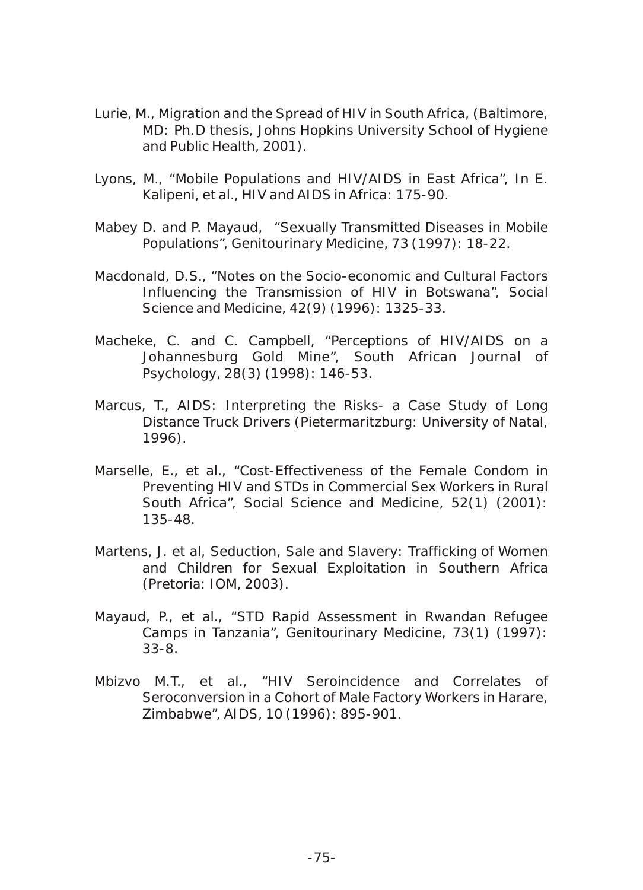Lurie, M., Migration and the Spread of HIV in South Africa, (Baltimore, MD: Ph.D thesis, Johns Hopkins University School of Hygiene and Public Health, 2001).

Lyons, M., "Mobile Populations and HIV/AIDS in East Africa", In E. Kalipeni, et al., HIV and AIDS in Africa: 175-90.

Mabey D. and P. Mayaud, "Sexually Transmitted Diseases in Mobile Populations", Genitourinary Medicine, 73 (1997): 18-22.

Macdonald, D.S., "Notes on the Socio-economic and Cultural Factors Influencing the Transmission of HIV in Botswana", Social Science and Medicine, 42(9) (1996): 1325-33.

Macheke, C. and C. Campbell, "Perceptions of HIV/AIDS on a Johannesburg Gold Mine", South African Journal of Psychology, 28(3) (1998): 146-53.

Marcus, T., AIDS: Interpreting the Risks- a Case Study of Long Distance Truck Drivers (Pietermaritzburg: University of Natal, 1996).

Marselle, E., et al., "Cost-Effectiveness of the Female Condom in Preventing HIV and STDs in Commercial Sex Workers in Rural South Africa", Social Science and Medicine, 52(1) (2001): 135-48.

Martens, J. et al, Seduction, Sale and Slavery: Trafficking of Women and Children for Sexual Exploitation in Southern Africa (Pretoria: IOM, 2003).

Mayaud, P., et al., "STD Rapid Assessment in Rwandan Refugee Camps in Tanzania", Genitourinary Medicine, 73(1) (1997): 33-8.

Mbizvo M.T., et al., "HIV Seroincidence and Correlates of Seroconversion in a Cohort of Male Factory Workers in Harare, Zimbabwe", AIDS, 10 (1996): 895-901.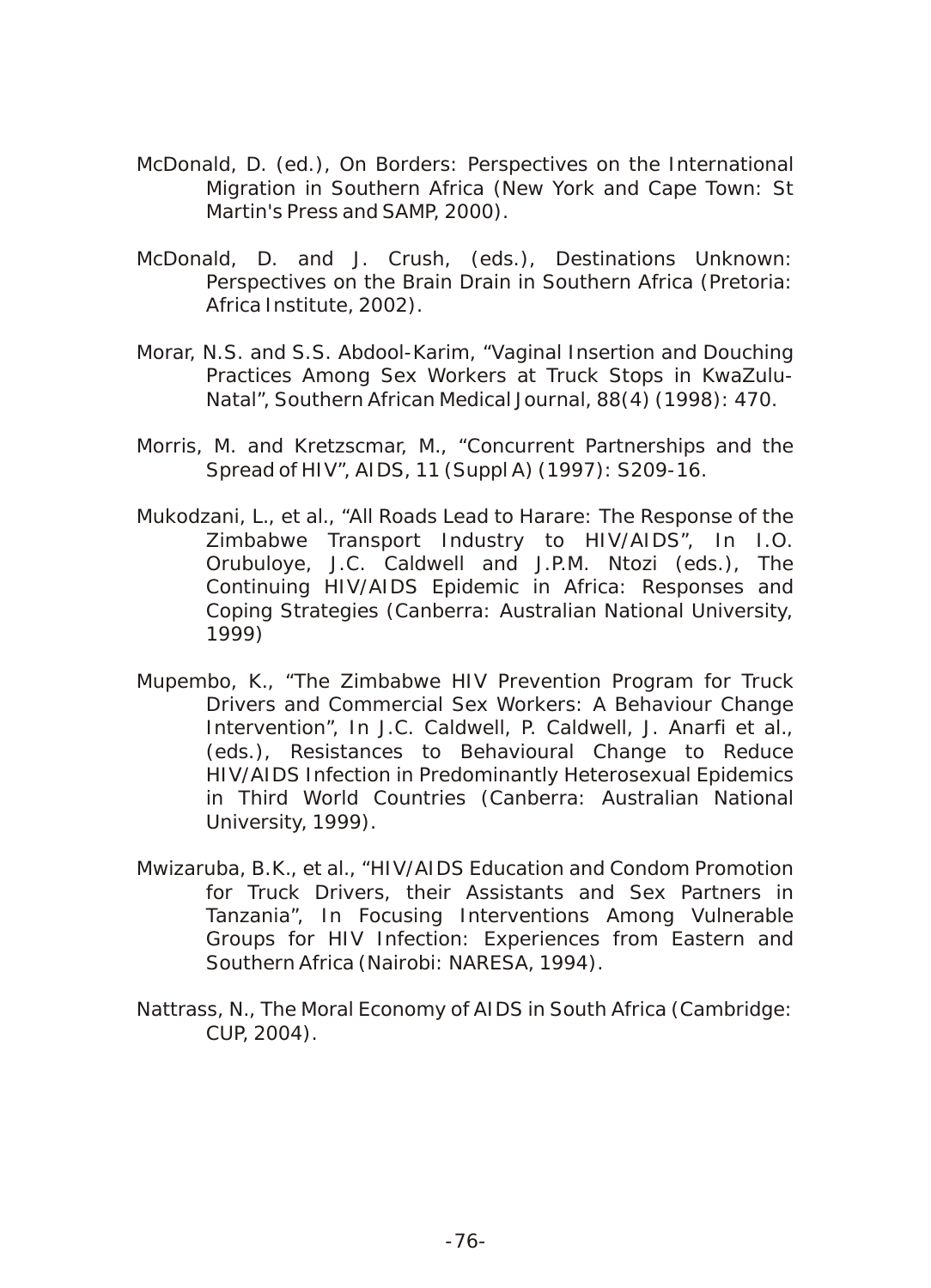McDonald, D. (ed.), On Borders: Perspectives on the International Migration in Southern Africa (New York and Cape Town: St Martin's Press and SAMP, 2000).

McDonald, D. and J. Crush, (eds.), Destinations Unknown: Perspectives on the Brain Drain in Southern Africa (Pretoria: Africa Institute, 2002).

Morar, N.S. and S.S. Abdool-Karim, "Vaginal Insertion and Douching Practices Among Sex Workers at Truck Stops in KwaZulu-Natal", Southern African Medical Journal, 88(4) (1998): 470.

Morris, M. and Kretzscmar, M., "Concurrent Partnerships and the Spread of HIV", AIDS, 11 (Suppl A) (1997): S209-16.

Mukodzani, L., et al., "All Roads Lead to Harare: The Response of the Zimbabwe Transport Industry to HIV/AIDS", In I.O. Orubuloye, J.C. Caldwell and J.P.M. Ntozi (eds.), The Continuing HIV/AIDS Epidemic in Africa: Responses and Coping Strategies (Canberra: Australian National University, 1999)

Mupembo, K., "The Zimbabwe HIV Prevention Program for Truck Drivers and Commercial Sex Workers: A Behaviour Change Intervention", In J.C. Caldwell, P. Caldwell, J. Anarfi et al., (eds.), Resistances to Behavioural Change to Reduce HIV/AIDS Infection in Predominantly Heterosexual Epidemics in Third World Countries (Canberra: Australian National University, 1999).

Mwizaruba, B.K., et al., "HIV/AIDS Education and Condom Promotion for Truck Drivers, their Assistants and Sex Partners in Tanzania", In Focusing Interventions Among Vulnerable Groups for HIV Infection: Experiences from Eastern and Southern Africa (Nairobi: NARESA, 1994).

Nattrass, N., The Moral Economy of AIDS in South Africa (Cambridge: CUP, 2004).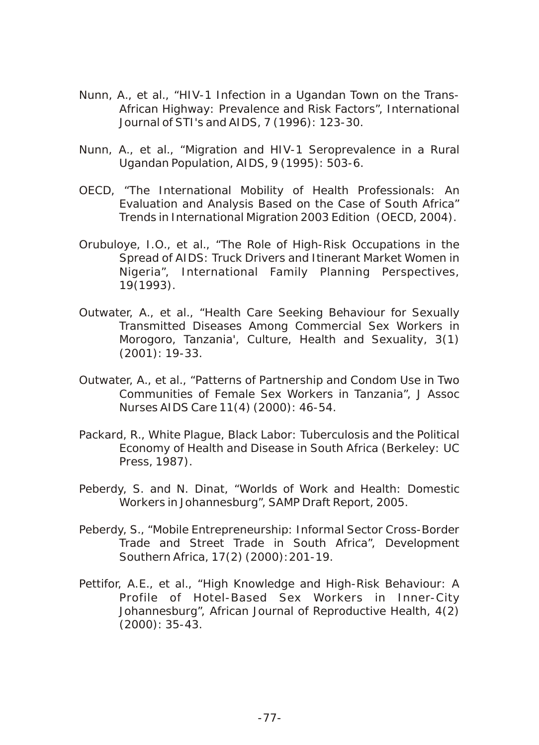Nunn, A., et al., "HIV-1 Infection in a Ugandan Town on the Trans-African Highway: Prevalence and Risk Factors", International Journal of STI's and AIDS, 7 (1996): 123-30.

Nunn, A., et al., "Migration and HIV-1 Seroprevalence in a Rural Ugandan Population, AIDS, 9 (1995): 503-6.

OECD, "The International Mobility of Health Professionals: An Evaluation and Analysis Based on the Case of South Africa" Trends in International Migration 2003 Edition (OECD, 2004).

Orubuloye, I.O., et al., "The Role of High-Risk Occupations in the Spread of AIDS: Truck Drivers and Itinerant Market Women in Nigeria", International Family Planning Perspectives, 19(1993).

Outwater, A., et al., "Health Care Seeking Behaviour for Sexually Transmitted Diseases Among Commercial Sex Workers in Morogoro, Tanzania', Culture, Health and Sexuality, 3(1) (2001): 19-33.

Outwater, A., et al., "Patterns of Partnership and Condom Use in Two Communities of Female Sex Workers in Tanzania", J Assoc Nurses AIDS Care 11(4) (2000): 46-54.

Packard, R., White Plague, Black Labor: Tuberculosis and the Political Economy of Health and Disease in South Africa (Berkeley: UC Press, 1987).

Peberdy, S. and N. Dinat, "Worlds of Work and Health: Domestic Workers in Johannesburg", SAMP Draft Report, 2005.

Peberdy, S., "Mobile Entrepreneurship: Informal Sector Cross-Border Trade and Street Trade in South Africa", Development Southern Africa, 17(2) (2000): 201-19.

Pettifor, A.E., et al., "High Knowledge and High-Risk Behaviour: A Profile of Hotel-Based Sex Workers in Inner-City Johannesburg", African Journal of Reproductive Health, 4(2) (2000): 35-43.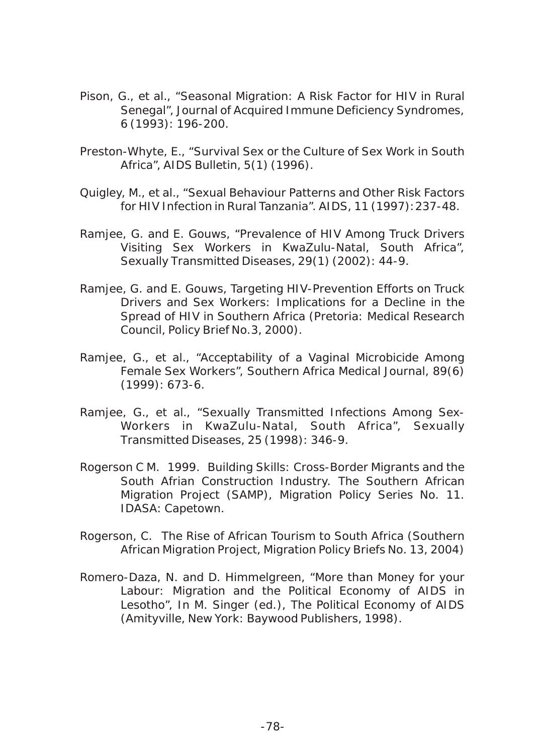Pison, G., et al., “Seasonal Migration: A Risk Factor for HIV in Rural Senegal”, Journal of Acquired Immune Deficiency Syndromes, 6 (1993): 196-200.

Preston-Whyte, E., “Survival Sex or the Culture of Sex Work in South Africa”, AIDS Bulletin, 5(1) (1996).

Quigley, M., et al., “Sexual Behaviour Patterns and Other Risk Factors for HIV Infection in Rural Tanzania”. AIDS, 11 (1997): 237-48.

Ramjee, G. and E. Gouws, “Prevalence of HIV Among Truck Drivers Visiting Sex Workers in KwaZulu-Natal, South Africa”, Sexually Transmitted Diseases, 29(1) (2002): 44-9.

Ramjee, G. and E. Gouws, Targeting HIV-Prevention Efforts on Truck Drivers and Sex Workers: Implications for a Decline in the Spread of HIV in Southern Africa (Pretoria: Medical Research Council, Policy Brief No.3, 2000).

Ramjee, G., et al., “Acceptability of a Vaginal Microbicide Among Female Sex Workers”, Southern Africa Medical Journal, 89(6) (1999): 673-6.

Ramjee, G., et al., “Sexually Transmitted Infections Among Sex-Workers in KwaZulu-Natal, South Africa”, Sexually Transmitted Diseases, 25 (1998): 346-9.

Rogerson C M. 1999. Building Skills: Cross-Border Migrants and the South Afrian Construction Industry. The Southern African Migration Project (SAMP), Migration Policy Series No. 11. IDASA: Capetown.

Rogerson, C. The Rise of African Tourism to South Africa (Southern African Migration Project, Migration Policy Briefs No. 13, 2004)

Romero-Daza, N. and D. Himmelgreen, “More than Money for your Labour: Migration and the Political Economy of AIDS in Lesotho”, In M. Singer (ed.), The Political Economy of AIDS (Amityville, New York: Baywood Publishers, 1998).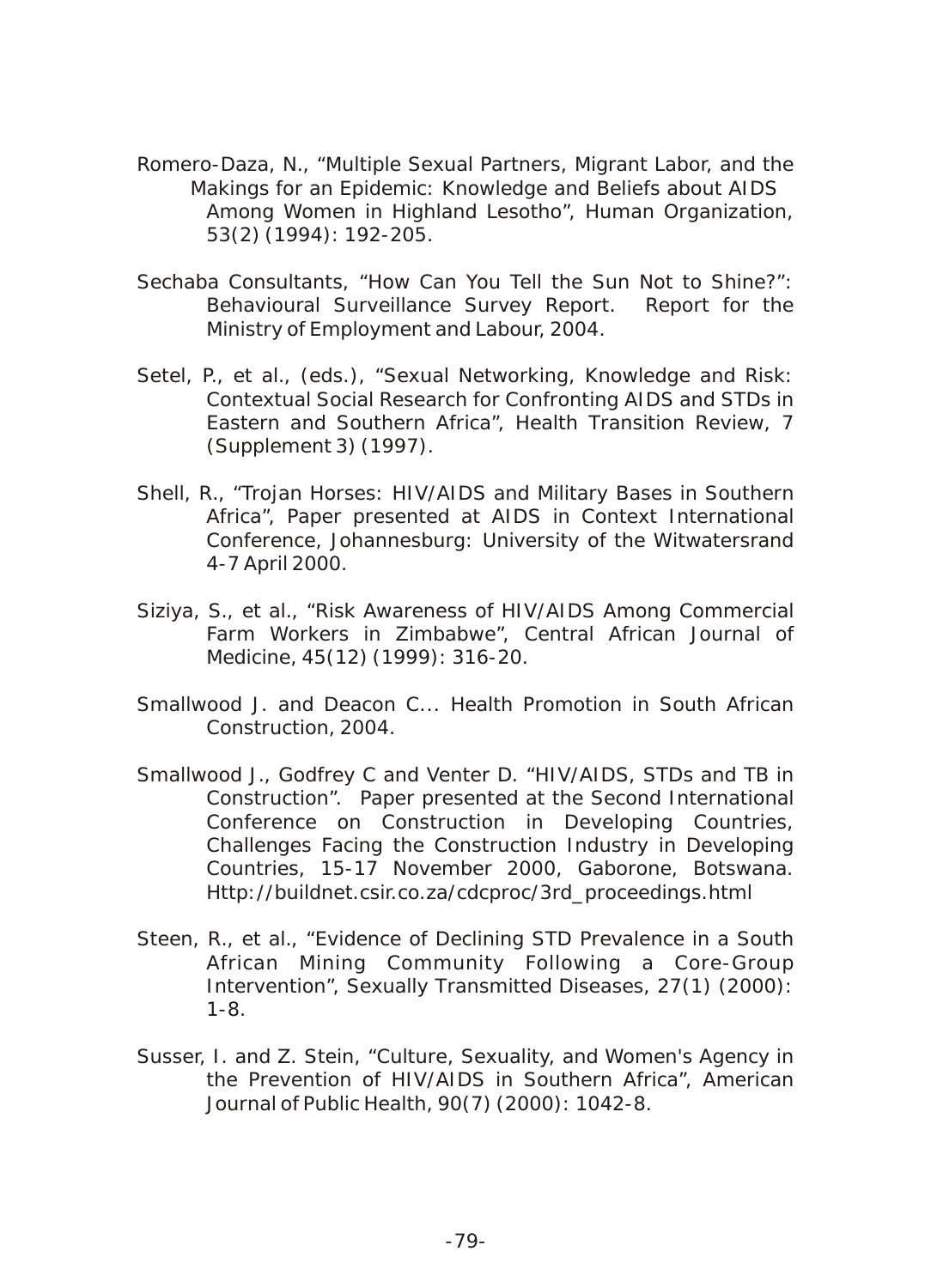Romero-Daza, N., "Multiple Sexual Partners, Migrant Labor, and the Makings for an Epidemic: Knowledge and Beliefs about AIDS Among Women in Highland Lesotho", Human Organization, 53(2) (1994): 192-205.

Sechaba Consultants, "How Can You Tell the Sun Not to Shine?": Behavioural Surveillance Survey Report. Report for the Ministry of Employment and Labour, 2004.

Setel, P., et al., (eds.), "Sexual Networking, Knowledge and Risk: Contextual Social Research for Confronting AIDS and STDs in Eastern and Southern Africa", Health Transition Review, 7 (Supplement 3) (1997).

Shell, R., "Trojan Horses: HIV/AIDS and Military Bases in Southern Africa", Paper presented at AIDS in Context International Conference, Johannesburg: University of the Witwatersrand 4-7 April 2000.

Siziya, S., et al., "Risk Awareness of HIV/AIDS Among Commercial Farm Workers in Zimbabwe", Central African Journal of Medicine, 45(12) (1999): 316-20.

Smallwood J. and Deacon C... Health Promotion in South African Construction, 2004.

Smallwood J., Godfrey C and Venter D. "HIV/AIDS, STDs and TB in Construction". Paper presented at the Second International Conference on Construction in Developing Countries, Challenges Facing the Construction Industry in Developing Countries, 15-17 November 2000, Gaborone, Botswana. Http://buildnet.csir.co.za/cdcproc/3rd_proceedings.html

Steen, R., et al., "Evidence of Declining STD Prevalence in a South African Mining Community Following a Core-Group Intervention", Sexually Transmitted Diseases, 27(1) (2000): 1-8.

Susser, I. and Z. Stein, "Culture, Sexuality, and Women's Agency in the Prevention of HIV/AIDS in Southern Africa", American Journal of Public Health, 90(7) (2000): 1042-8.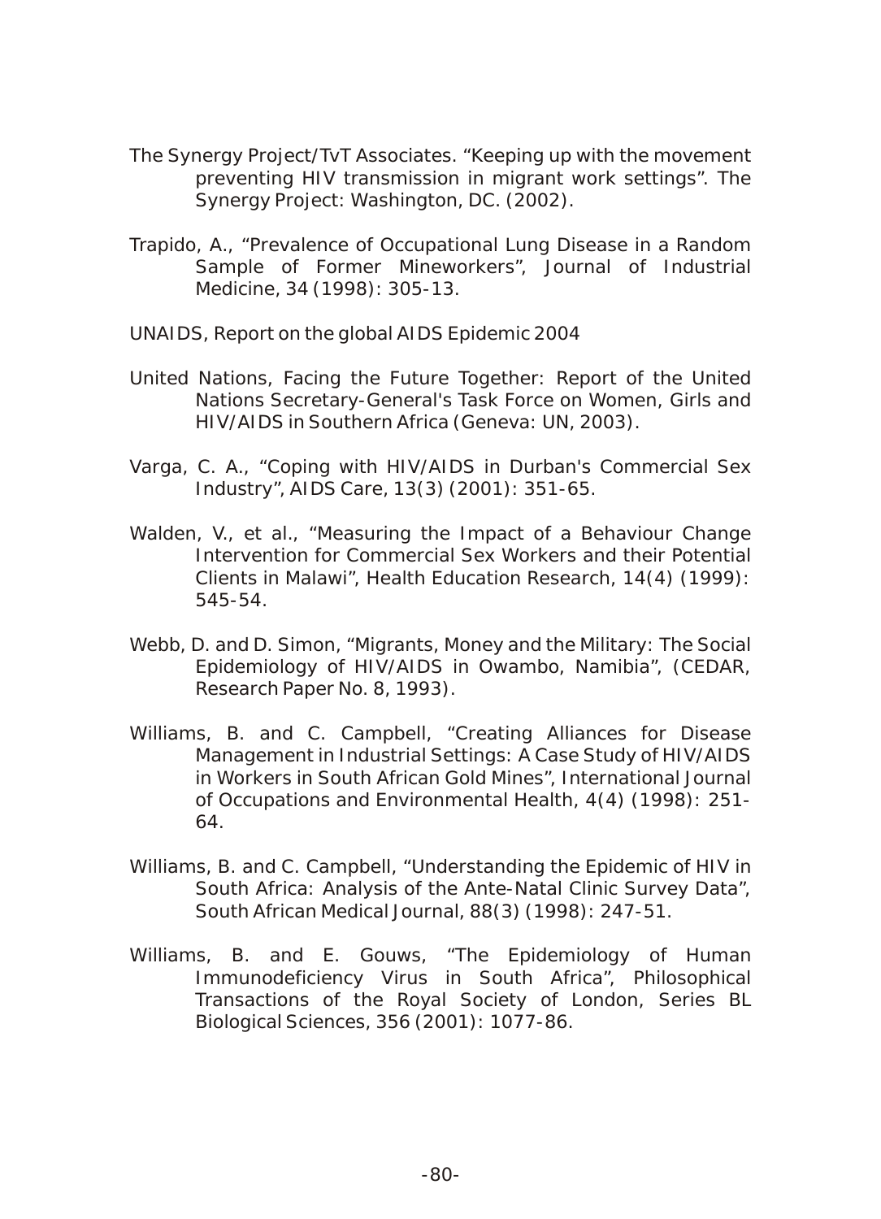The Synergy Project/TvT Associates. "Keeping up with the movement preventing HIV transmission in migrant work settings". The Synergy Project: Washington, DC. (2002).

Trapido, A., "Prevalence of Occupational Lung Disease in a Random Sample of Former Mineworkers", Journal of Industrial Medicine, 34 (1998): 305-13.

UNAIDS, Report on the global AIDS Epidemic 2004

United Nations, Facing the Future Together: Report of the United Nations Secretary-General's Task Force on Women, Girls and HIV/AIDS in Southern Africa (Geneva: UN, 2003).

Varga, C. A., "Coping with HIV/AIDS in Durban's Commercial Sex Industry", AIDS Care, 13(3) (2001): 351-65.

Walden, V., et al., "Measuring the Impact of a Behaviour Change Intervention for Commercial Sex Workers and their Potential Clients in Malawi", Health Education Research, 14(4) (1999): 545-54.

Webb, D. and D. Simon, "Migrants, Money and the Military: The Social Epidemiology of HIV/AIDS in Owambo, Namibia", (CEDAR, Research Paper No. 8, 1993).

Williams, B. and C. Campbell, "Creating Alliances for Disease Management in Industrial Settings: A Case Study of HIV/AIDS in Workers in South African Gold Mines", International Journal of Occupations and Environmental Health, 4(4) (1998): 251-64.

Williams, B. and C. Campbell, "Understanding the Epidemic of HIV in South Africa: Analysis of the Ante-Natal Clinic Survey Data", South African Medical Journal, 88(3) (1998): 247-51.

Williams, B. and E. Gouws, "The Epidemiology of Human Immunodeficiency Virus in South Africa", Philosophical Transactions of the Royal Society of London, Series BL Biological Sciences, 356 (2001): 1077-86.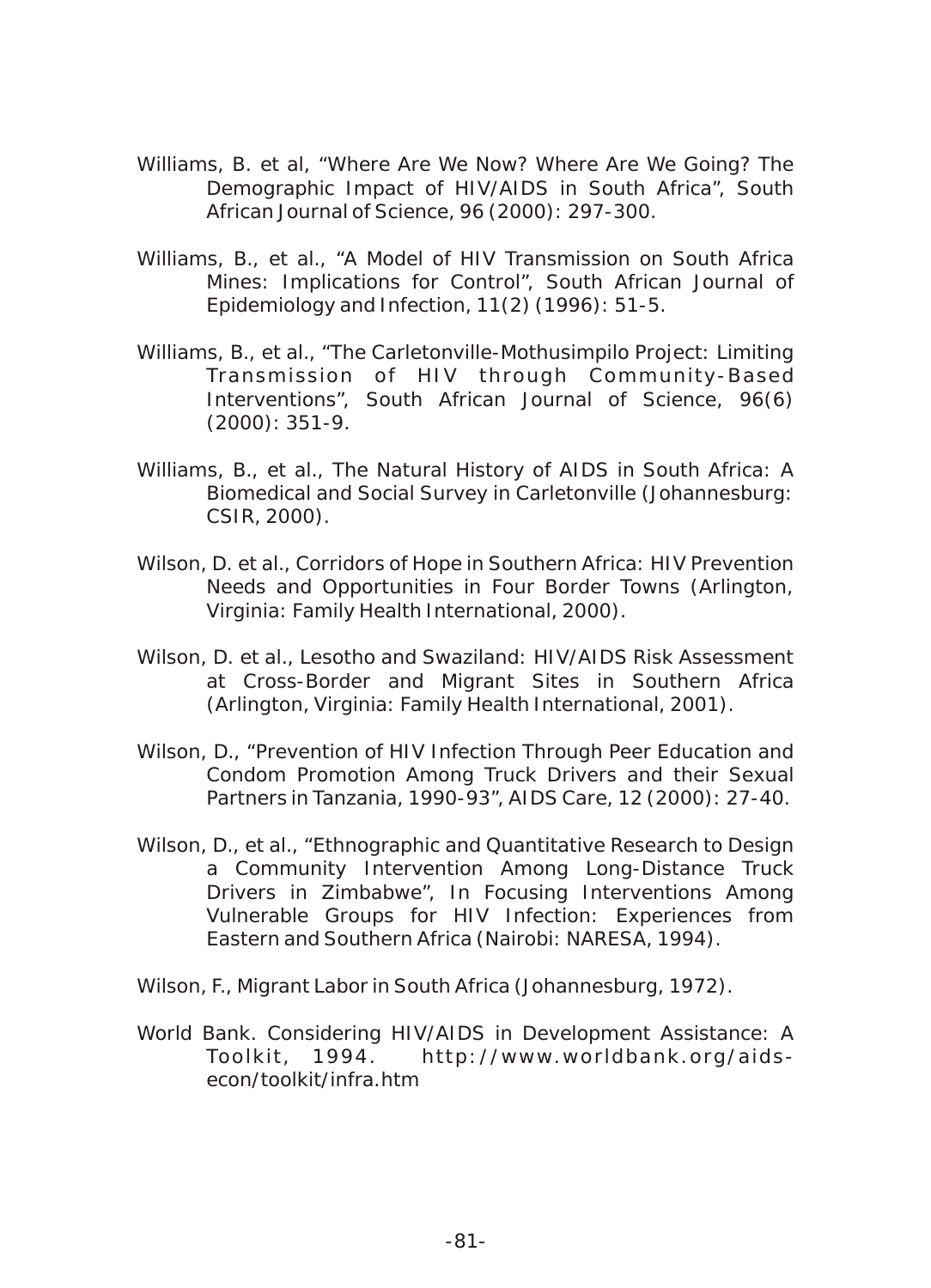Williams, B. et al, "Where Are We Now? Where Are We Going? The Demographic Impact of HIV/AIDS in South Africa", South African Journal of Science, 96 (2000): 297-300.

Williams, B., et al., "A Model of HIV Transmission on South Africa Mines: Implications for Control", South African Journal of Epidemiology and Infection, 11(2) (1996): 51-5.

Williams, B., et al., "The Carletonville-Mothusimpilo Project: Limiting Transmission of HIV through Community-Based Interventions", South African Journal of Science, 96(6) (2000): 351-9.

Williams, B., et al., The Natural History of AIDS in South Africa: A Biomedical and Social Survey in Carletonville (Johannesburg: CSIR, 2000).

Wilson, D. et al., Corridors of Hope in Southern Africa: HIV Prevention Needs and Opportunities in Four Border Towns (Arlington, Virginia: Family Health International, 2000).

Wilson, D. et al., Lesotho and Swaziland: HIV/AIDS Risk Assessment at Cross-Border and Migrant Sites in Southern Africa (Arlington, Virginia: Family Health International, 2001).

Wilson, D., "Prevention of HIV Infection Through Peer Education and Condom Promotion Among Truck Drivers and their Sexual Partners in Tanzania, 1990-93", AIDS Care, 12 (2000): 27-40.

Wilson, D., et al., "Ethnographic and Quantitative Research to Design a Community Intervention Among Long-Distance Truck Drivers in Zimbabwe", In Focusing Interventions Among Vulnerable Groups for HIV Infection: Experiences from Eastern and Southern Africa (Nairobi: NARESA, 1994).

Wilson, F., Migrant Labor in South Africa (Johannesburg, 1972).

World Bank. Considering HIV/AIDS in Development Assistance: A Toolkit, 1994. http://www.worldbank.org/aids-econ/toolkit/infra.htm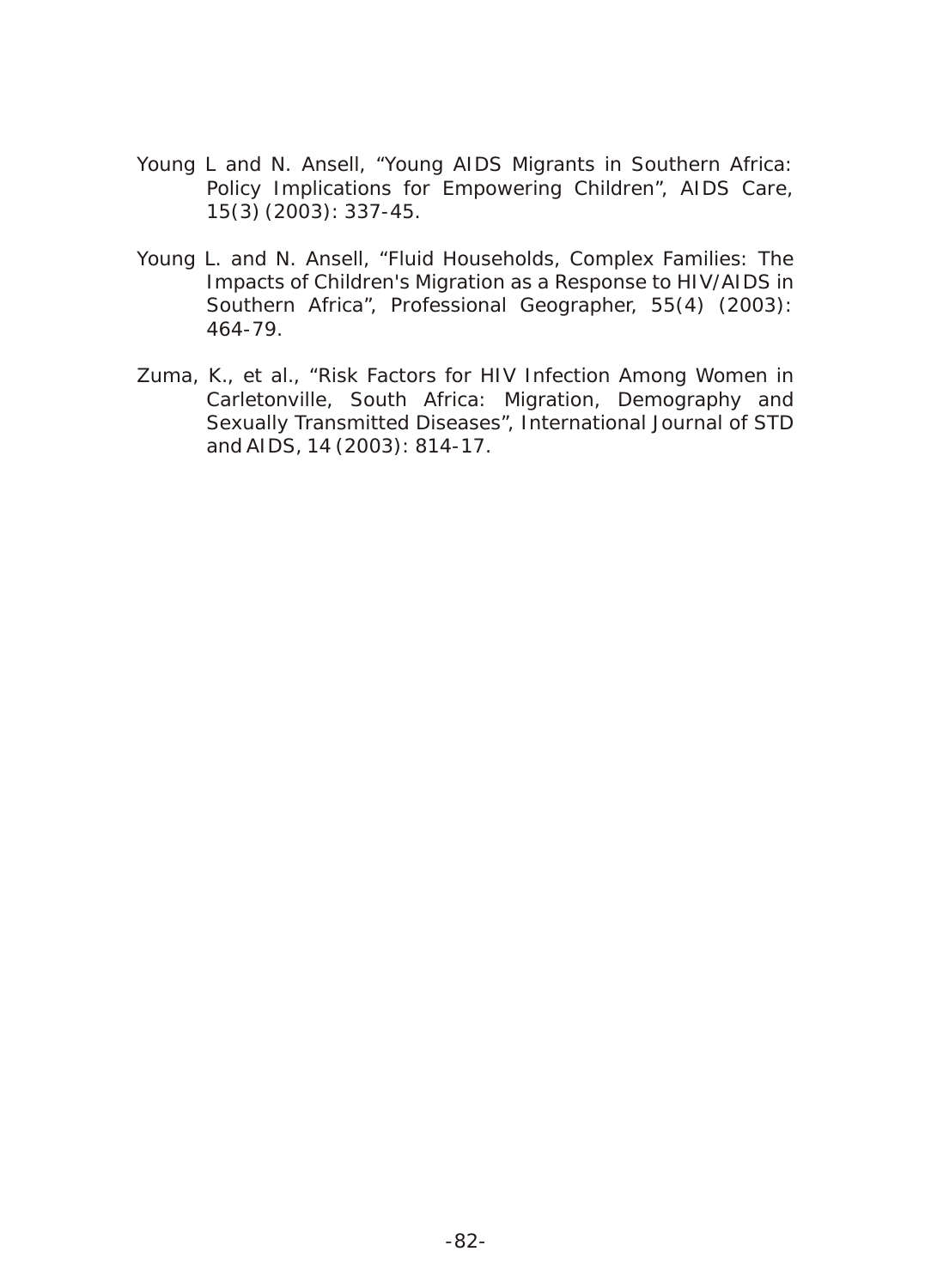Young L and N. Ansell, “Young AIDS Migrants in Southern Africa: Policy Implications for Empowering Children”, AIDS Care, 15(3) (2003): 337-45.

Young L. and N. Ansell, “Fluid Households, Complex Families: The Impacts of Children's Migration as a Response to HIV/AIDS in Southern Africa”, Professional Geographer, 55(4) (2003): 464-79.

Zuma, K., et al., “Risk Factors for HIV Infection Among Women in Carletonville, South Africa: Migration, Demography and Sexually Transmitted Diseases”, International Journal of STD and AIDS, 14 (2003): 814-17.